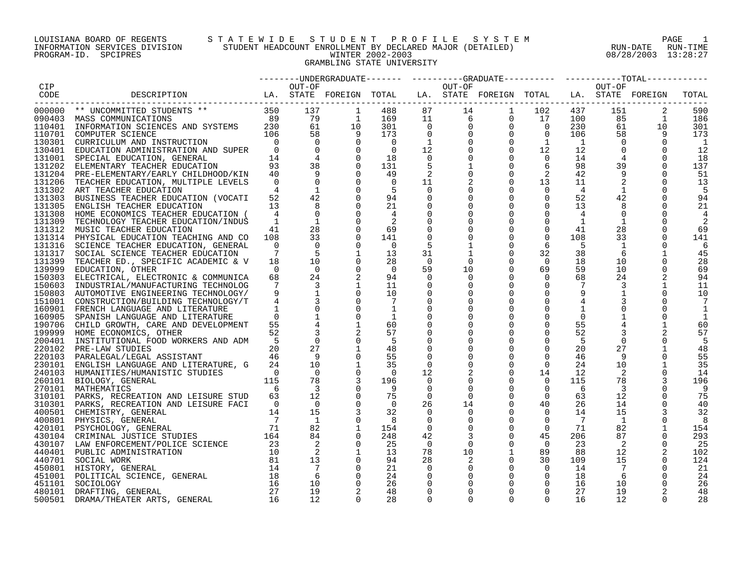LOUISIANA BOARD OF REGENTS — STATEWIDE STUDENT PROFILE SYSTEM
INFORMATION SERVICES DIVISION — STUDENT HEADCOUNT ENROLLMENT BY DECLARED MAJOR (DETAILED) — RUN-DATE 08/28/2003 RUN-TIME 13:28:27
PROGRAM-ID. SPCIPRES — WINTER 2002-2003

GRAMBLING STATE UNIVERSITY

| CIP CODE | DESCRIPTION | UNDERGRADUATE LA. | UNDERGRADUATE OUT-OF STATE | UNDERGRADUATE FOREIGN | UNDERGRADUATE TOTAL | GRADUATE LA. | GRADUATE OUT-OF STATE | GRADUATE FOREIGN | GRADUATE TOTAL | TOTAL LA. | TOTAL OUT-OF STATE | TOTAL FOREIGN | TOTAL |
|---|---|---|---|---|---|---|---|---|---|---|---|---|---|
| 000000 | ** UNCOMMITTED STUDENTS ** | 350 | 137 | 1 | 488 | 87 | 14 | 1 | 102 | 437 | 151 | 2 | 590 |
| 090403 | MASS COMMUNICATIONS | 89 | 79 | 1 | 169 | 11 | 6 | 0 | 17 | 100 | 85 | 1 | 186 |
| 110401 | INFORMATION SCIENCES AND SYSTEMS | 230 | 61 | 10 | 301 | 0 | 0 | 0 | 0 | 230 | 61 | 10 | 301 |
| 110701 | COMPUTER SCIENCE | 106 | 58 | 9 | 173 | 0 | 0 | 0 | 0 | 106 | 58 | 9 | 173 |
| 130301 | CURRICULUM AND INSTRUCTION | 0 | 0 | 0 | 0 | 1 | 0 | 0 | 1 | 1 | 0 | 0 | 1 |
| 130401 | EDUCATION ADMINISTRATION AND SUPER | 0 | 0 | 0 | 0 | 12 | 0 | 0 | 12 | 12 | 0 | 0 | 12 |
| 131001 | SPECIAL EDUCATION, GENERAL | 14 | 4 | 0 | 18 | 0 | 0 | 0 | 0 | 14 | 4 | 0 | 18 |
| 131202 | ELEMENTARY TEACHER EDUCATION | 93 | 38 | 0 | 131 | 5 | 1 | 0 | 6 | 98 | 39 | 0 | 137 |
| 131204 | PRE-ELEMENTARY/EARLY CHILDHOOD/KIN | 40 | 9 | 0 | 49 | 2 | 0 | 0 | 2 | 42 | 9 | 0 | 51 |
| 131206 | TEACHER EDUCATION, MULTIPLE LEVELS | 0 | 0 | 0 | 0 | 11 | 2 | 0 | 13 | 11 | 2 | 0 | 13 |
| 131302 | ART TEACHER EDUCATION | 4 | 1 | 0 | 5 | 0 | 0 | 0 | 0 | 4 | 1 | 0 | 5 |
| 131303 | BUSINESS TEACHER EDUCATION (VOCATI | 52 | 42 | 0 | 94 | 0 | 0 | 0 | 0 | 52 | 42 | 0 | 94 |
| 131305 | ENGLISH TEACHER EDUCATION | 13 | 8 | 0 | 21 | 0 | 0 | 0 | 0 | 13 | 8 | 0 | 21 |
| 131308 | HOME ECONOMICS TEACHER EDUCATION ( | 4 | 0 | 0 | 4 | 0 | 0 | 0 | 0 | 4 | 0 | 0 | 4 |
| 131309 | TECHNOLOGY TEACHER EDUCATION/INDUS | 1 | 1 | 0 | 2 | 0 | 0 | 0 | 0 | 1 | 1 | 0 | 2 |
| 131312 | MUSIC TEACHER EDUCATION | 41 | 28 | 0 | 69 | 0 | 0 | 0 | 0 | 41 | 28 | 0 | 69 |
| 131314 | PHYSICAL EDUCATION TEACHING AND CO | 108 | 33 | 0 | 141 | 0 | 0 | 0 | 0 | 108 | 33 | 0 | 141 |
| 131316 | SCIENCE TEACHER EDUCATION, GENERAL | 0 | 0 | 0 | 0 | 5 | 1 | 0 | 6 | 5 | 1 | 0 | 6 |
| 131317 | SOCIAL SCIENCE TEACHER EDUCATION | 7 | 5 | 1 | 13 | 31 | 1 | 0 | 32 | 38 | 6 | 1 | 45 |
| 131399 | TEACHER ED., SPECIFIC ACADEMIC & V | 18 | 10 | 0 | 28 | 0 | 0 | 0 | 0 | 18 | 10 | 0 | 28 |
| 139999 | EDUCATION, OTHER | 0 | 0 | 0 | 0 | 59 | 10 | 0 | 69 | 59 | 10 | 0 | 69 |
| 150303 | ELECTRICAL, ELECTRONIC & COMMUNICA | 68 | 24 | 2 | 94 | 0 | 0 | 0 | 0 | 68 | 24 | 2 | 94 |
| 150603 | INDUSTRIAL/MANUFACTURING TECHNOLOG | 7 | 3 | 1 | 11 | 0 | 0 | 0 | 0 | 7 | 3 | 1 | 11 |
| 150803 | AUTOMOTIVE ENGINEERING TECHNOLOGY/ | 9 | 1 | 0 | 10 | 0 | 0 | 0 | 0 | 9 | 1 | 0 | 10 |
| 151001 | CONSTRUCTION/BUILDING TECHNOLOGY/T | 4 | 3 | 0 | 7 | 0 | 0 | 0 | 0 | 4 | 3 | 0 | 7 |
| 160901 | FRENCH LANGUAGE AND LITERATURE | 1 | 0 | 0 | 1 | 0 | 0 | 0 | 0 | 1 | 0 | 0 | 1 |
| 160905 | SPANISH LANGUAGE AND LITERATURE | 0 | 1 | 0 | 1 | 0 | 0 | 0 | 0 | 0 | 1 | 0 | 1 |
| 190706 | CHILD GROWTH, CARE AND DEVELOPMENT | 55 | 4 | 1 | 60 | 0 | 0 | 0 | 0 | 55 | 4 | 1 | 60 |
| 199999 | HOME ECONOMICS, OTHER | 52 | 3 | 2 | 57 | 0 | 0 | 0 | 0 | 52 | 3 | 2 | 57 |
| 200401 | INSTITUTIONAL FOOD WORKERS AND ADM | 5 | 0 | 0 | 5 | 0 | 0 | 0 | 0 | 5 | 0 | 0 | 5 |
| 220102 | PRE-LAW STUDIES | 20 | 27 | 1 | 48 | 0 | 0 | 0 | 0 | 20 | 27 | 1 | 48 |
| 220103 | PARALEGAL/LEGAL ASSISTANT | 46 | 9 | 0 | 55 | 0 | 0 | 0 | 0 | 46 | 9 | 0 | 55 |
| 230101 | ENGLISH LANGUAGE AND LITERATURE, G | 24 | 10 | 1 | 35 | 0 | 0 | 0 | 0 | 24 | 10 | 1 | 35 |
| 240103 | HUMANITIES/HUMANISTIC STUDIES | 0 | 0 | 0 | 0 | 12 | 2 | 0 | 14 | 12 | 2 | 0 | 14 |
| 260101 | BIOLOGY, GENERAL | 115 | 78 | 3 | 196 | 0 | 0 | 0 | 0 | 115 | 78 | 3 | 196 |
| 270101 | MATHEMATICS | 6 | 3 | 0 | 9 | 0 | 0 | 0 | 0 | 6 | 3 | 0 | 9 |
| 310101 | PARKS, RECREATION AND LEISURE STUD | 63 | 12 | 0 | 75 | 0 | 0 | 0 | 0 | 63 | 12 | 0 | 75 |
| 310301 | PARKS, RECREATION AND LEISURE FACI | 0 | 0 | 0 | 0 | 26 | 14 | 0 | 40 | 26 | 14 | 0 | 40 |
| 400501 | CHEMISTRY, GENERAL | 14 | 15 | 3 | 32 | 0 | 0 | 0 | 0 | 14 | 15 | 3 | 32 |
| 400801 | PHYSICS, GENERAL | 7 | 1 | 0 | 8 | 0 | 0 | 0 | 0 | 7 | 1 | 0 | 8 |
| 420101 | PSYCHOLOGY, GENERAL | 71 | 82 | 1 | 154 | 0 | 0 | 0 | 0 | 71 | 82 | 1 | 154 |
| 430104 | CRIMINAL JUSTICE STUDIES | 164 | 84 | 0 | 248 | 42 | 3 | 0 | 45 | 206 | 87 | 0 | 293 |
| 430107 | LAW ENFORCEMENT/POLICE SCIENCE | 23 | 2 | 0 | 25 | 0 | 0 | 0 | 0 | 23 | 2 | 0 | 25 |
| 440401 | PUBLIC ADMINISTRATION | 10 | 2 | 1 | 13 | 78 | 10 | 1 | 89 | 88 | 12 | 2 | 102 |
| 440701 | SOCIAL WORK | 81 | 13 | 0 | 94 | 28 | 2 | 0 | 30 | 109 | 15 | 0 | 124 |
| 450801 | HISTORY, GENERAL | 14 | 7 | 0 | 21 | 0 | 0 | 0 | 0 | 14 | 7 | 0 | 21 |
| 451001 | POLITICAL SCIENCE, GENERAL | 18 | 6 | 0 | 24 | 0 | 0 | 0 | 0 | 18 | 6 | 0 | 24 |
| 451101 | SOCIOLOGY | 16 | 10 | 0 | 26 | 0 | 0 | 0 | 0 | 16 | 10 | 0 | 26 |
| 480101 | DRAFTING, GENERAL | 27 | 19 | 2 | 48 | 0 | 0 | 0 | 0 | 27 | 19 | 2 | 48 |
| 500501 | DRAMA/THEATER ARTS, GENERAL | 16 | 12 | 0 | 28 | 0 | 0 | 0 | 0 | 16 | 12 | 0 | 28 |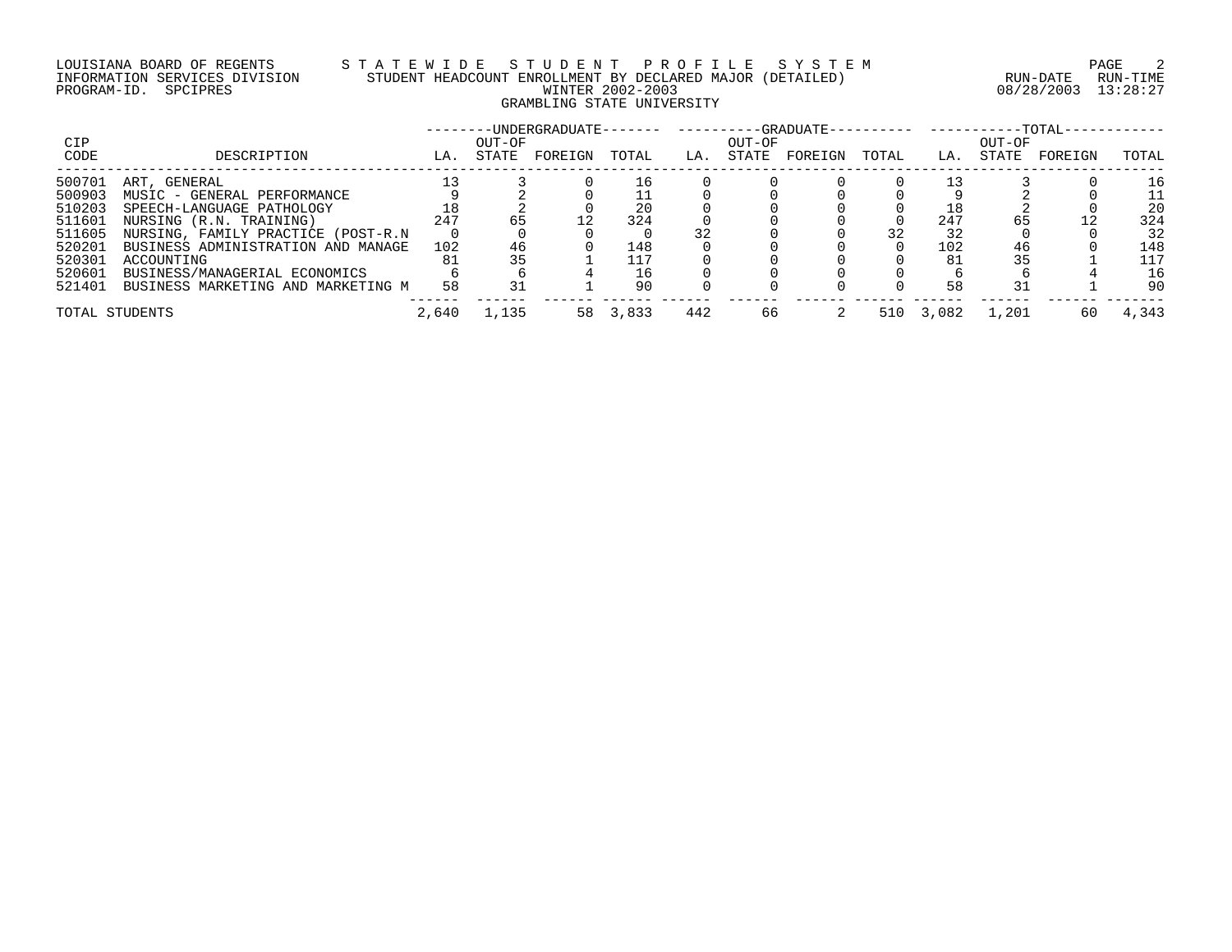LOUISIANA BOARD OF REGENTS — STATEWIDE STUDENT PROFILE SYSTEM

INFORMATION SERVICES DIVISION — STUDENT HEADCOUNT ENROLLMENT BY DECLARED MAJOR (DETAILED) — RUN-DATE 08/28/2003 RUN-TIME 13:28:27

PROGRAM-ID. SPCIPRES — WINTER 2002-2003

GRAMBLING STATE UNIVERSITY

| CIP CODE | DESCRIPTION | UNDERGRADUATE | | | | GRADUATE | | | | TOTAL | | | |
|---|---|---|---|---|---|---|---|---|---|---|---|---|---|
| | | LA. | OUT-OF STATE | FOREIGN | TOTAL | LA. | OUT-OF STATE | FOREIGN | TOTAL | LA. | OUT-OF STATE | FOREIGN | TOTAL |
| 500701 | ART, GENERAL | 13 | 3 | 0 | 16 | 0 | 0 | 0 | 0 | 13 | 3 | 0 | 16 |
| 500903 | MUSIC - GENERAL PERFORMANCE | 9 | 2 | 0 | 11 | 0 | 0 | 0 | 0 | 9 | 2 | 0 | 11 |
| 510203 | SPEECH-LANGUAGE PATHOLOGY | 18 | 2 | 0 | 20 | 0 | 0 | 0 | 0 | 18 | 2 | 0 | 20 |
| 511601 | NURSING (R.N. TRAINING) | 247 | 65 | 12 | 324 | 0 | 0 | 0 | 0 | 247 | 65 | 12 | 324 |
| 511605 | NURSING, FAMILY PRACTICE (POST-R.N | 0 | 0 | 0 | 0 | 32 | 0 | 0 | 32 | 32 | 0 | 0 | 32 |
| 520201 | BUSINESS ADMINISTRATION AND MANAGE | 102 | 46 | 0 | 148 | 0 | 0 | 0 | 0 | 102 | 46 | 0 | 148 |
| 520301 | ACCOUNTING | 81 | 35 | 1 | 117 | 0 | 0 | 0 | 0 | 81 | 35 | 1 | 117 |
| 520601 | BUSINESS/MANAGERIAL ECONOMICS | 6 | 6 | 4 | 16 | 0 | 0 | 0 | 0 | 6 | 6 | 4 | 16 |
| 521401 | BUSINESS MARKETING AND MARKETING M | 58 | 31 | 1 | 90 | 0 | 0 | 0 | 0 | 58 | 31 | 1 | 90 |
| TOTAL STUDENTS | | 2,640 | 1,135 | 58 | 3,833 | 442 | 66 | 2 | 510 | 3,082 | 1,201 | 60 | 4,343 |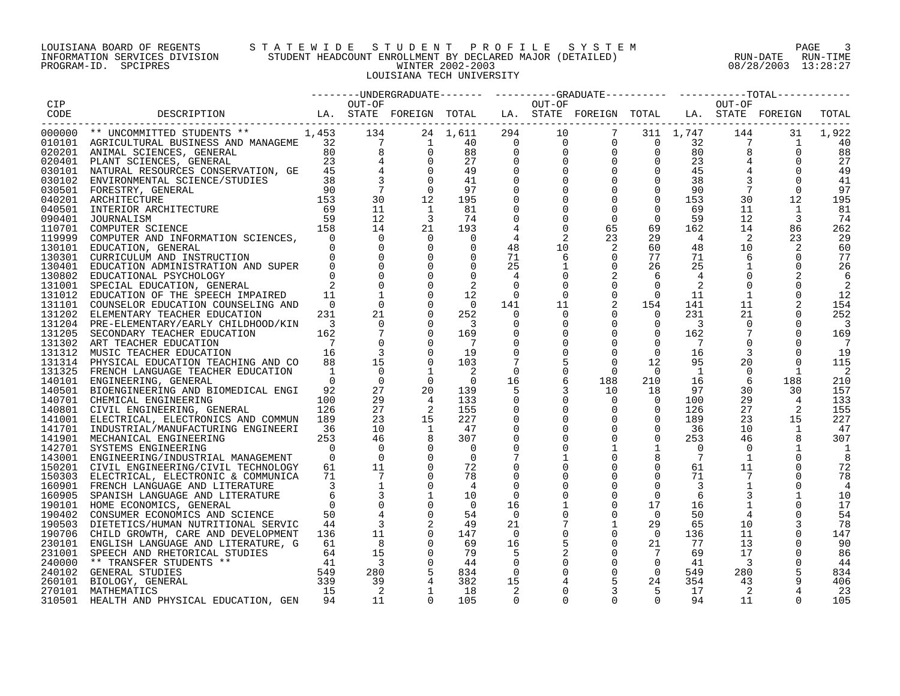LOUISIANA BOARD OF REGENTS — STATEWIDE STUDENT PROFILE SYSTEM
INFORMATION SERVICES DIVISION — STUDENT HEADCOUNT ENROLLMENT BY DECLARED MAJOR (DETAILED)
PROGRAM-ID. SPCIPRES — WINTER 2002-2003 — RUN-DATE 08/28/2003 RUN-TIME 13:28:27

LOUISIANA TECH UNIVERSITY

| CIP CODE | DESCRIPTION | UNDERGRADUATE LA. | UNDERGRADUATE OUT-OF STATE | UNDERGRADUATE FOREIGN | UNDERGRADUATE TOTAL | GRADUATE LA. | GRADUATE OUT-OF STATE | GRADUATE FOREIGN | GRADUATE TOTAL | TOTAL LA. | TOTAL OUT-OF STATE | TOTAL FOREIGN | TOTAL |
|---|---|---|---|---|---|---|---|---|---|---|---|---|---|
| 000000 | ** UNCOMMITTED STUDENTS ** | 1,453 | 134 | 24 | 1,611 | 294 | 10 | 7 | 311 | 1,747 | 144 | 31 | 1,922 |
| 010101 | AGRICULTURAL BUSINESS AND MANAGEME | 32 | 7 | 1 | 40 | 0 | 0 | 0 | 0 | 32 | 7 | 1 | 40 |
| 020201 | ANIMAL SCIENCES, GENERAL | 80 | 8 | 0 | 88 | 0 | 0 | 0 | 0 | 80 | 8 | 0 | 88 |
| 020401 | PLANT SCIENCES, GENERAL | 23 | 4 | 0 | 27 | 0 | 0 | 0 | 0 | 23 | 4 | 0 | 27 |
| 030101 | NATURAL RESOURCES CONSERVATION, GE | 45 | 4 | 0 | 49 | 0 | 0 | 0 | 0 | 45 | 4 | 0 | 49 |
| 030102 | ENVIRONMENTAL SCIENCE/STUDIES | 38 | 3 | 0 | 41 | 0 | 0 | 0 | 0 | 38 | 3 | 0 | 41 |
| 030501 | FORESTRY, GENERAL | 90 | 7 | 0 | 97 | 0 | 0 | 0 | 0 | 90 | 7 | 0 | 97 |
| 040201 | ARCHITECTURE | 153 | 30 | 12 | 195 | 0 | 0 | 0 | 0 | 153 | 30 | 12 | 195 |
| 040501 | INTERIOR ARCHITECTURE | 69 | 11 | 1 | 81 | 0 | 0 | 0 | 0 | 69 | 11 | 1 | 81 |
| 090401 | JOURNALISM | 59 | 12 | 3 | 74 | 0 | 0 | 0 | 0 | 59 | 12 | 3 | 74 |
| 110701 | COMPUTER SCIENCE | 158 | 14 | 21 | 193 | 4 | 0 | 65 | 69 | 162 | 14 | 86 | 262 |
| 119999 | COMPUTER AND INFORMATION SCIENCES, | 0 | 0 | 0 | 0 | 4 | 2 | 23 | 29 | 4 | 2 | 23 | 29 |
| 130101 | EDUCATION, GENERAL | 0 | 0 | 0 | 0 | 48 | 10 | 2 | 60 | 48 | 10 | 2 | 60 |
| 130301 | CURRICULUM AND INSTRUCTION | 0 | 0 | 0 | 0 | 71 | 6 | 0 | 77 | 71 | 6 | 0 | 77 |
| 130401 | EDUCATION ADMINISTRATION AND SUPER | 0 | 0 | 0 | 0 | 25 | 1 | 0 | 26 | 25 | 1 | 0 | 26 |
| 130802 | EDUCATIONAL PSYCHOLOGY | 0 | 0 | 0 | 0 | 4 | 0 | 2 | 6 | 4 | 0 | 2 | 6 |
| 131001 | SPECIAL EDUCATION, GENERAL | 2 | 0 | 0 | 2 | 0 | 0 | 0 | 0 | 2 | 0 | 0 | 2 |
| 131012 | EDUCATION OF THE SPEECH IMPAIRED | 11 | 1 | 0 | 12 | 0 | 0 | 0 | 0 | 11 | 1 | 0 | 12 |
| 131101 | COUNSELOR EDUCATION COUNSELING AND | 0 | 0 | 0 | 0 | 141 | 11 | 2 | 154 | 141 | 11 | 2 | 154 |
| 131202 | ELEMENTARY TEACHER EDUCATION | 231 | 21 | 0 | 252 | 0 | 0 | 0 | 0 | 231 | 21 | 0 | 252 |
| 131204 | PRE-ELEMENTARY/EARLY CHILDHOOD/KIN | 3 | 0 | 0 | 3 | 0 | 0 | 0 | 0 | 3 | 0 | 0 | 3 |
| 131205 | SECONDARY TEACHER EDUCATION | 162 | 7 | 0 | 169 | 0 | 0 | 0 | 0 | 162 | 7 | 0 | 169 |
| 131302 | ART TEACHER EDUCATION | 7 | 0 | 0 | 7 | 0 | 0 | 0 | 0 | 7 | 0 | 0 | 7 |
| 131312 | MUSIC TEACHER EDUCATION | 16 | 3 | 0 | 19 | 0 | 0 | 0 | 0 | 16 | 3 | 0 | 19 |
| 131314 | PHYSICAL EDUCATION TEACHING AND CO | 88 | 15 | 0 | 103 | 7 | 5 | 0 | 12 | 95 | 20 | 0 | 115 |
| 131325 | FRENCH LANGUAGE TEACHER EDUCATION | 1 | 0 | 1 | 2 | 0 | 0 | 0 | 0 | 1 | 0 | 1 | 2 |
| 140101 | ENGINEERING, GENERAL | 0 | 0 | 0 | 0 | 16 | 6 | 188 | 210 | 16 | 6 | 188 | 210 |
| 140501 | BIOENGINEERING AND BIOMEDICAL ENGI | 92 | 27 | 20 | 139 | 5 | 3 | 10 | 18 | 97 | 30 | 30 | 157 |
| 140701 | CHEMICAL ENGINEERING | 100 | 29 | 4 | 133 | 0 | 0 | 0 | 0 | 100 | 29 | 4 | 133 |
| 140801 | CIVIL ENGINEERING, GENERAL | 126 | 27 | 2 | 155 | 0 | 0 | 0 | 0 | 126 | 27 | 2 | 155 |
| 141001 | ELECTRICAL, ELECTRONICS AND COMMUN | 189 | 23 | 15 | 227 | 0 | 0 | 0 | 0 | 189 | 23 | 15 | 227 |
| 141701 | INDUSTRIAL/MANUFACTURING ENGINEERI | 36 | 10 | 1 | 47 | 0 | 0 | 0 | 0 | 36 | 10 | 1 | 47 |
| 141901 | MECHANICAL ENGINEERING | 253 | 46 | 8 | 307 | 0 | 0 | 0 | 0 | 253 | 46 | 8 | 307 |
| 142701 | SYSTEMS ENGINEERING | 0 | 0 | 0 | 0 | 0 | 0 | 1 | 1 | 0 | 0 | 1 | 1 |
| 143001 | ENGINEERING/INDUSTRIAL MANAGEMENT | 0 | 0 | 0 | 0 | 7 | 1 | 0 | 8 | 7 | 1 | 0 | 8 |
| 150201 | CIVIL ENGINEERING/CIVIL TECHNOLOGY | 61 | 11 | 0 | 72 | 0 | 0 | 0 | 0 | 61 | 11 | 0 | 72 |
| 150303 | ELECTRICAL, ELECTRONIC & COMMUNICA | 71 | 7 | 0 | 78 | 0 | 0 | 0 | 0 | 71 | 7 | 0 | 78 |
| 160901 | FRENCH LANGUAGE AND LITERATURE | 3 | 1 | 0 | 4 | 0 | 0 | 0 | 0 | 3 | 1 | 0 | 4 |
| 160905 | SPANISH LANGUAGE AND LITERATURE | 6 | 3 | 1 | 10 | 0 | 0 | 0 | 0 | 6 | 3 | 1 | 10 |
| 190101 | HOME ECONOMICS, GENERAL | 0 | 0 | 0 | 0 | 16 | 1 | 0 | 17 | 16 | 1 | 0 | 17 |
| 190402 | CONSUMER ECONOMICS AND SCIENCE | 50 | 4 | 0 | 54 | 0 | 0 | 0 | 0 | 50 | 4 | 0 | 54 |
| 190503 | DIETETICS/HUMAN NUTRITIONAL SERVIC | 44 | 3 | 2 | 49 | 21 | 7 | 1 | 29 | 65 | 10 | 3 | 78 |
| 190706 | CHILD GROWTH, CARE AND DEVELOPMENT | 136 | 11 | 0 | 147 | 0 | 0 | 0 | 0 | 136 | 11 | 0 | 147 |
| 230101 | ENGLISH LANGUAGE AND LITERATURE, G | 61 | 8 | 0 | 69 | 16 | 5 | 0 | 21 | 77 | 13 | 0 | 90 |
| 231001 | SPEECH AND RHETORICAL STUDIES | 64 | 15 | 0 | 79 | 5 | 2 | 0 | 7 | 69 | 17 | 0 | 86 |
| 240000 | ** TRANSFER STUDENTS ** | 41 | 3 | 0 | 44 | 0 | 0 | 0 | 0 | 41 | 3 | 0 | 44 |
| 240102 | GENERAL STUDIES | 549 | 280 | 5 | 834 | 0 | 0 | 0 | 0 | 549 | 280 | 5 | 834 |
| 260101 | BIOLOGY, GENERAL | 339 | 39 | 4 | 382 | 15 | 4 | 5 | 24 | 354 | 43 | 9 | 406 |
| 270101 | MATHEMATICS | 15 | 2 | 1 | 18 | 2 | 0 | 3 | 5 | 17 | 2 | 4 | 23 |
| 310501 | HEALTH AND PHYSICAL EDUCATION, GEN | 94 | 11 | 0 | 105 | 0 | 0 | 0 | 0 | 94 | 11 | 0 | 105 |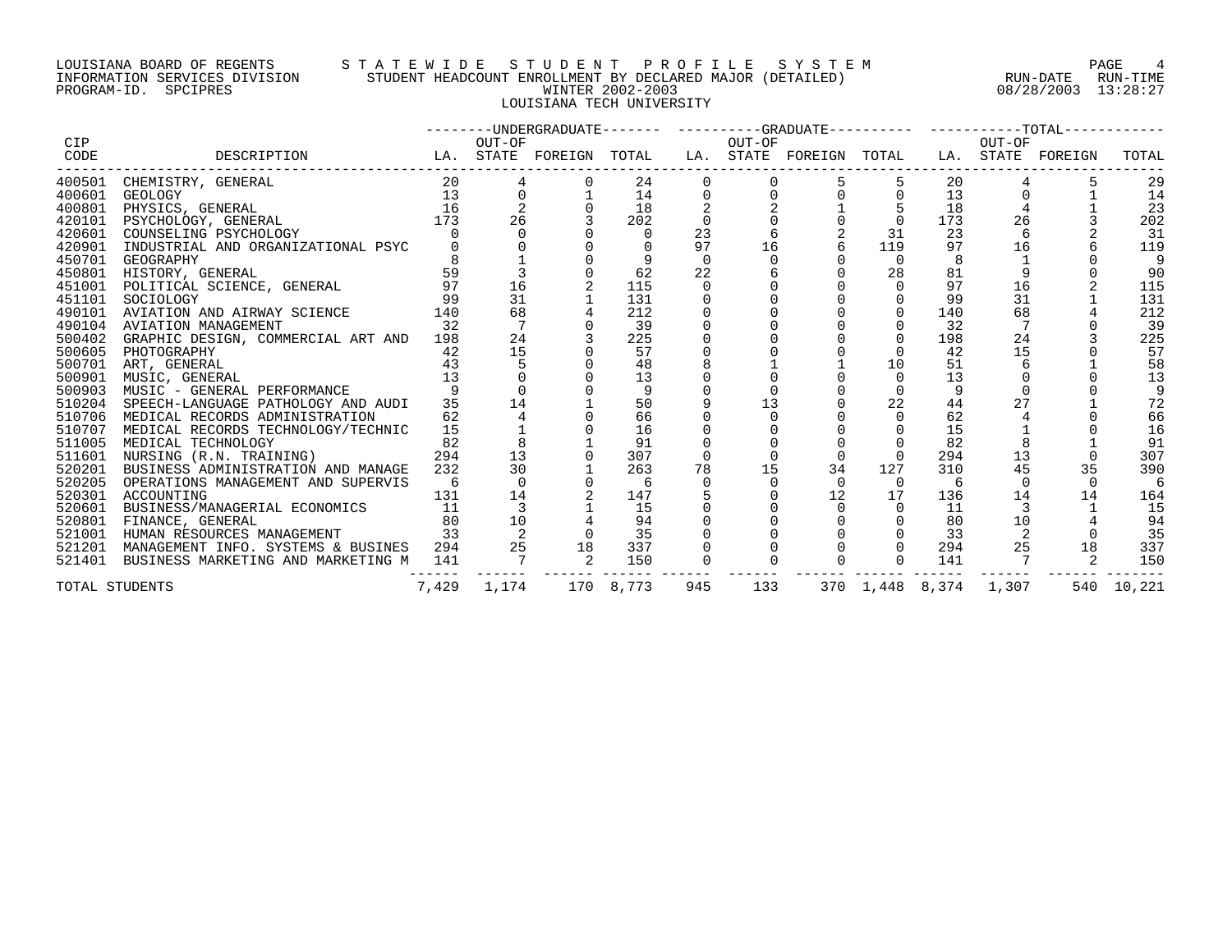LOUISIANA BOARD OF REGENTS — STATEWIDE STUDENT PROFILE SYSTEM
INFORMATION SERVICES DIVISION — STUDENT HEADCOUNT ENROLLMENT BY DECLARED MAJOR (DETAILED) — RUN-DATE 08/28/2003 RUN-TIME 13:28:27
PROGRAM-ID. SPCIPRES — WINTER 2002-2003
LOUISIANA TECH UNIVERSITY

| CIP CODE | DESCRIPTION | UNDERGRADUATE LA. | UNDERGRADUATE OUT-OF STATE | UNDERGRADUATE FOREIGN | UNDERGRADUATE TOTAL | GRADUATE LA. | GRADUATE OUT-OF STATE | GRADUATE FOREIGN | GRADUATE TOTAL | TOTAL LA. | TOTAL OUT-OF STATE | TOTAL FOREIGN | TOTAL |
|---|---|---|---|---|---|---|---|---|---|---|---|---|---|
| 400501 | CHEMISTRY, GENERAL | 20 | 4 | 0 | 24 | 0 | 0 | 5 | 5 | 20 | 4 | 5 | 29 |
| 400601 | GEOLOGY | 13 | 0 | 1 | 14 | 0 | 0 | 0 | 0 | 13 | 0 | 1 | 14 |
| 400801 | PHYSICS, GENERAL | 16 | 2 | 0 | 18 | 2 | 2 | 1 | 5 | 18 | 4 | 1 | 23 |
| 420101 | PSYCHOLOGY, GENERAL | 173 | 26 | 3 | 202 | 0 | 0 | 0 | 0 | 173 | 26 | 3 | 202 |
| 420601 | COUNSELING PSYCHOLOGY | 0 | 0 | 0 | 0 | 23 | 6 | 2 | 31 | 23 | 6 | 2 | 31 |
| 420901 | INDUSTRIAL AND ORGANIZATIONAL PSYC | 0 | 0 | 0 | 0 | 97 | 16 | 6 | 119 | 97 | 16 | 6 | 119 |
| 450701 | GEOGRAPHY | 8 | 1 | 0 | 9 | 0 | 0 | 0 | 0 | 8 | 1 | 0 | 9 |
| 450801 | HISTORY, GENERAL | 59 | 3 | 0 | 62 | 22 | 6 | 0 | 28 | 81 | 9 | 0 | 90 |
| 451001 | POLITICAL SCIENCE, GENERAL | 97 | 16 | 2 | 115 | 0 | 0 | 0 | 0 | 97 | 16 | 2 | 115 |
| 451101 | SOCIOLOGY | 99 | 31 | 1 | 131 | 0 | 0 | 0 | 0 | 99 | 31 | 1 | 131 |
| 490101 | AVIATION AND AIRWAY SCIENCE | 140 | 68 | 4 | 212 | 0 | 0 | 0 | 0 | 140 | 68 | 4 | 212 |
| 490104 | AVIATION MANAGEMENT | 32 | 7 | 0 | 39 | 0 | 0 | 0 | 0 | 32 | 7 | 0 | 39 |
| 500402 | GRAPHIC DESIGN, COMMERCIAL ART AND | 198 | 24 | 3 | 225 | 0 | 0 | 0 | 0 | 198 | 24 | 3 | 225 |
| 500605 | PHOTOGRAPHY | 42 | 15 | 0 | 57 | 0 | 0 | 0 | 0 | 42 | 15 | 0 | 57 |
| 500701 | ART, GENERAL | 43 | 5 | 0 | 48 | 8 | 1 | 1 | 10 | 51 | 6 | 1 | 58 |
| 500901 | MUSIC, GENERAL | 13 | 0 | 0 | 13 | 0 | 0 | 0 | 0 | 13 | 0 | 0 | 13 |
| 500903 | MUSIC - GENERAL PERFORMANCE | 9 | 0 | 0 | 9 | 0 | 0 | 0 | 0 | 9 | 0 | 0 | 9 |
| 510204 | SPEECH-LANGUAGE PATHOLOGY AND AUDI | 35 | 14 | 1 | 50 | 9 | 13 | 0 | 22 | 44 | 27 | 1 | 72 |
| 510706 | MEDICAL RECORDS ADMINISTRATION | 62 | 4 | 0 | 66 | 0 | 0 | 0 | 0 | 62 | 4 | 0 | 66 |
| 510707 | MEDICAL RECORDS TECHNOLOGY/TECHNIC | 15 | 1 | 0 | 16 | 0 | 0 | 0 | 0 | 15 | 1 | 0 | 16 |
| 511005 | MEDICAL TECHNOLOGY | 82 | 8 | 1 | 91 | 0 | 0 | 0 | 0 | 82 | 8 | 1 | 91 |
| 511601 | NURSING (R.N. TRAINING) | 294 | 13 | 0 | 307 | 0 | 0 | 0 | 0 | 294 | 13 | 0 | 307 |
| 520201 | BUSINESS ADMINISTRATION AND MANAGE | 232 | 30 | 1 | 263 | 78 | 15 | 34 | 127 | 310 | 45 | 35 | 390 |
| 520205 | OPERATIONS MANAGEMENT AND SUPERVIS | 6 | 0 | 0 | 6 | 0 | 0 | 0 | 0 | 6 | 0 | 0 | 6 |
| 520301 | ACCOUNTING | 131 | 14 | 2 | 147 | 5 | 0 | 12 | 17 | 136 | 14 | 14 | 164 |
| 520601 | BUSINESS/MANAGERIAL ECONOMICS | 11 | 3 | 1 | 15 | 0 | 0 | 0 | 0 | 11 | 3 | 1 | 15 |
| 520801 | FINANCE, GENERAL | 80 | 10 | 4 | 94 | 0 | 0 | 0 | 0 | 80 | 10 | 4 | 94 |
| 521001 | HUMAN RESOURCES MANAGEMENT | 33 | 2 | 0 | 35 | 0 | 0 | 0 | 0 | 33 | 2 | 0 | 35 |
| 521201 | MANAGEMENT INFO. SYSTEMS & BUSINES | 294 | 25 | 18 | 337 | 0 | 0 | 0 | 0 | 294 | 25 | 18 | 337 |
| 521401 | BUSINESS MARKETING AND MARKETING M | 141 | 7 | 2 | 150 | 0 | 0 | 0 | 0 | 141 | 7 | 2 | 150 |
| TOTAL STUDENTS | | 7,429 | 1,174 | 170 | 8,773 | 945 | 133 | 370 | 1,448 | 8,374 | 1,307 | 540 | 10,221 |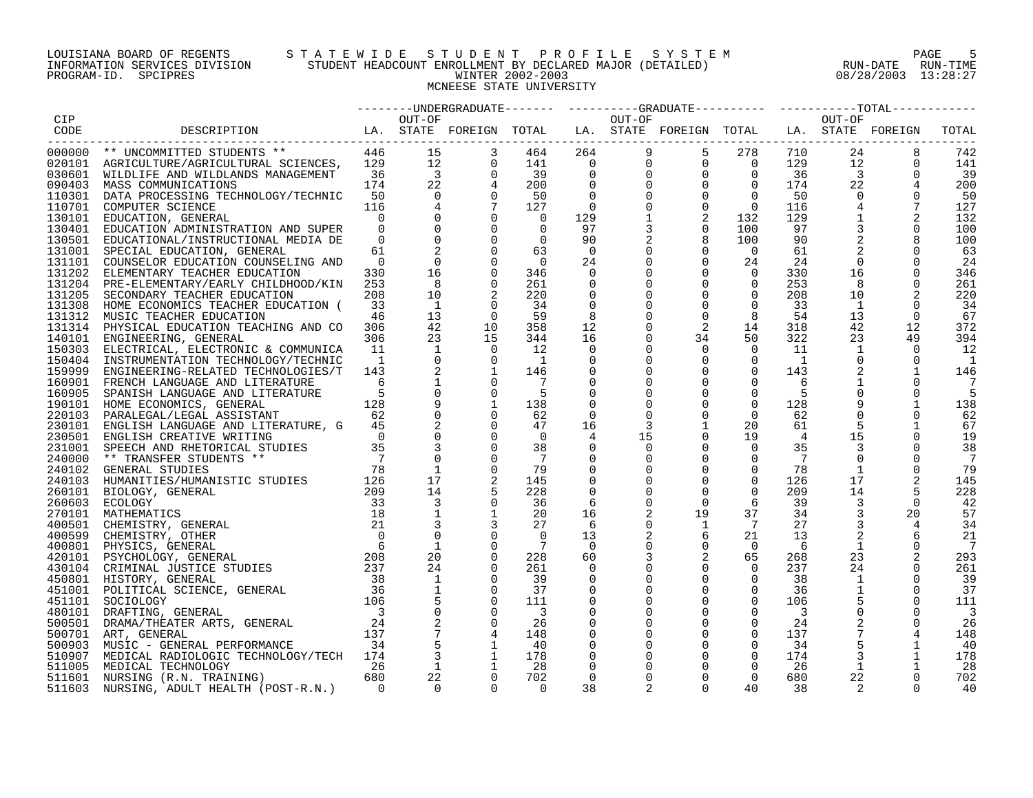LOUISIANA BOARD OF REGENTS — STATEWIDE STUDENT PROFILE SYSTEM
INFORMATION SERVICES DIVISION — STUDENT HEADCOUNT ENROLLMENT BY DECLARED MAJOR (DETAILED)
PROGRAM-ID. SPCIPRES — WINTER 2002-2003 — RUN-DATE 08/28/2003 RUN-TIME 13:28:27

MCNEESE STATE UNIVERSITY

| CIP CODE | DESCRIPTION | UNDERGRADUATE LA. | UNDERGRADUATE OUT-OF STATE | UNDERGRADUATE FOREIGN | UNDERGRADUATE TOTAL | GRADUATE LA. | GRADUATE OUT-OF STATE | GRADUATE FOREIGN | GRADUATE TOTAL | TOTAL LA. | TOTAL OUT-OF STATE | TOTAL FOREIGN | TOTAL |
|---|---|---|---|---|---|---|---|---|---|---|---|---|---|
| 000000 | ** UNCOMMITTED STUDENTS ** | 446 | 15 | 3 | 464 | 264 | 9 | 5 | 278 | 710 | 24 | 8 | 742 |
| 020101 | AGRICULTURE/AGRICULTURAL SCIENCES, | 129 | 12 | 0 | 141 | 0 | 0 | 0 | 0 | 129 | 12 | 0 | 141 |
| 030601 | WILDLIFE AND WILDLANDS MANAGEMENT | 36 | 3 | 0 | 39 | 0 | 0 | 0 | 0 | 36 | 3 | 0 | 39 |
| 090403 | MASS COMMUNICATIONS | 174 | 22 | 4 | 200 | 0 | 0 | 0 | 0 | 174 | 22 | 4 | 200 |
| 110301 | DATA PROCESSING TECHNOLOGY/TECHNIC | 50 | 0 | 0 | 50 | 0 | 0 | 0 | 0 | 50 | 0 | 0 | 50 |
| 110701 | COMPUTER SCIENCE | 116 | 4 | 7 | 127 | 0 | 0 | 0 | 0 | 116 | 4 | 7 | 127 |
| 130101 | EDUCATION, GENERAL | 0 | 0 | 0 | 0 | 129 | 1 | 2 | 132 | 129 | 1 | 2 | 132 |
| 130401 | EDUCATION ADMINISTRATION AND SUPER | 0 | 0 | 0 | 0 | 97 | 3 | 0 | 100 | 97 | 3 | 0 | 100 |
| 130501 | EDUCATIONAL/INSTRUCTIONAL MEDIA DE | 0 | 0 | 0 | 0 | 90 | 2 | 8 | 100 | 90 | 2 | 8 | 100 |
| 131001 | SPECIAL EDUCATION, GENERAL | 61 | 2 | 0 | 63 | 0 | 0 | 0 | 0 | 61 | 2 | 0 | 63 |
| 131101 | COUNSELOR EDUCATION COUNSELING AND | 0 | 0 | 0 | 0 | 24 | 0 | 0 | 24 | 24 | 0 | 0 | 24 |
| 131202 | ELEMENTARY TEACHER EDUCATION | 330 | 16 | 0 | 346 | 0 | 0 | 0 | 0 | 330 | 16 | 0 | 346 |
| 131204 | PRE-ELEMENTARY/EARLY CHILDHOOD/KIN | 253 | 8 | 0 | 261 | 0 | 0 | 0 | 0 | 253 | 8 | 0 | 261 |
| 131205 | SECONDARY TEACHER EDUCATION | 208 | 10 | 2 | 220 | 0 | 0 | 0 | 0 | 208 | 10 | 2 | 220 |
| 131308 | HOME ECONOMICS TEACHER EDUCATION ( | 33 | 1 | 0 | 34 | 0 | 0 | 0 | 0 | 33 | 1 | 0 | 34 |
| 131312 | MUSIC TEACHER EDUCATION | 46 | 13 | 0 | 59 | 8 | 0 | 0 | 8 | 54 | 13 | 0 | 67 |
| 131314 | PHYSICAL EDUCATION TEACHING AND CO | 306 | 42 | 10 | 358 | 12 | 0 | 2 | 14 | 318 | 42 | 12 | 372 |
| 140101 | ENGINEERING, GENERAL | 306 | 23 | 15 | 344 | 16 | 0 | 34 | 50 | 322 | 23 | 49 | 394 |
| 150303 | ELECTRICAL, ELECTRONIC & COMMUNICA | 11 | 1 | 0 | 12 | 0 | 0 | 0 | 0 | 11 | 1 | 0 | 12 |
| 150404 | INSTRUMENTATION TECHNOLOGY/TECHNIC | 1 | 0 | 0 | 1 | 0 | 0 | 0 | 0 | 1 | 0 | 0 | 1 |
| 159999 | ENGINEERING-RELATED TECHNOLOGIES/T | 143 | 2 | 1 | 146 | 0 | 0 | 0 | 0 | 143 | 2 | 1 | 146 |
| 160901 | FRENCH LANGUAGE AND LITERATURE | 6 | 1 | 0 | 7 | 0 | 0 | 0 | 0 | 6 | 1 | 0 | 7 |
| 160905 | SPANISH LANGUAGE AND LITERATURE | 5 | 0 | 0 | 5 | 0 | 0 | 0 | 0 | 5 | 0 | 0 | 5 |
| 190101 | HOME ECONOMICS, GENERAL | 128 | 9 | 1 | 138 | 0 | 0 | 0 | 0 | 128 | 9 | 1 | 138 |
| 220103 | PARALEGAL/LEGAL ASSISTANT | 62 | 0 | 0 | 62 | 0 | 0 | 0 | 0 | 62 | 0 | 0 | 62 |
| 230101 | ENGLISH LANGUAGE AND LITERATURE, G | 45 | 2 | 0 | 47 | 16 | 3 | 1 | 20 | 61 | 5 | 1 | 67 |
| 230501 | ENGLISH CREATIVE WRITING | 0 | 0 | 0 | 0 | 4 | 15 | 0 | 19 | 4 | 15 | 0 | 19 |
| 231001 | SPEECH AND RHETORICAL STUDIES | 35 | 3 | 0 | 38 | 0 | 0 | 0 | 0 | 35 | 3 | 0 | 38 |
| 240000 | ** TRANSFER STUDENTS ** | 7 | 0 | 0 | 7 | 0 | 0 | 0 | 0 | 7 | 0 | 0 | 7 |
| 240102 | GENERAL STUDIES | 78 | 1 | 0 | 79 | 0 | 0 | 0 | 0 | 78 | 1 | 0 | 79 |
| 240103 | HUMANITIES/HUMANISTIC STUDIES | 126 | 17 | 2 | 145 | 0 | 0 | 0 | 0 | 126 | 17 | 2 | 145 |
| 260101 | BIOLOGY, GENERAL | 209 | 14 | 5 | 228 | 0 | 0 | 0 | 0 | 209 | 14 | 5 | 228 |
| 260603 | ECOLOGY | 33 | 3 | 0 | 36 | 6 | 0 | 0 | 6 | 39 | 3 | 0 | 42 |
| 270101 | MATHEMATICS | 18 | 1 | 1 | 20 | 16 | 2 | 19 | 37 | 34 | 3 | 20 | 57 |
| 400501 | CHEMISTRY, GENERAL | 21 | 3 | 3 | 27 | 6 | 0 | 1 | 7 | 27 | 3 | 4 | 34 |
| 400599 | CHEMISTRY, OTHER | 0 | 0 | 0 | 0 | 13 | 2 | 6 | 21 | 13 | 2 | 6 | 21 |
| 400801 | PHYSICS, GENERAL | 6 | 1 | 0 | 7 | 0 | 0 | 0 | 0 | 6 | 1 | 0 | 7 |
| 420101 | PSYCHOLOGY, GENERAL | 208 | 20 | 0 | 228 | 60 | 3 | 2 | 65 | 268 | 23 | 2 | 293 |
| 430104 | CRIMINAL JUSTICE STUDIES | 237 | 24 | 0 | 261 | 0 | 0 | 0 | 0 | 237 | 24 | 0 | 261 |
| 450801 | HISTORY, GENERAL | 38 | 1 | 0 | 39 | 0 | 0 | 0 | 0 | 38 | 1 | 0 | 39 |
| 451001 | POLITICAL SCIENCE, GENERAL | 36 | 1 | 0 | 37 | 0 | 0 | 0 | 0 | 36 | 1 | 0 | 37 |
| 451101 | SOCIOLOGY | 106 | 5 | 0 | 111 | 0 | 0 | 0 | 0 | 106 | 5 | 0 | 111 |
| 480101 | DRAFTING, GENERAL | 3 | 0 | 0 | 3 | 0 | 0 | 0 | 0 | 3 | 0 | 0 | 3 |
| 500501 | DRAMA/THEATER ARTS, GENERAL | 24 | 2 | 0 | 26 | 0 | 0 | 0 | 0 | 24 | 2 | 0 | 26 |
| 500701 | ART, GENERAL | 137 | 7 | 4 | 148 | 0 | 0 | 0 | 0 | 137 | 7 | 4 | 148 |
| 500903 | MUSIC - GENERAL PERFORMANCE | 34 | 5 | 1 | 40 | 0 | 0 | 0 | 0 | 34 | 5 | 1 | 40 |
| 510907 | MEDICAL RADIOLOGIC TECHNOLOGY/TECH | 174 | 3 | 1 | 178 | 0 | 0 | 0 | 0 | 174 | 3 | 1 | 178 |
| 511005 | MEDICAL TECHNOLOGY | 26 | 1 | 1 | 28 | 0 | 0 | 0 | 0 | 26 | 1 | 1 | 28 |
| 511601 | NURSING (R.N. TRAINING) | 680 | 22 | 0 | 702 | 0 | 0 | 0 | 0 | 680 | 22 | 0 | 702 |
| 511603 | NURSING, ADULT HEALTH (POST-R.N.) | 0 | 0 | 0 | 0 | 38 | 2 | 0 | 40 | 38 | 2 | 0 | 40 |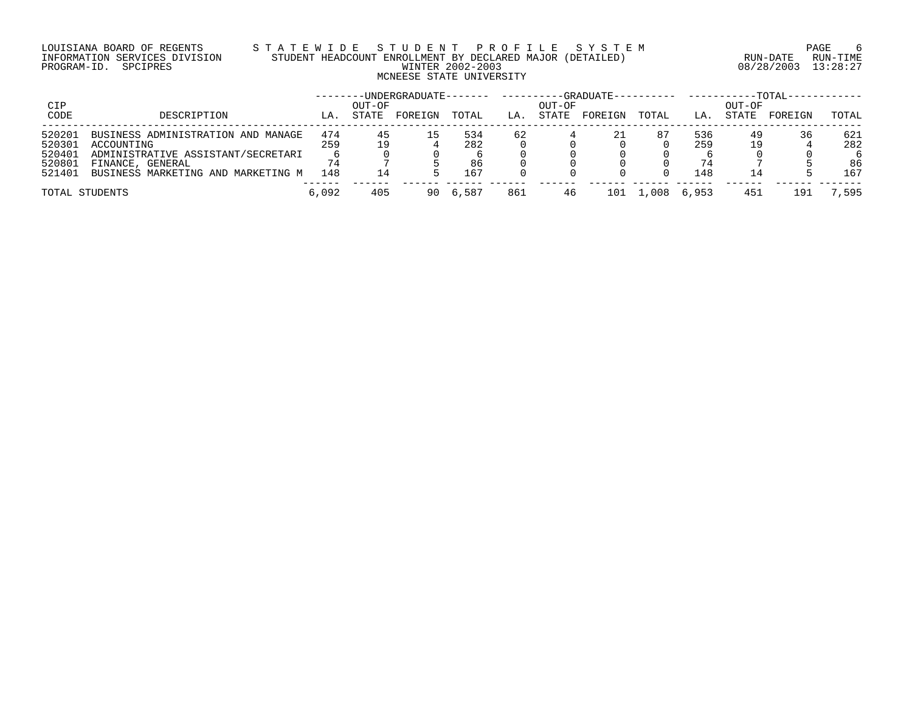LOUISIANA BOARD OF REGENTS — STATEWIDE STUDENT PROFILE SYSTEM
INFORMATION SERVICES DIVISION — STUDENT HEADCOUNT ENROLLMENT BY DECLARED MAJOR (DETAILED)
PROGRAM-ID. SPCIPRES — WINTER 2002-2003 — RUN-DATE 08/28/2003 RUN-TIME 13:28:27

MCNEESE STATE UNIVERSITY

| CIP CODE | DESCRIPTION | UNDERGRADUATE | | | | GRADUATE | | | | TOTAL | | | |
|---|---|---|---|---|---|---|---|---|---|---|---|---|---|
| | | LA. | OUT-OF STATE | FOREIGN | TOTAL | LA. | OUT-OF STATE | FOREIGN | TOTAL | LA. | OUT-OF STATE | FOREIGN | TOTAL |
| 520201 | BUSINESS ADMINISTRATION AND MANAGE | 474 | 45 | 15 | 534 | 62 | 4 | 21 | 87 | 536 | 49 | 36 | 621 |
| 520301 | ACCOUNTING | 259 | 19 | 4 | 282 | 0 | 0 | 0 | 0 | 259 | 19 | 4 | 282 |
| 520401 | ADMINISTRATIVE ASSISTANT/SECRETARI | 6 | 0 | 0 | 6 | 0 | 0 | 0 | 0 | 6 | 0 | 0 | 6 |
| 520801 | FINANCE, GENERAL | 74 | 7 | 5 | 86 | 0 | 0 | 0 | 0 | 74 | 7 | 5 | 86 |
| 521401 | BUSINESS MARKETING AND MARKETING M | 148 | 14 | 5 | 167 | 0 | 0 | 0 | 0 | 148 | 14 | 5 | 167 |
| TOTAL STUDENTS | | 6,092 | 405 | 90 | 6,587 | 861 | 46 | 101 | 1,008 | 6,953 | 451 | 191 | 7,595 |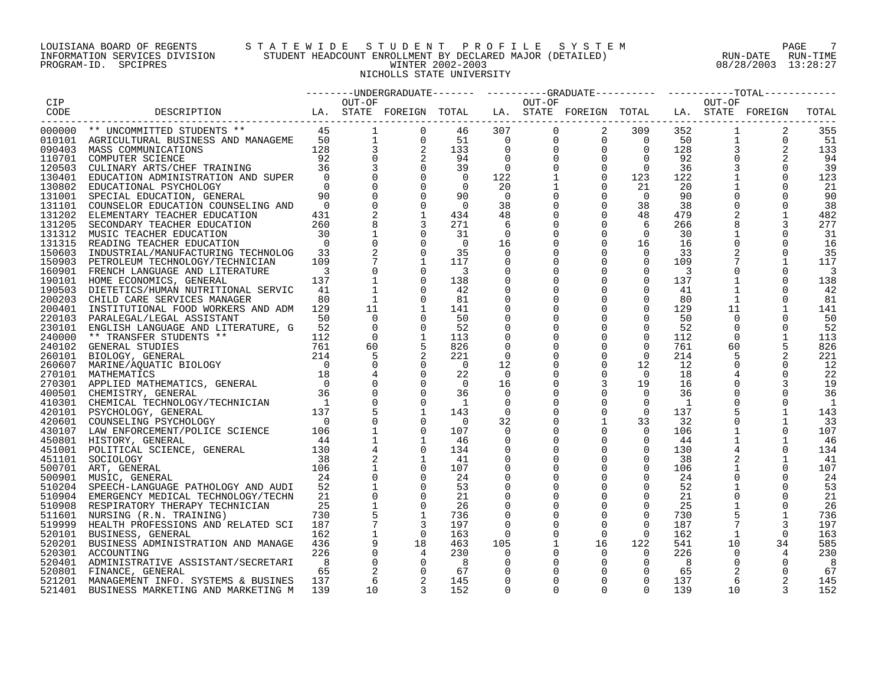LOUISIANA BOARD OF REGENTS — STATEWIDE STUDENT PROFILE SYSTEM
INFORMATION SERVICES DIVISION — STUDENT HEADCOUNT ENROLLMENT BY DECLARED MAJOR (DETAILED) — RUN-DATE 08/28/2003 RUN-TIME 13:28:27
PROGRAM-ID. SPCIPRES — WINTER 2002-2003

NICHOLLS STATE UNIVERSITY

| CIP CODE | DESCRIPTION | UNDERGRADUATE LA. | UNDERGRADUATE OUT-OF STATE | UNDERGRADUATE FOREIGN | UNDERGRADUATE TOTAL | GRADUATE LA. | GRADUATE OUT-OF STATE | GRADUATE FOREIGN | GRADUATE TOTAL | TOTAL LA. | TOTAL OUT-OF STATE | TOTAL FOREIGN | TOTAL |
|---|---|---|---|---|---|---|---|---|---|---|---|---|---|
| 000000 | ** UNCOMMITTED STUDENTS ** | 45 | 1 | 0 | 46 | 307 | 0 | 2 | 309 | 352 | 1 | 2 | 355 |
| 010101 | AGRICULTURAL BUSINESS AND MANAGEME | 50 | 1 | 0 | 51 | 0 | 0 | 0 | 0 | 50 | 1 | 0 | 51 |
| 090403 | MASS COMMUNICATIONS | 128 | 3 | 2 | 133 | 0 | 0 | 0 | 0 | 128 | 3 | 2 | 133 |
| 110701 | COMPUTER SCIENCE | 92 | 0 | 2 | 94 | 0 | 0 | 0 | 0 | 92 | 0 | 2 | 94 |
| 120503 | CULINARY ARTS/CHEF TRAINING | 36 | 3 | 0 | 39 | 0 | 0 | 0 | 0 | 36 | 3 | 0 | 39 |
| 130401 | EDUCATION ADMINISTRATION AND SUPER | 0 | 0 | 0 | 0 | 122 | 1 | 0 | 123 | 122 | 1 | 0 | 123 |
| 130802 | EDUCATIONAL PSYCHOLOGY | 0 | 0 | 0 | 0 | 20 | 1 | 0 | 21 | 20 | 1 | 0 | 21 |
| 131001 | SPECIAL EDUCATION, GENERAL | 90 | 0 | 0 | 90 | 0 | 0 | 0 | 0 | 90 | 0 | 0 | 90 |
| 131101 | COUNSELOR EDUCATION COUNSELING AND | 0 | 0 | 0 | 0 | 38 | 0 | 0 | 38 | 38 | 0 | 0 | 38 |
| 131202 | ELEMENTARY TEACHER EDUCATION | 431 | 2 | 1 | 434 | 48 | 0 | 0 | 48 | 479 | 2 | 1 | 482 |
| 131205 | SECONDARY TEACHER EDUCATION | 260 | 8 | 3 | 271 | 6 | 0 | 0 | 6 | 266 | 8 | 3 | 277 |
| 131312 | MUSIC TEACHER EDUCATION | 30 | 1 | 0 | 31 | 0 | 0 | 0 | 0 | 30 | 1 | 0 | 31 |
| 131315 | READING TEACHER EDUCATION | 0 | 0 | 0 | 0 | 16 | 0 | 0 | 16 | 16 | 0 | 0 | 16 |
| 150603 | INDUSTRIAL/MANUFACTURING TECHNOLOG | 33 | 2 | 0 | 35 | 0 | 0 | 0 | 0 | 33 | 2 | 0 | 35 |
| 150903 | PETROLEUM TECHNOLOGY/TECHNICIAN | 109 | 7 | 1 | 117 | 0 | 0 | 0 | 0 | 109 | 7 | 1 | 117 |
| 160901 | FRENCH LANGUAGE AND LITERATURE | 3 | 0 | 0 | 3 | 0 | 0 | 0 | 0 | 3 | 0 | 0 | 3 |
| 190101 | HOME ECONOMICS, GENERAL | 137 | 1 | 0 | 138 | 0 | 0 | 0 | 0 | 137 | 1 | 0 | 138 |
| 190503 | DIETETICS/HUMAN NUTRITIONAL SERVIC | 41 | 1 | 0 | 42 | 0 | 0 | 0 | 0 | 41 | 1 | 0 | 42 |
| 200203 | CHILD CARE SERVICES MANAGER | 80 | 1 | 0 | 81 | 0 | 0 | 0 | 0 | 80 | 1 | 0 | 81 |
| 200401 | INSTITUTIONAL FOOD WORKERS AND ADM | 129 | 11 | 1 | 141 | 0 | 0 | 0 | 0 | 129 | 11 | 1 | 141 |
| 220103 | PARALEGAL/LEGAL ASSISTANT | 50 | 0 | 0 | 50 | 0 | 0 | 0 | 0 | 50 | 0 | 0 | 50 |
| 230101 | ENGLISH LANGUAGE AND LITERATURE, G | 52 | 0 | 0 | 52 | 0 | 0 | 0 | 0 | 52 | 0 | 0 | 52 |
| 240000 | ** TRANSFER STUDENTS ** | 112 | 0 | 1 | 113 | 0 | 0 | 0 | 0 | 112 | 0 | 1 | 113 |
| 240102 | GENERAL STUDIES | 761 | 60 | 5 | 826 | 0 | 0 | 0 | 0 | 761 | 60 | 5 | 826 |
| 260101 | BIOLOGY, GENERAL | 214 | 5 | 2 | 221 | 0 | 0 | 0 | 0 | 214 | 5 | 2 | 221 |
| 260607 | MARINE/AQUATIC BIOLOGY | 0 | 0 | 0 | 0 | 12 | 0 | 0 | 12 | 12 | 0 | 0 | 12 |
| 270101 | MATHEMATICS | 18 | 4 | 0 | 22 | 0 | 0 | 0 | 0 | 18 | 4 | 0 | 22 |
| 270301 | APPLIED MATHEMATICS, GENERAL | 0 | 0 | 0 | 0 | 16 | 0 | 3 | 19 | 16 | 0 | 3 | 19 |
| 400501 | CHEMISTRY, GENERAL | 36 | 0 | 0 | 36 | 0 | 0 | 0 | 0 | 36 | 0 | 0 | 36 |
| 410301 | CHEMICAL TECHNOLOGY/TECHNICIAN | 1 | 0 | 0 | 1 | 0 | 0 | 0 | 0 | 1 | 0 | 0 | 1 |
| 420101 | PSYCHOLOGY, GENERAL | 137 | 5 | 1 | 143 | 0 | 0 | 0 | 0 | 137 | 5 | 1 | 143 |
| 420601 | COUNSELING PSYCHOLOGY | 0 | 0 | 0 | 0 | 32 | 0 | 1 | 33 | 32 | 0 | 1 | 33 |
| 430107 | LAW ENFORCEMENT/POLICE SCIENCE | 106 | 1 | 0 | 107 | 0 | 0 | 0 | 0 | 106 | 1 | 0 | 107 |
| 450801 | HISTORY, GENERAL | 44 | 1 | 1 | 46 | 0 | 0 | 0 | 0 | 44 | 1 | 1 | 46 |
| 451001 | POLITICAL SCIENCE, GENERAL | 130 | 4 | 0 | 134 | 0 | 0 | 0 | 0 | 130 | 4 | 0 | 134 |
| 451101 | SOCIOLOGY | 38 | 2 | 1 | 41 | 0 | 0 | 0 | 0 | 38 | 2 | 1 | 41 |
| 500701 | ART, GENERAL | 106 | 1 | 0 | 107 | 0 | 0 | 0 | 0 | 106 | 1 | 0 | 107 |
| 500901 | MUSIC, GENERAL | 24 | 0 | 0 | 24 | 0 | 0 | 0 | 0 | 24 | 0 | 0 | 24 |
| 510204 | SPEECH-LANGUAGE PATHOLOGY AND AUDI | 52 | 1 | 0 | 53 | 0 | 0 | 0 | 0 | 52 | 1 | 0 | 53 |
| 510904 | EMERGENCY MEDICAL TECHNOLOGY/TECHN | 21 | 0 | 0 | 21 | 0 | 0 | 0 | 0 | 21 | 0 | 0 | 21 |
| 510908 | RESPIRATORY THERAPY TECHNICIAN | 25 | 1 | 0 | 26 | 0 | 0 | 0 | 0 | 25 | 1 | 0 | 26 |
| 511601 | NURSING (R.N. TRAINING) | 730 | 5 | 1 | 736 | 0 | 0 | 0 | 0 | 730 | 5 | 1 | 736 |
| 519999 | HEALTH PROFESSIONS AND RELATED SCI | 187 | 7 | 3 | 197 | 0 | 0 | 0 | 0 | 187 | 7 | 3 | 197 |
| 520101 | BUSINESS, GENERAL | 162 | 1 | 0 | 163 | 0 | 0 | 0 | 0 | 162 | 1 | 0 | 163 |
| 520201 | BUSINESS ADMINISTRATION AND MANAGE | 436 | 9 | 18 | 463 | 105 | 1 | 16 | 122 | 541 | 10 | 34 | 585 |
| 520301 | ACCOUNTING | 226 | 0 | 4 | 230 | 0 | 0 | 0 | 0 | 226 | 0 | 4 | 230 |
| 520401 | ADMINISTRATIVE ASSISTANT/SECRETARI | 8 | 0 | 0 | 8 | 0 | 0 | 0 | 0 | 8 | 0 | 0 | 8 |
| 520801 | FINANCE, GENERAL | 65 | 2 | 0 | 67 | 0 | 0 | 0 | 0 | 65 | 2 | 0 | 67 |
| 521201 | MANAGEMENT INFO. SYSTEMS & BUSINES | 137 | 6 | 2 | 145 | 0 | 0 | 0 | 0 | 137 | 6 | 2 | 145 |
| 521401 | BUSINESS MARKETING AND MARKETING M | 139 | 10 | 3 | 152 | 0 | 0 | 0 | 0 | 139 | 10 | 3 | 152 |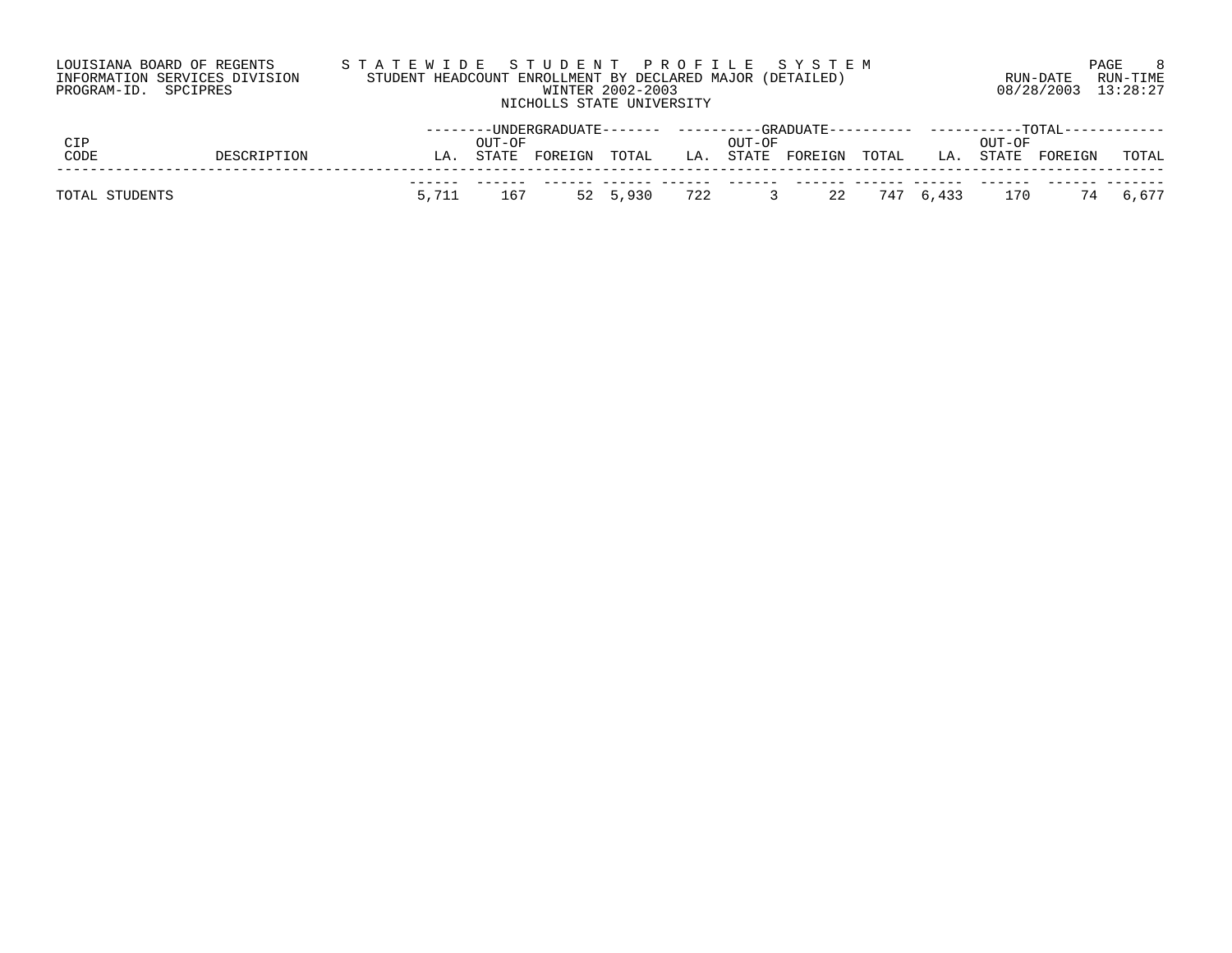LOUISIANA BOARD OF REGENTS — STATEWIDE STUDENT PROFILE SYSTEM
INFORMATION SERVICES DIVISION — STUDENT HEADCOUNT ENROLLMENT BY DECLARED MAJOR (DETAILED)
PROGRAM-ID. SPCIPRES — WINTER 2002-2003

RUN-DATE 08/28/2003 RUN-TIME 13:28:27

NICHOLLS STATE UNIVERSITY

| CIP CODE | DESCRIPTION | UNDERGRADUATE | | | | GRADUATE | | | | TOTAL | | | |
|---|---|---|---|---|---|---|---|---|---|---|---|---|---|
| | | LA. | OUT-OF STATE | FOREIGN | TOTAL | LA. | OUT-OF STATE | FOREIGN | TOTAL | LA. | OUT-OF STATE | FOREIGN | TOTAL |
| TOTAL STUDENTS | | 5,711 | 167 | 52 | 5,930 | 722 | 3 | 22 | 747 | 6,433 | 170 | 74 | 6,677 |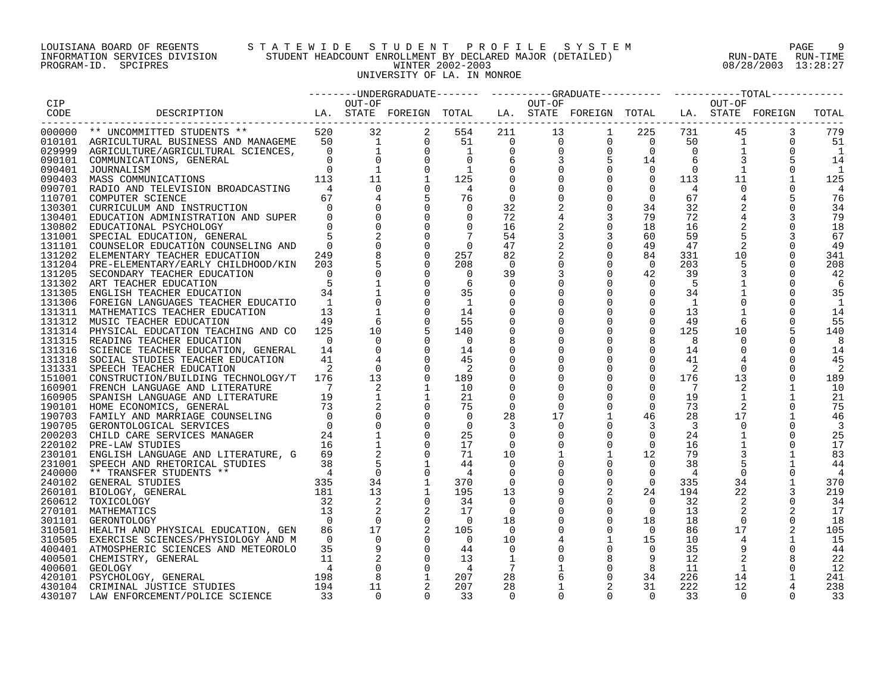LOUISIANA BOARD OF REGENTS — STATEWIDE STUDENT PROFILE SYSTEM
INFORMATION SERVICES DIVISION — STUDENT HEADCOUNT ENROLLMENT BY DECLARED MAJOR (DETAILED)
PROGRAM-ID. SPCIPRES — WINTER 2002-2003
RUN-DATE 08/28/2003 RUN-TIME 13:28:27

UNIVERSITY OF LA. IN MONROE

| CIP CODE | DESCRIPTION | UNDERGRADUATE LA. | UNDERGRADUATE OUT-OF STATE | UNDERGRADUATE FOREIGN | UNDERGRADUATE TOTAL | GRADUATE LA. | GRADUATE OUT-OF STATE | GRADUATE FOREIGN | GRADUATE TOTAL | TOTAL LA. | TOTAL OUT-OF STATE | TOTAL FOREIGN | TOTAL |
|---|---|---|---|---|---|---|---|---|---|---|---|---|---|
| 000000 | ** UNCOMMITTED STUDENTS ** | 520 | 32 | 2 | 554 | 211 | 13 | 1 | 225 | 731 | 45 | 3 | 779 |
| 010101 | AGRICULTURAL BUSINESS AND MANAGEME | 50 | 1 | 0 | 51 | 0 | 0 | 0 | 0 | 50 | 1 | 0 | 51 |
| 029999 | AGRICULTURE/AGRICULTURAL SCIENCES, | 0 | 1 | 0 | 1 | 0 | 0 | 0 | 0 | 0 | 1 | 0 | 1 |
| 090101 | COMMUNICATIONS, GENERAL | 0 | 0 | 0 | 0 | 6 | 3 | 5 | 14 | 6 | 3 | 5 | 14 |
| 090401 | JOURNALISM | 0 | 1 | 0 | 1 | 0 | 0 | 0 | 0 | 0 | 1 | 0 | 1 |
| 090403 | MASS COMMUNICATIONS | 113 | 11 | 1 | 125 | 0 | 0 | 0 | 0 | 113 | 11 | 1 | 125 |
| 090701 | RADIO AND TELEVISION BROADCASTING | 4 | 0 | 0 | 4 | 0 | 0 | 0 | 0 | 4 | 0 | 0 | 4 |
| 110701 | COMPUTER SCIENCE | 67 | 4 | 5 | 76 | 0 | 0 | 0 | 0 | 67 | 4 | 5 | 76 |
| 130301 | CURRICULUM AND INSTRUCTION | 0 | 0 | 0 | 0 | 32 | 2 | 0 | 34 | 32 | 2 | 0 | 34 |
| 130401 | EDUCATION ADMINISTRATION AND SUPER | 0 | 0 | 0 | 0 | 72 | 4 | 3 | 79 | 72 | 4 | 3 | 79 |
| 130802 | EDUCATIONAL PSYCHOLOGY | 0 | 0 | 0 | 0 | 16 | 2 | 0 | 18 | 16 | 2 | 0 | 18 |
| 131001 | SPECIAL EDUCATION, GENERAL | 5 | 2 | 0 | 7 | 54 | 3 | 3 | 60 | 59 | 5 | 3 | 67 |
| 131101 | COUNSELOR EDUCATION COUNSELING AND | 0 | 0 | 0 | 0 | 47 | 2 | 0 | 49 | 47 | 2 | 0 | 49 |
| 131202 | ELEMENTARY TEACHER EDUCATION | 249 | 8 | 0 | 257 | 82 | 2 | 0 | 84 | 331 | 10 | 0 | 341 |
| 131204 | PRE-ELEMENTARY/EARLY CHILDHOOD/KIN | 203 | 5 | 0 | 208 | 0 | 0 | 0 | 0 | 203 | 5 | 0 | 208 |
| 131205 | SECONDARY TEACHER EDUCATION | 0 | 0 | 0 | 0 | 39 | 3 | 0 | 42 | 39 | 3 | 0 | 42 |
| 131302 | ART TEACHER EDUCATION | 5 | 1 | 0 | 6 | 0 | 0 | 0 | 0 | 5 | 1 | 0 | 6 |
| 131305 | ENGLISH TEACHER EDUCATION | 34 | 1 | 0 | 35 | 0 | 0 | 0 | 0 | 34 | 1 | 0 | 35 |
| 131306 | FOREIGN LANGUAGES TEACHER EDUCATIO | 1 | 0 | 0 | 1 | 0 | 0 | 0 | 0 | 1 | 0 | 0 | 1 |
| 131311 | MATHEMATICS TEACHER EDUCATION | 13 | 1 | 0 | 14 | 0 | 0 | 0 | 0 | 13 | 1 | 0 | 14 |
| 131312 | MUSIC TEACHER EDUCATION | 49 | 6 | 0 | 55 | 0 | 0 | 0 | 0 | 49 | 6 | 0 | 55 |
| 131314 | PHYSICAL EDUCATION TEACHING AND CO | 125 | 10 | 5 | 140 | 0 | 0 | 0 | 0 | 125 | 10 | 5 | 140 |
| 131315 | READING TEACHER EDUCATION | 0 | 0 | 0 | 0 | 8 | 0 | 0 | 8 | 8 | 0 | 0 | 8 |
| 131316 | SCIENCE TEACHER EDUCATION, GENERAL | 14 | 0 | 0 | 14 | 0 | 0 | 0 | 0 | 14 | 0 | 0 | 14 |
| 131318 | SOCIAL STUDIES TEACHER EDUCATION | 41 | 4 | 0 | 45 | 0 | 0 | 0 | 0 | 41 | 4 | 0 | 45 |
| 131331 | SPEECH TEACHER EDUCATION | 2 | 0 | 0 | 2 | 0 | 0 | 0 | 0 | 2 | 0 | 0 | 2 |
| 151001 | CONSTRUCTION/BUILDING TECHNOLOGY/T | 176 | 13 | 0 | 189 | 0 | 0 | 0 | 0 | 176 | 13 | 0 | 189 |
| 160901 | FRENCH LANGUAGE AND LITERATURE | 7 | 2 | 1 | 10 | 0 | 0 | 0 | 0 | 7 | 2 | 1 | 10 |
| 160905 | SPANISH LANGUAGE AND LITERATURE | 19 | 1 | 1 | 21 | 0 | 0 | 0 | 0 | 19 | 1 | 1 | 21 |
| 190101 | HOME ECONOMICS, GENERAL | 73 | 2 | 0 | 75 | 0 | 0 | 0 | 0 | 73 | 2 | 0 | 75 |
| 190703 | FAMILY AND MARRIAGE COUNSELING | 0 | 0 | 0 | 0 | 28 | 17 | 1 | 46 | 28 | 17 | 1 | 46 |
| 190705 | GERONTOLOGICAL SERVICES | 0 | 0 | 0 | 0 | 3 | 0 | 0 | 3 | 3 | 0 | 0 | 3 |
| 200203 | CHILD CARE SERVICES MANAGER | 24 | 1 | 0 | 25 | 0 | 0 | 0 | 0 | 24 | 1 | 0 | 25 |
| 220102 | PRE-LAW STUDIES | 16 | 1 | 0 | 17 | 0 | 0 | 0 | 0 | 16 | 1 | 0 | 17 |
| 230101 | ENGLISH LANGUAGE AND LITERATURE, G | 69 | 2 | 0 | 71 | 10 | 1 | 1 | 12 | 79 | 3 | 1 | 83 |
| 231001 | SPEECH AND RHETORICAL STUDIES | 38 | 5 | 1 | 44 | 0 | 0 | 0 | 0 | 38 | 5 | 1 | 44 |
| 240000 | ** TRANSFER STUDENTS ** | 4 | 0 | 0 | 4 | 0 | 0 | 0 | 0 | 4 | 0 | 0 | 4 |
| 240102 | GENERAL STUDIES | 335 | 34 | 1 | 370 | 0 | 0 | 0 | 0 | 335 | 34 | 1 | 370 |
| 260101 | BIOLOGY, GENERAL | 181 | 13 | 1 | 195 | 13 | 9 | 2 | 24 | 194 | 22 | 3 | 219 |
| 260612 | TOXICOLOGY | 32 | 2 | 0 | 34 | 0 | 0 | 0 | 0 | 32 | 2 | 0 | 34 |
| 270101 | MATHEMATICS | 13 | 2 | 2 | 17 | 0 | 0 | 0 | 0 | 13 | 2 | 2 | 17 |
| 301101 | GERONTOLOGY | 0 | 0 | 0 | 0 | 18 | 0 | 0 | 18 | 18 | 0 | 0 | 18 |
| 310501 | HEALTH AND PHYSICAL EDUCATION, GEN | 86 | 17 | 2 | 105 | 0 | 0 | 0 | 0 | 86 | 17 | 2 | 105 |
| 310505 | EXERCISE SCIENCES/PHYSIOLOGY AND M | 0 | 0 | 0 | 0 | 10 | 4 | 1 | 15 | 10 | 4 | 1 | 15 |
| 400401 | ATMOSPHERIC SCIENCES AND METEOROLO | 35 | 9 | 0 | 44 | 0 | 0 | 0 | 0 | 35 | 9 | 0 | 44 |
| 400501 | CHEMISTRY, GENERAL | 11 | 2 | 0 | 13 | 1 | 0 | 8 | 9 | 12 | 2 | 8 | 22 |
| 400601 | GEOLOGY | 4 | 0 | 0 | 4 | 7 | 1 | 0 | 8 | 11 | 1 | 0 | 12 |
| 420101 | PSYCHOLOGY, GENERAL | 198 | 8 | 1 | 207 | 28 | 6 | 0 | 34 | 226 | 14 | 1 | 241 |
| 430104 | CRIMINAL JUSTICE STUDIES | 194 | 11 | 2 | 207 | 28 | 1 | 2 | 31 | 222 | 12 | 4 | 238 |
| 430107 | LAW ENFORCEMENT/POLICE SCIENCE | 33 | 0 | 0 | 33 | 0 | 0 | 0 | 0 | 33 | 0 | 0 | 33 |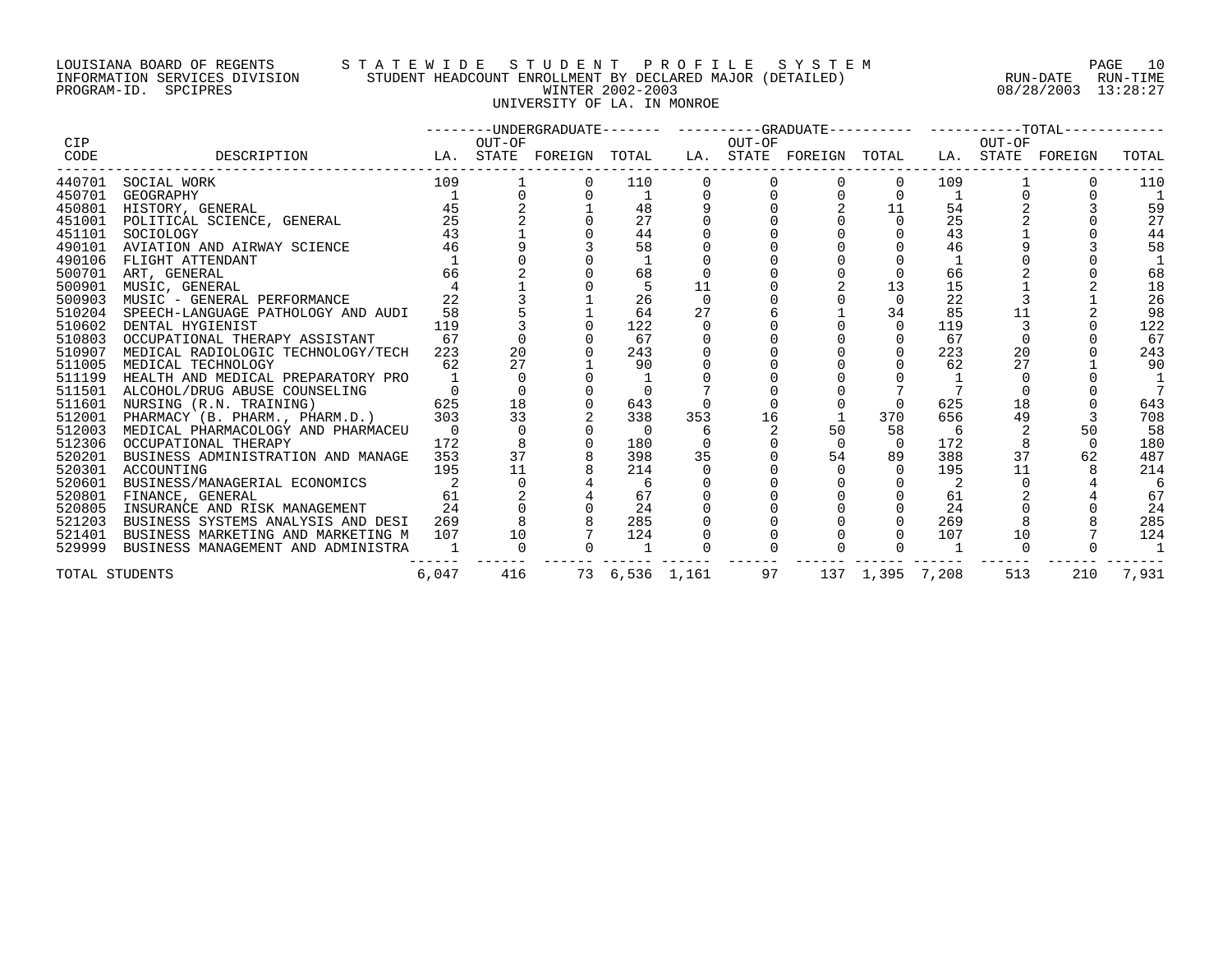LOUISIANA BOARD OF REGENTS — STATEWIDE STUDENT PROFILE SYSTEM
INFORMATION SERVICES DIVISION — STUDENT HEADCOUNT ENROLLMENT BY DECLARED MAJOR (DETAILED)
PROGRAM-ID. SPCIPRES — WINTER 2002-2003
RUN-DATE 08/28/2003 RUN-TIME 13:28:27

UNIVERSITY OF LA. IN MONROE

| CIP CODE | DESCRIPTION | UNDERGRADUATE LA. | UNDERGRADUATE OUT-OF STATE | UNDERGRADUATE FOREIGN | UNDERGRADUATE TOTAL | GRADUATE LA. | GRADUATE OUT-OF STATE | GRADUATE FOREIGN | GRADUATE TOTAL | TOTAL LA. | TOTAL OUT-OF STATE | TOTAL FOREIGN | TOTAL |
|---|---|---|---|---|---|---|---|---|---|---|---|---|---|
| 440701 | SOCIAL WORK | 109 | 1 | 0 | 110 | 0 | 0 | 0 | 0 | 109 | 1 | 0 | 110 |
| 450701 | GEOGRAPHY | 1 | 0 | 0 | 1 | 0 | 0 | 0 | 0 | 1 | 0 | 0 | 1 |
| 450801 | HISTORY, GENERAL | 45 | 2 | 1 | 48 | 9 | 0 | 2 | 11 | 54 | 2 | 3 | 59 |
| 451001 | POLITICAL SCIENCE, GENERAL | 25 | 2 | 0 | 27 | 0 | 0 | 0 | 0 | 25 | 2 | 0 | 27 |
| 451101 | SOCIOLOGY | 43 | 1 | 0 | 44 | 0 | 0 | 0 | 0 | 43 | 1 | 0 | 44 |
| 490101 | AVIATION AND AIRWAY SCIENCE | 46 | 9 | 3 | 58 | 0 | 0 | 0 | 0 | 46 | 9 | 3 | 58 |
| 490106 | FLIGHT ATTENDANT | 1 | 0 | 0 | 1 | 0 | 0 | 0 | 0 | 1 | 0 | 0 | 1 |
| 500701 | ART, GENERAL | 66 | 2 | 0 | 68 | 0 | 0 | 0 | 0 | 66 | 2 | 0 | 68 |
| 500901 | MUSIC, GENERAL | 4 | 1 | 0 | 5 | 11 | 0 | 2 | 13 | 15 | 1 | 2 | 18 |
| 500903 | MUSIC - GENERAL PERFORMANCE | 22 | 3 | 1 | 26 | 0 | 0 | 0 | 0 | 22 | 3 | 1 | 26 |
| 510204 | SPEECH-LANGUAGE PATHOLOGY AND AUDI | 58 | 5 | 1 | 64 | 27 | 6 | 1 | 34 | 85 | 11 | 2 | 98 |
| 510602 | DENTAL HYGIENIST | 119 | 3 | 0 | 122 | 0 | 0 | 0 | 0 | 119 | 3 | 0 | 122 |
| 510803 | OCCUPATIONAL THERAPY ASSISTANT | 67 | 0 | 0 | 67 | 0 | 0 | 0 | 0 | 67 | 0 | 0 | 67 |
| 510907 | MEDICAL RADIOLOGIC TECHNOLOGY/TECH | 223 | 20 | 0 | 243 | 0 | 0 | 0 | 0 | 223 | 20 | 0 | 243 |
| 511005 | MEDICAL TECHNOLOGY | 62 | 27 | 1 | 90 | 0 | 0 | 0 | 0 | 62 | 27 | 1 | 90 |
| 511199 | HEALTH AND MEDICAL PREPARATORY PRO | 1 | 0 | 0 | 1 | 0 | 0 | 0 | 0 | 1 | 0 | 0 | 1 |
| 511501 | ALCOHOL/DRUG ABUSE COUNSELING | 0 | 0 | 0 | 0 | 7 | 0 | 0 | 7 | 7 | 0 | 0 | 7 |
| 511601 | NURSING (R.N. TRAINING) | 625 | 18 | 0 | 643 | 0 | 0 | 0 | 0 | 625 | 18 | 0 | 643 |
| 512001 | PHARMACY (B. PHARM., PHARM.D.) | 303 | 33 | 2 | 338 | 353 | 16 | 1 | 370 | 656 | 49 | 3 | 708 |
| 512003 | MEDICAL PHARMACOLOGY AND PHARMACEU | 0 | 0 | 0 | 0 | 6 | 2 | 50 | 58 | 6 | 2 | 50 | 58 |
| 512306 | OCCUPATIONAL THERAPY | 172 | 8 | 0 | 180 | 0 | 0 | 0 | 0 | 172 | 8 | 0 | 180 |
| 520201 | BUSINESS ADMINISTRATION AND MANAGE | 353 | 37 | 8 | 398 | 35 | 0 | 54 | 89 | 388 | 37 | 62 | 487 |
| 520301 | ACCOUNTING | 195 | 11 | 8 | 214 | 0 | 0 | 0 | 0 | 195 | 11 | 8 | 214 |
| 520601 | BUSINESS/MANAGERIAL ECONOMICS | 2 | 0 | 4 | 6 | 0 | 0 | 0 | 0 | 2 | 0 | 4 | 6 |
| 520801 | FINANCE, GENERAL | 61 | 2 | 4 | 67 | 0 | 0 | 0 | 0 | 61 | 2 | 4 | 67 |
| 520805 | INSURANCE AND RISK MANAGEMENT | 24 | 0 | 0 | 24 | 0 | 0 | 0 | 0 | 24 | 0 | 0 | 24 |
| 521203 | BUSINESS SYSTEMS ANALYSIS AND DESI | 269 | 8 | 8 | 285 | 0 | 0 | 0 | 0 | 269 | 8 | 8 | 285 |
| 521401 | BUSINESS MARKETING AND MARKETING M | 107 | 10 | 7 | 124 | 0 | 0 | 0 | 0 | 107 | 10 | 7 | 124 |
| 529999 | BUSINESS MANAGEMENT AND ADMINISTRA | 1 | 0 | 0 | 1 | 0 | 0 | 0 | 0 | 1 | 0 | 0 | 1 |
| TOTAL STUDENTS | | 6,047 | 416 | 73 | 6,536 | 1,161 | 97 | 137 | 1,395 | 7,208 | 513 | 210 | 7,931 |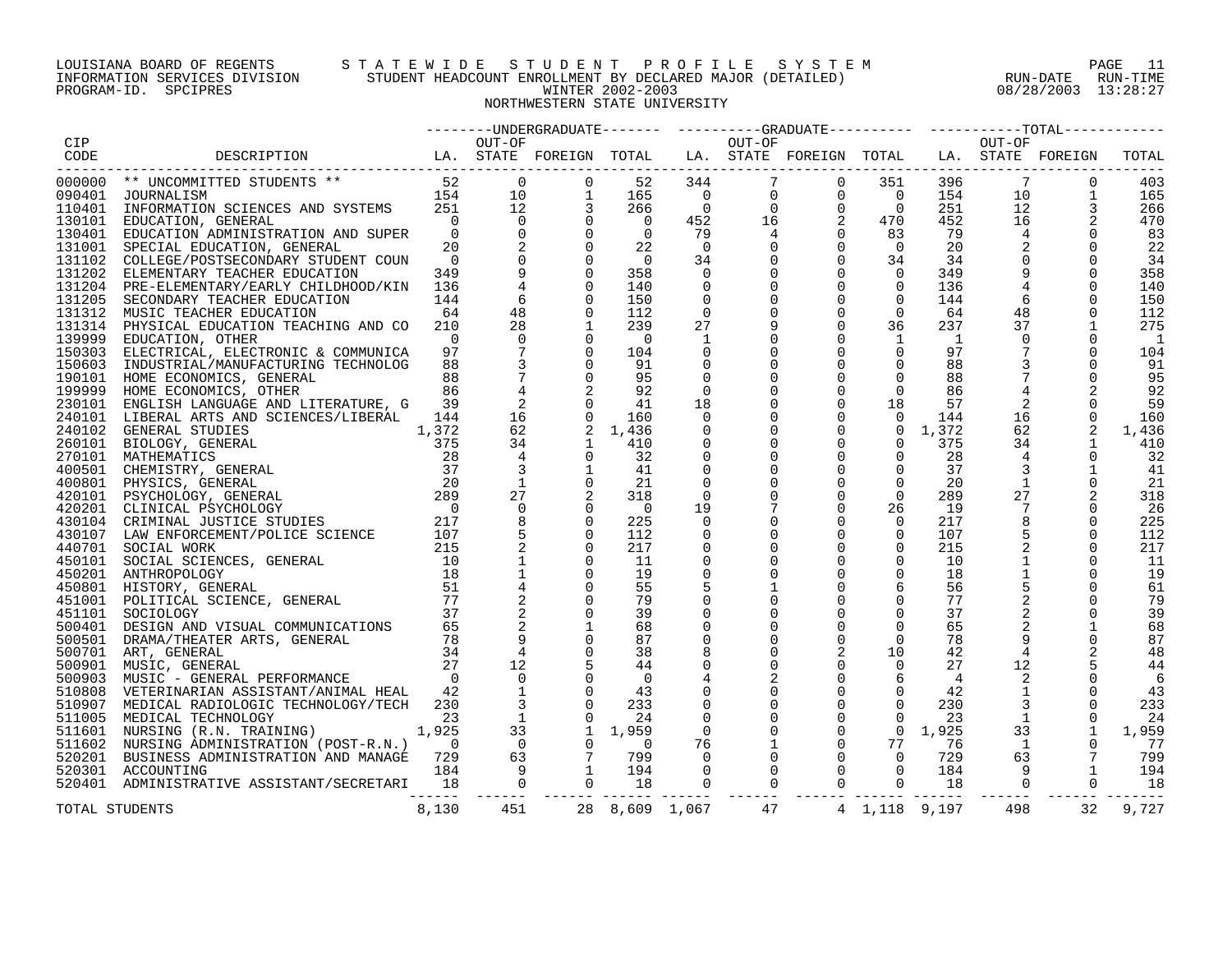LOUISIANA BOARD OF REGENTS — STATEWIDE STUDENT PROFILE SYSTEM
INFORMATION SERVICES DIVISION — STUDENT HEADCOUNT ENROLLMENT BY DECLARED MAJOR (DETAILED) — RUN-DATE 08/28/2003 RUN-TIME 13:28:27
PROGRAM-ID. SPCIPRES — WINTER 2002-2003

NORTHWESTERN STATE UNIVERSITY

| CIP CODE | DESCRIPTION | UNDERGRADUATE LA. | UNDERGRADUATE OUT-OF STATE | UNDERGRADUATE FOREIGN | UNDERGRADUATE TOTAL | GRADUATE LA. | GRADUATE OUT-OF STATE | GRADUATE FOREIGN | GRADUATE TOTAL | TOTAL LA. | TOTAL OUT-OF STATE | TOTAL FOREIGN | TOTAL |
|---|---|---|---|---|---|---|---|---|---|---|---|---|---|
| 000000 | ** UNCOMMITTED STUDENTS ** | 52 | 0 | 0 | 52 | 344 | 7 | 0 | 351 | 396 | 7 | 0 | 403 |
| 090401 | JOURNALISM | 154 | 10 | 1 | 165 | 0 | 0 | 0 | 0 | 154 | 10 | 1 | 165 |
| 110401 | INFORMATION SCIENCES AND SYSTEMS | 251 | 12 | 3 | 266 | 0 | 0 | 0 | 0 | 251 | 12 | 3 | 266 |
| 130101 | EDUCATION, GENERAL | 0 | 0 | 0 | 0 | 452 | 16 | 2 | 470 | 452 | 16 | 2 | 470 |
| 130401 | EDUCATION ADMINISTRATION AND SUPER | 0 | 0 | 0 | 0 | 79 | 4 | 0 | 83 | 79 | 4 | 0 | 83 |
| 131001 | SPECIAL EDUCATION, GENERAL | 20 | 2 | 0 | 22 | 0 | 0 | 0 | 0 | 20 | 2 | 0 | 22 |
| 131102 | COLLEGE/POSTSECONDARY STUDENT COUN | 0 | 0 | 0 | 0 | 34 | 0 | 0 | 34 | 34 | 0 | 0 | 34 |
| 131202 | ELEMENTARY TEACHER EDUCATION | 349 | 9 | 0 | 358 | 0 | 0 | 0 | 0 | 349 | 9 | 0 | 358 |
| 131204 | PRE-ELEMENTARY/EARLY CHILDHOOD/KIN | 136 | 4 | 0 | 140 | 0 | 0 | 0 | 0 | 136 | 4 | 0 | 140 |
| 131205 | SECONDARY TEACHER EDUCATION | 144 | 6 | 0 | 150 | 0 | 0 | 0 | 0 | 144 | 6 | 0 | 150 |
| 131312 | MUSIC TEACHER EDUCATION | 64 | 48 | 0 | 112 | 0 | 0 | 0 | 0 | 64 | 48 | 0 | 112 |
| 131314 | PHYSICAL EDUCATION TEACHING AND CO | 210 | 28 | 1 | 239 | 27 | 9 | 0 | 36 | 237 | 37 | 1 | 275 |
| 139999 | EDUCATION, OTHER | 0 | 0 | 0 | 0 | 1 | 0 | 0 | 1 | 1 | 0 | 0 | 1 |
| 150303 | ELECTRICAL, ELECTRONIC & COMMUNICA | 97 | 7 | 0 | 104 | 0 | 0 | 0 | 0 | 97 | 7 | 0 | 104 |
| 150603 | INDUSTRIAL/MANUFACTURING TECHNOLOG | 88 | 3 | 0 | 91 | 0 | 0 | 0 | 0 | 88 | 3 | 0 | 91 |
| 190101 | HOME ECONOMICS, GENERAL | 88 | 7 | 0 | 95 | 0 | 0 | 0 | 0 | 88 | 7 | 0 | 95 |
| 199999 | HOME ECONOMICS, OTHER | 86 | 4 | 2 | 92 | 0 | 0 | 0 | 0 | 86 | 4 | 2 | 92 |
| 230101 | ENGLISH LANGUAGE AND LITERATURE, G | 39 | 2 | 0 | 41 | 18 | 0 | 0 | 18 | 57 | 2 | 0 | 59 |
| 240101 | LIBERAL ARTS AND SCIENCES/LIBERAL | 144 | 16 | 0 | 160 | 0 | 0 | 0 | 0 | 144 | 16 | 0 | 160 |
| 240102 | GENERAL STUDIES | 1,372 | 62 | 2 | 1,436 | 0 | 0 | 0 | 0 | 1,372 | 62 | 2 | 1,436 |
| 260101 | BIOLOGY, GENERAL | 375 | 34 | 1 | 410 | 0 | 0 | 0 | 0 | 375 | 34 | 1 | 410 |
| 270101 | MATHEMATICS | 28 | 4 | 0 | 32 | 0 | 0 | 0 | 0 | 28 | 4 | 0 | 32 |
| 400501 | CHEMISTRY, GENERAL | 37 | 3 | 1 | 41 | 0 | 0 | 0 | 0 | 37 | 3 | 1 | 41 |
| 400801 | PHYSICS, GENERAL | 20 | 1 | 0 | 21 | 0 | 0 | 0 | 0 | 20 | 1 | 0 | 21 |
| 420101 | PSYCHOLOGY, GENERAL | 289 | 27 | 2 | 318 | 0 | 0 | 0 | 0 | 289 | 27 | 2 | 318 |
| 420201 | CLINICAL PSYCHOLOGY | 0 | 0 | 0 | 0 | 19 | 7 | 0 | 26 | 19 | 7 | 0 | 26 |
| 430104 | CRIMINAL JUSTICE STUDIES | 217 | 8 | 0 | 225 | 0 | 0 | 0 | 0 | 217 | 8 | 0 | 225 |
| 430107 | LAW ENFORCEMENT/POLICE SCIENCE | 107 | 5 | 0 | 112 | 0 | 0 | 0 | 0 | 107 | 5 | 0 | 112 |
| 440701 | SOCIAL WORK | 215 | 2 | 0 | 217 | 0 | 0 | 0 | 0 | 215 | 2 | 0 | 217 |
| 450101 | SOCIAL SCIENCES, GENERAL | 10 | 1 | 0 | 11 | 0 | 0 | 0 | 0 | 10 | 1 | 0 | 11 |
| 450201 | ANTHROPOLOGY | 18 | 1 | 0 | 19 | 0 | 0 | 0 | 0 | 18 | 1 | 0 | 19 |
| 450801 | HISTORY, GENERAL | 51 | 4 | 0 | 55 | 5 | 1 | 0 | 6 | 56 | 5 | 0 | 61 |
| 451001 | POLITICAL SCIENCE, GENERAL | 77 | 2 | 0 | 79 | 0 | 0 | 0 | 0 | 77 | 2 | 0 | 79 |
| 451101 | SOCIOLOGY | 37 | 2 | 0 | 39 | 0 | 0 | 0 | 0 | 37 | 2 | 0 | 39 |
| 500401 | DESIGN AND VISUAL COMMUNICATIONS | 65 | 2 | 1 | 68 | 0 | 0 | 0 | 0 | 65 | 2 | 1 | 68 |
| 500501 | DRAMA/THEATER ARTS, GENERAL | 78 | 9 | 0 | 87 | 0 | 0 | 0 | 0 | 78 | 9 | 0 | 87 |
| 500701 | ART, GENERAL | 34 | 4 | 0 | 38 | 8 | 0 | 2 | 10 | 42 | 4 | 2 | 48 |
| 500901 | MUSIC, GENERAL | 27 | 12 | 5 | 44 | 0 | 0 | 0 | 0 | 27 | 12 | 5 | 44 |
| 500903 | MUSIC - GENERAL PERFORMANCE | 0 | 0 | 0 | 0 | 4 | 2 | 0 | 6 | 4 | 2 | 0 | 6 |
| 510808 | VETERINARIAN ASSISTANT/ANIMAL HEAL | 42 | 1 | 0 | 43 | 0 | 0 | 0 | 0 | 42 | 1 | 0 | 43 |
| 510907 | MEDICAL RADIOLOGIC TECHNOLOGY/TECH | 230 | 3 | 0 | 233 | 0 | 0 | 0 | 0 | 230 | 3 | 0 | 233 |
| 511005 | MEDICAL TECHNOLOGY | 23 | 1 | 0 | 24 | 0 | 0 | 0 | 0 | 23 | 1 | 0 | 24 |
| 511601 | NURSING (R.N. TRAINING) | 1,925 | 33 | 1 | 1,959 | 0 | 0 | 0 | 0 | 1,925 | 33 | 1 | 1,959 |
| 511602 | NURSING ADMINISTRATION (POST-R.N.) | 0 | 0 | 0 | 0 | 76 | 1 | 0 | 77 | 76 | 1 | 0 | 77 |
| 520201 | BUSINESS ADMINISTRATION AND MANAGE | 729 | 63 | 7 | 799 | 0 | 0 | 0 | 0 | 729 | 63 | 7 | 799 |
| 520301 | ACCOUNTING | 184 | 9 | 1 | 194 | 0 | 0 | 0 | 0 | 184 | 9 | 1 | 194 |
| 520401 | ADMINISTRATIVE ASSISTANT/SECRETARI | 18 | 0 | 0 | 18 | 0 | 0 | 0 | 0 | 18 | 0 | 0 | 18 |
| TOTAL STUDENTS | | 8,130 | 451 | 28 | 8,609 | 1,067 | 47 | 4 | 1,118 | 9,197 | 498 | 32 | 9,727 |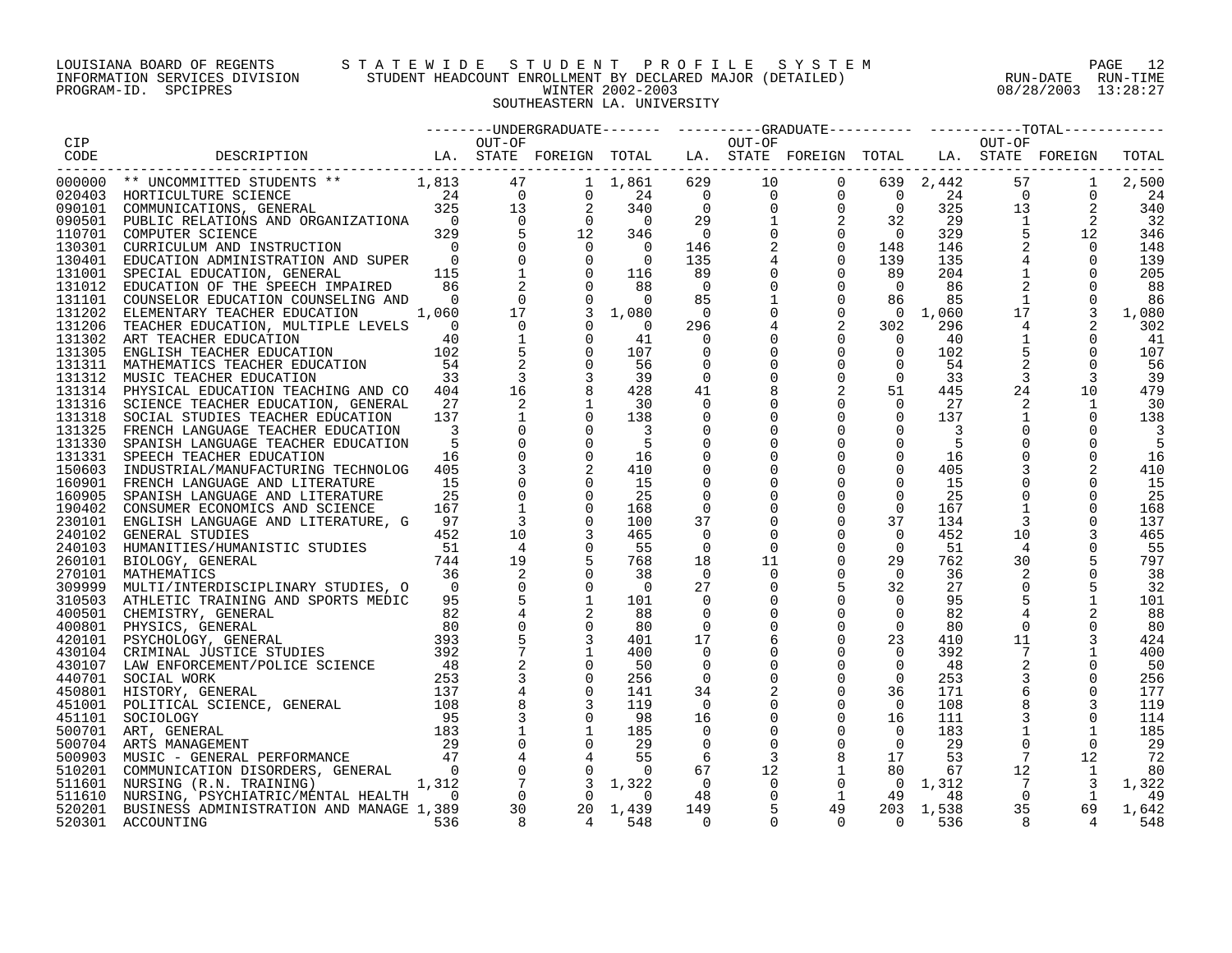LOUISIANA BOARD OF REGENTS — STATEWIDE STUDENT PROFILE SYSTEM
INFORMATION SERVICES DIVISION — STUDENT HEADCOUNT ENROLLMENT BY DECLARED MAJOR (DETAILED)
PROGRAM-ID. SPCIPRES — WINTER 2002-2003 — RUN-DATE 08/28/2003 RUN-TIME 13:28:27

SOUTHEASTERN LA. UNIVERSITY

| CIP CODE | DESCRIPTION | UNDERGRADUATE LA. | UNDERGRADUATE OUT-OF STATE | UNDERGRADUATE FOREIGN | UNDERGRADUATE TOTAL | GRADUATE LA. | GRADUATE OUT-OF STATE | GRADUATE FOREIGN | GRADUATE TOTAL | TOTAL LA. | TOTAL OUT-OF STATE | TOTAL FOREIGN | TOTAL |
|---|---|---|---|---|---|---|---|---|---|---|---|---|---|
| 000000 | ** UNCOMMITTED STUDENTS ** | 1,813 | 47 | 1 | 1,861 | 629 | 10 | 0 | 639 | 2,442 | 57 | 1 | 2,500 |
| 020403 | HORTICULTURE SCIENCE | 24 | 0 | 0 | 24 | 0 | 0 | 0 | 0 | 24 | 0 | 0 | 24 |
| 090101 | COMMUNICATIONS, GENERAL | 325 | 13 | 2 | 340 | 0 | 0 | 0 | 0 | 325 | 13 | 2 | 340 |
| 090501 | PUBLIC RELATIONS AND ORGANIZATIONA | 0 | 0 | 0 | 0 | 29 | 1 | 2 | 32 | 29 | 1 | 2 | 32 |
| 110701 | COMPUTER SCIENCE | 329 | 5 | 12 | 346 | 0 | 0 | 0 | 0 | 329 | 5 | 12 | 346 |
| 130301 | CURRICULUM AND INSTRUCTION | 0 | 0 | 0 | 0 | 146 | 2 | 0 | 148 | 146 | 2 | 0 | 148 |
| 130401 | EDUCATION ADMINISTRATION AND SUPER | 0 | 0 | 0 | 0 | 135 | 4 | 0 | 139 | 135 | 4 | 0 | 139 |
| 131001 | SPECIAL EDUCATION, GENERAL | 115 | 1 | 0 | 116 | 89 | 0 | 0 | 89 | 204 | 1 | 0 | 205 |
| 131012 | EDUCATION OF THE SPEECH IMPAIRED | 86 | 2 | 0 | 88 | 0 | 0 | 0 | 0 | 86 | 2 | 0 | 88 |
| 131101 | COUNSELOR EDUCATION COUNSELING AND | 0 | 0 | 0 | 0 | 85 | 1 | 0 | 86 | 85 | 1 | 0 | 86 |
| 131202 | ELEMENTARY TEACHER EDUCATION | 1,060 | 17 | 3 | 1,080 | 0 | 0 | 0 | 0 | 1,060 | 17 | 3 | 1,080 |
| 131206 | TEACHER EDUCATION, MULTIPLE LEVELS | 0 | 0 | 0 | 0 | 296 | 4 | 2 | 302 | 296 | 4 | 2 | 302 |
| 131302 | ART TEACHER EDUCATION | 40 | 1 | 0 | 41 | 0 | 0 | 0 | 0 | 40 | 1 | 0 | 41 |
| 131305 | ENGLISH TEACHER EDUCATION | 102 | 5 | 0 | 107 | 0 | 0 | 0 | 0 | 102 | 5 | 0 | 107 |
| 131311 | MATHEMATICS TEACHER EDUCATION | 54 | 2 | 0 | 56 | 0 | 0 | 0 | 0 | 54 | 2 | 0 | 56 |
| 131312 | MUSIC TEACHER EDUCATION | 33 | 3 | 3 | 39 | 0 | 0 | 0 | 0 | 33 | 3 | 3 | 39 |
| 131314 | PHYSICAL EDUCATION TEACHING AND CO | 404 | 16 | 8 | 428 | 41 | 8 | 2 | 51 | 445 | 24 | 10 | 479 |
| 131316 | SCIENCE TEACHER EDUCATION, GENERAL | 27 | 2 | 1 | 30 | 0 | 0 | 0 | 0 | 27 | 2 | 1 | 30 |
| 131318 | SOCIAL STUDIES TEACHER EDUCATION | 137 | 1 | 0 | 138 | 0 | 0 | 0 | 0 | 137 | 1 | 0 | 138 |
| 131325 | FRENCH LANGUAGE TEACHER EDUCATION | 3 | 0 | 0 | 3 | 0 | 0 | 0 | 0 | 3 | 0 | 0 | 3 |
| 131330 | SPANISH LANGUAGE TEACHER EDUCATION | 5 | 0 | 0 | 5 | 0 | 0 | 0 | 0 | 5 | 0 | 0 | 5 |
| 131331 | SPEECH TEACHER EDUCATION | 16 | 0 | 0 | 16 | 0 | 0 | 0 | 0 | 16 | 0 | 0 | 16 |
| 150603 | INDUSTRIAL/MANUFACTURING TECHNOLOG | 405 | 3 | 2 | 410 | 0 | 0 | 0 | 0 | 405 | 3 | 2 | 410 |
| 160901 | FRENCH LANGUAGE AND LITERATURE | 15 | 0 | 0 | 15 | 0 | 0 | 0 | 0 | 15 | 0 | 0 | 15 |
| 160905 | SPANISH LANGUAGE AND LITERATURE | 25 | 0 | 0 | 25 | 0 | 0 | 0 | 0 | 25 | 0 | 0 | 25 |
| 190402 | CONSUMER ECONOMICS AND SCIENCE | 167 | 1 | 0 | 168 | 0 | 0 | 0 | 0 | 167 | 1 | 0 | 168 |
| 230101 | ENGLISH LANGUAGE AND LITERATURE, G | 97 | 3 | 0 | 100 | 37 | 0 | 0 | 37 | 134 | 3 | 0 | 137 |
| 240102 | GENERAL STUDIES | 452 | 10 | 3 | 465 | 0 | 0 | 0 | 0 | 452 | 10 | 3 | 465 |
| 240103 | HUMANITIES/HUMANISTIC STUDIES | 51 | 4 | 0 | 55 | 0 | 0 | 0 | 0 | 51 | 4 | 0 | 55 |
| 260101 | BIOLOGY, GENERAL | 744 | 19 | 5 | 768 | 18 | 11 | 0 | 29 | 762 | 30 | 5 | 797 |
| 270101 | MATHEMATICS | 36 | 2 | 0 | 38 | 0 | 0 | 0 | 0 | 36 | 2 | 0 | 38 |
| 309999 | MULTI/INTERDISCIPLINARY STUDIES, O | 0 | 0 | 0 | 0 | 27 | 0 | 5 | 32 | 27 | 0 | 5 | 32 |
| 310503 | ATHLETIC TRAINING AND SPORTS MEDIC | 95 | 5 | 1 | 101 | 0 | 0 | 0 | 0 | 95 | 5 | 1 | 101 |
| 400501 | CHEMISTRY, GENERAL | 82 | 4 | 2 | 88 | 0 | 0 | 0 | 0 | 82 | 4 | 2 | 88 |
| 400801 | PHYSICS, GENERAL | 80 | 0 | 0 | 80 | 0 | 0 | 0 | 0 | 80 | 0 | 0 | 80 |
| 420101 | PSYCHOLOGY, GENERAL | 393 | 5 | 3 | 401 | 17 | 6 | 0 | 23 | 410 | 11 | 3 | 424 |
| 430104 | CRIMINAL JUSTICE STUDIES | 392 | 7 | 1 | 400 | 0 | 0 | 0 | 0 | 392 | 7 | 1 | 400 |
| 430107 | LAW ENFORCEMENT/POLICE SCIENCE | 48 | 2 | 0 | 50 | 0 | 0 | 0 | 0 | 48 | 2 | 0 | 50 |
| 440701 | SOCIAL WORK | 253 | 3 | 0 | 256 | 0 | 0 | 0 | 0 | 253 | 3 | 0 | 256 |
| 450801 | HISTORY, GENERAL | 137 | 4 | 0 | 141 | 34 | 2 | 0 | 36 | 171 | 6 | 0 | 177 |
| 451001 | POLITICAL SCIENCE, GENERAL | 108 | 8 | 3 | 119 | 0 | 0 | 0 | 0 | 108 | 8 | 3 | 119 |
| 451101 | SOCIOLOGY | 95 | 3 | 0 | 98 | 16 | 0 | 0 | 16 | 111 | 3 | 0 | 114 |
| 500701 | ART, GENERAL | 183 | 1 | 1 | 185 | 0 | 0 | 0 | 0 | 183 | 1 | 1 | 185 |
| 500704 | ARTS MANAGEMENT | 29 | 0 | 0 | 29 | 0 | 0 | 0 | 0 | 29 | 0 | 0 | 29 |
| 500903 | MUSIC - GENERAL PERFORMANCE | 47 | 4 | 4 | 55 | 6 | 3 | 8 | 17 | 53 | 7 | 12 | 72 |
| 510201 | COMMUNICATION DISORDERS, GENERAL | 0 | 0 | 0 | 0 | 67 | 12 | 1 | 80 | 67 | 12 | 1 | 80 |
| 511601 | NURSING (R.N. TRAINING) | 1,312 | 7 | 3 | 1,322 | 0 | 0 | 0 | 0 | 1,312 | 7 | 3 | 1,322 |
| 511610 | NURSING, PSYCHIATRIC/MENTAL HEALTH | 0 | 0 | 0 | 0 | 48 | 0 | 1 | 49 | 48 | 0 | 1 | 49 |
| 520201 | BUSINESS ADMINISTRATION AND MANAGE | 1,389 | 30 | 20 | 1,439 | 149 | 5 | 49 | 203 | 1,538 | 35 | 69 | 1,642 |
| 520301 | ACCOUNTING | 536 | 8 | 4 | 548 | 0 | 0 | 0 | 0 | 536 | 8 | 4 | 548 |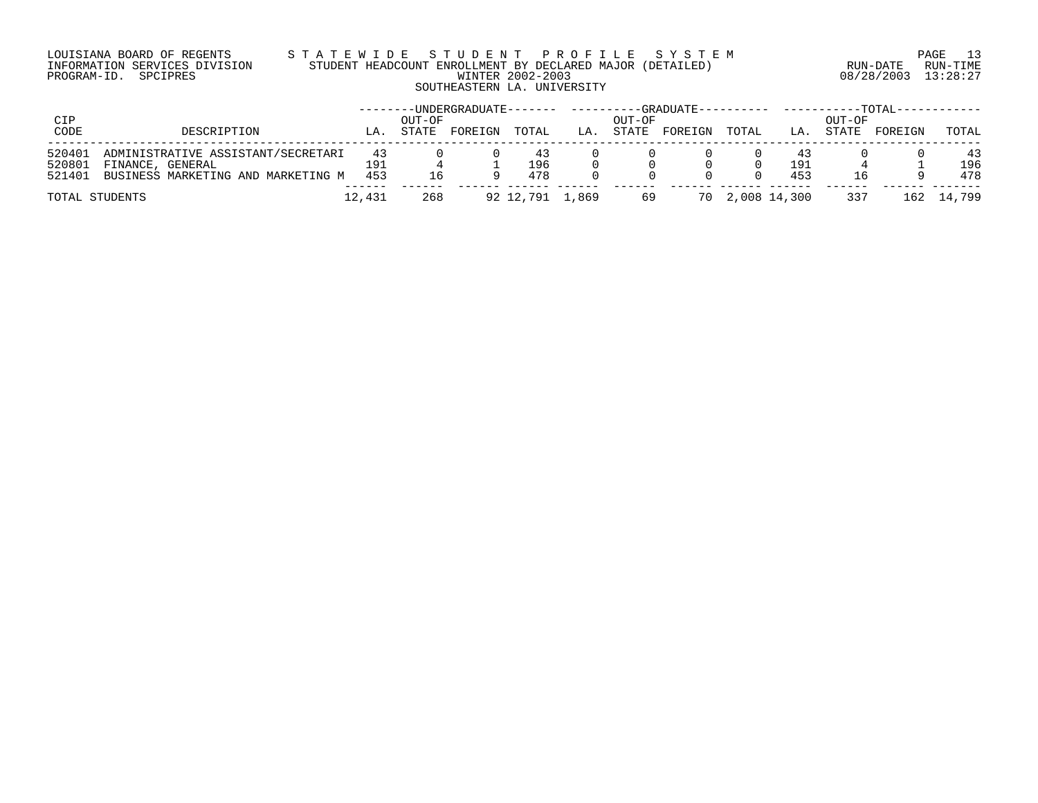LOUISIANA BOARD OF REGENTS — STATEWIDE STUDENT PROFILE SYSTEM
INFORMATION SERVICES DIVISION — STUDENT HEADCOUNT ENROLLMENT BY DECLARED MAJOR (DETAILED)
PROGRAM-ID. SPCIPRES — WINTER 2002-2003 — RUN-DATE 08/28/2003 RUN-TIME 13:28:27

SOUTHEASTERN LA. UNIVERSITY

| CIP CODE | DESCRIPTION | UNDERGRADUATE | | | | GRADUATE | | | | TOTAL | | | |
|---|---|---|---|---|---|---|---|---|---|---|---|---|---|
| | | LA. | OUT-OF STATE | FOREIGN | TOTAL | LA. | OUT-OF STATE | FOREIGN | TOTAL | LA. | OUT-OF STATE | FOREIGN | TOTAL |
| 520401 | ADMINISTRATIVE ASSISTANT/SECRETARI | 43 | 0 | 0 | 43 | 0 | 0 | 0 | 0 | 43 | 0 | 0 | 43 |
| 520801 | FINANCE, GENERAL | 191 | 4 | 1 | 196 | 0 | 0 | 0 | 0 | 191 | 4 | 1 | 196 |
| 521401 | BUSINESS MARKETING AND MARKETING M | 453 | 16 | 9 | 478 | 0 | 0 | 0 | 0 | 453 | 16 | 9 | 478 |
| TOTAL STUDENTS | | 12,431 | 268 | 92 | 12,791 | 1,869 | 69 | 70 | 2,008 | 14,300 | 337 | 162 | 14,799 |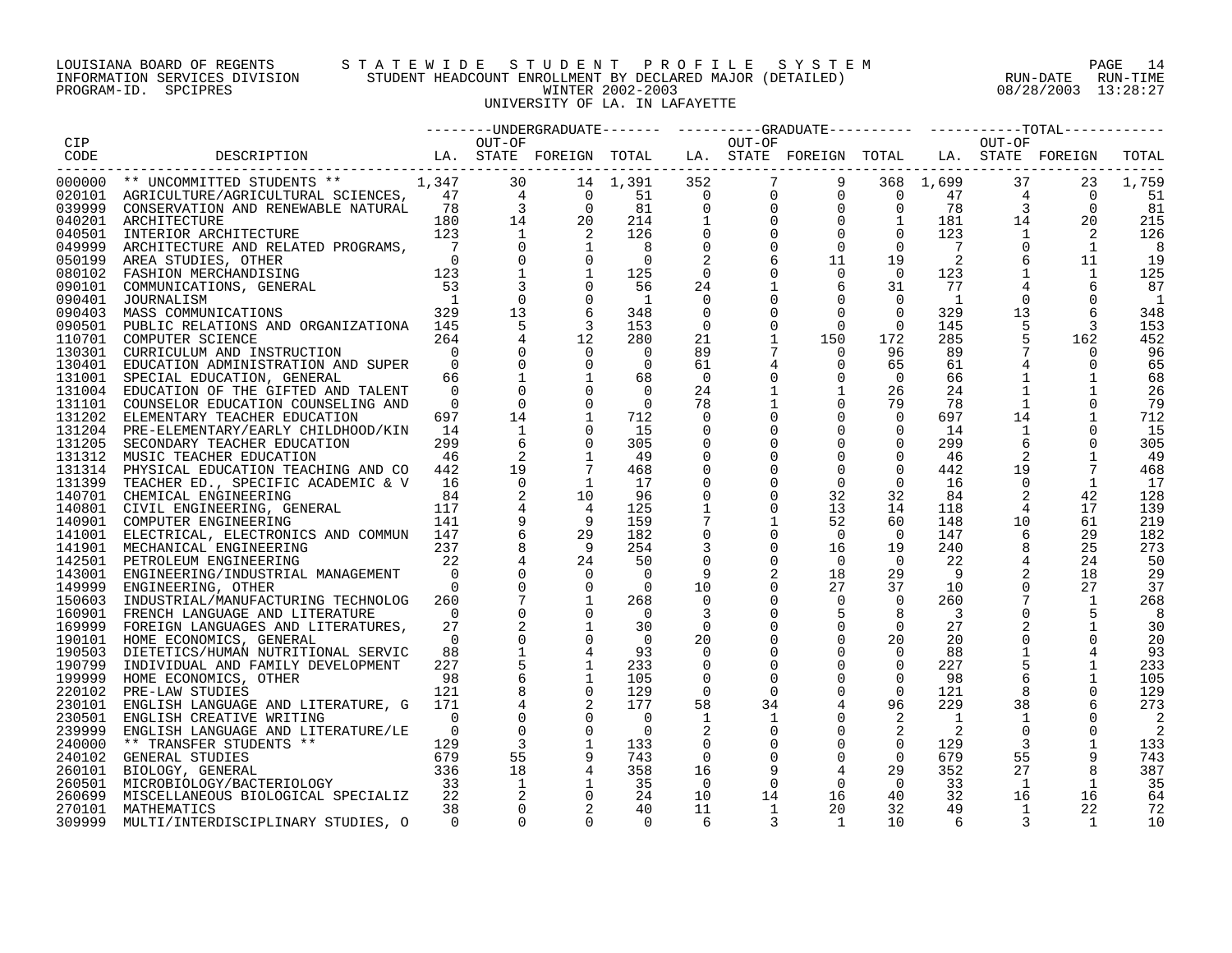LOUISIANA BOARD OF REGENTS — S T A T E W I D E  S T U D E N T  P R O F I L E  S Y S T E M
INFORMATION SERVICES DIVISION — STUDENT HEADCOUNT ENROLLMENT BY DECLARED MAJOR (DETAILED) — RUN-DATE 08/28/2003 RUN-TIME 13:28:27
PROGRAM-ID. SPCIPRES — WINTER 2002-2003

UNIVERSITY OF LA. IN LAFAYETTE

| CIP CODE | DESCRIPTION | UNDERGRADUATE LA. | UNDERGRADUATE OUT-OF STATE | UNDERGRADUATE FOREIGN | UNDERGRADUATE TOTAL | GRADUATE LA. | GRADUATE OUT-OF STATE | GRADUATE FOREIGN | GRADUATE TOTAL | TOTAL LA. | TOTAL OUT-OF STATE | TOTAL FOREIGN | TOTAL |
|---|---|---|---|---|---|---|---|---|---|---|---|---|---|
| 000000 | ** UNCOMMITTED STUDENTS ** | 1,347 | 30 | 14 | 1,391 | 352 | 7 | 9 | 368 | 1,699 | 37 | 23 | 1,759 |
| 020101 | AGRICULTURE/AGRICULTURAL SCIENCES, | 47 | 4 | 0 | 51 | 0 | 0 | 0 | 0 | 47 | 4 | 0 | 51 |
| 039999 | CONSERVATION AND RENEWABLE NATURAL | 78 | 3 | 0 | 81 | 0 | 0 | 0 | 0 | 78 | 3 | 0 | 81 |
| 040201 | ARCHITECTURE | 180 | 14 | 20 | 214 | 1 | 0 | 0 | 1 | 181 | 14 | 20 | 215 |
| 040501 | INTERIOR ARCHITECTURE | 123 | 1 | 2 | 126 | 0 | 0 | 0 | 0 | 123 | 1 | 2 | 126 |
| 049999 | ARCHITECTURE AND RELATED PROGRAMS, | 7 | 0 | 1 | 8 | 0 | 0 | 0 | 0 | 7 | 0 | 1 | 8 |
| 050199 | AREA STUDIES, OTHER | 0 | 0 | 0 | 0 | 2 | 6 | 11 | 19 | 2 | 6 | 11 | 19 |
| 080102 | FASHION MERCHANDISING | 123 | 1 | 1 | 125 | 0 | 0 | 0 | 0 | 123 | 1 | 1 | 125 |
| 090101 | COMMUNICATIONS, GENERAL | 53 | 3 | 0 | 56 | 24 | 1 | 6 | 31 | 77 | 4 | 6 | 87 |
| 090401 | JOURNALISM | 1 | 0 | 0 | 1 | 0 | 0 | 0 | 0 | 1 | 0 | 0 | 1 |
| 090403 | MASS COMMUNICATIONS | 329 | 13 | 6 | 348 | 0 | 0 | 0 | 0 | 329 | 13 | 6 | 348 |
| 090501 | PUBLIC RELATIONS AND ORGANIZATIONA | 145 | 5 | 3 | 153 | 0 | 0 | 0 | 0 | 145 | 5 | 3 | 153 |
| 110701 | COMPUTER SCIENCE | 264 | 4 | 12 | 280 | 21 | 1 | 150 | 172 | 285 | 5 | 162 | 452 |
| 130301 | CURRICULUM AND INSTRUCTION | 0 | 0 | 0 | 0 | 89 | 7 | 0 | 96 | 89 | 7 | 0 | 96 |
| 130401 | EDUCATION ADMINISTRATION AND SUPER | 0 | 0 | 0 | 0 | 61 | 4 | 0 | 65 | 61 | 4 | 0 | 65 |
| 131001 | SPECIAL EDUCATION, GENERAL | 66 | 1 | 1 | 68 | 0 | 0 | 0 | 0 | 66 | 1 | 1 | 68 |
| 131004 | EDUCATION OF THE GIFTED AND TALENT | 0 | 0 | 0 | 0 | 24 | 1 | 1 | 26 | 24 | 1 | 1 | 26 |
| 131101 | COUNSELOR EDUCATION COUNSELING AND | 0 | 0 | 0 | 0 | 78 | 1 | 0 | 79 | 78 | 1 | 0 | 79 |
| 131202 | ELEMENTARY TEACHER EDUCATION | 697 | 14 | 1 | 712 | 0 | 0 | 0 | 0 | 697 | 14 | 1 | 712 |
| 131204 | PRE-ELEMENTARY/EARLY CHILDHOOD/KIN | 14 | 1 | 0 | 15 | 0 | 0 | 0 | 0 | 14 | 1 | 0 | 15 |
| 131205 | SECONDARY TEACHER EDUCATION | 299 | 6 | 0 | 305 | 0 | 0 | 0 | 0 | 299 | 6 | 0 | 305 |
| 131312 | MUSIC TEACHER EDUCATION | 46 | 2 | 1 | 49 | 0 | 0 | 0 | 0 | 46 | 2 | 1 | 49 |
| 131314 | PHYSICAL EDUCATION TEACHING AND CO | 442 | 19 | 7 | 468 | 0 | 0 | 0 | 0 | 442 | 19 | 7 | 468 |
| 131399 | TEACHER ED., SPECIFIC ACADEMIC & V | 16 | 0 | 1 | 17 | 0 | 0 | 0 | 0 | 16 | 0 | 1 | 17 |
| 140701 | CHEMICAL ENGINEERING | 84 | 2 | 10 | 96 | 0 | 0 | 32 | 32 | 84 | 2 | 42 | 128 |
| 140801 | CIVIL ENGINEERING, GENERAL | 117 | 4 | 4 | 125 | 1 | 0 | 13 | 14 | 118 | 4 | 17 | 139 |
| 140901 | COMPUTER ENGINEERING | 141 | 9 | 9 | 159 | 7 | 1 | 52 | 60 | 148 | 10 | 61 | 219 |
| 141001 | ELECTRICAL, ELECTRONICS AND COMMUN | 147 | 6 | 29 | 182 | 0 | 0 | 0 | 0 | 147 | 6 | 29 | 182 |
| 141901 | MECHANICAL ENGINEERING | 237 | 8 | 9 | 254 | 3 | 0 | 16 | 19 | 240 | 8 | 25 | 273 |
| 142501 | PETROLEUM ENGINEERING | 22 | 4 | 24 | 50 | 0 | 0 | 0 | 0 | 22 | 4 | 24 | 50 |
| 143001 | ENGINEERING/INDUSTRIAL MANAGEMENT | 0 | 0 | 0 | 0 | 9 | 2 | 18 | 29 | 9 | 2 | 18 | 29 |
| 149999 | ENGINEERING, OTHER | 0 | 0 | 0 | 0 | 10 | 0 | 27 | 37 | 10 | 0 | 27 | 37 |
| 150603 | INDUSTRIAL/MANUFACTURING TECHNOLOG | 260 | 7 | 1 | 268 | 0 | 0 | 0 | 0 | 260 | 7 | 1 | 268 |
| 160901 | FRENCH LANGUAGE AND LITERATURE | 0 | 0 | 0 | 0 | 3 | 0 | 5 | 8 | 3 | 0 | 5 | 8 |
| 169999 | FOREIGN LANGUAGES AND LITERATURES, | 27 | 2 | 1 | 30 | 0 | 0 | 0 | 0 | 27 | 2 | 1 | 30 |
| 190101 | HOME ECONOMICS, GENERAL | 0 | 0 | 0 | 0 | 20 | 0 | 0 | 20 | 20 | 0 | 0 | 20 |
| 190503 | DIETETICS/HUMAN NUTRITIONAL SERVIC | 88 | 1 | 4 | 93 | 0 | 0 | 0 | 0 | 88 | 1 | 4 | 93 |
| 190799 | INDIVIDUAL AND FAMILY DEVELOPMENT | 227 | 5 | 1 | 233 | 0 | 0 | 0 | 0 | 227 | 5 | 1 | 233 |
| 199999 | HOME ECONOMICS, OTHER | 98 | 6 | 1 | 105 | 0 | 0 | 0 | 0 | 98 | 6 | 1 | 105 |
| 220102 | PRE-LAW STUDIES | 121 | 8 | 0 | 129 | 0 | 0 | 0 | 0 | 121 | 8 | 0 | 129 |
| 230101 | ENGLISH LANGUAGE AND LITERATURE, G | 171 | 4 | 2 | 177 | 58 | 34 | 4 | 96 | 229 | 38 | 6 | 273 |
| 230501 | ENGLISH CREATIVE WRITING | 0 | 0 | 0 | 0 | 1 | 1 | 0 | 2 | 1 | 1 | 0 | 2 |
| 239999 | ENGLISH LANGUAGE AND LITERATURE/LE | 0 | 0 | 0 | 0 | 2 | 0 | 0 | 2 | 2 | 0 | 0 | 2 |
| 240000 | ** TRANSFER STUDENTS ** | 129 | 3 | 1 | 133 | 0 | 0 | 0 | 0 | 129 | 3 | 1 | 133 |
| 240102 | GENERAL STUDIES | 679 | 55 | 9 | 743 | 0 | 0 | 0 | 0 | 679 | 55 | 9 | 743 |
| 260101 | BIOLOGY, GENERAL | 336 | 18 | 4 | 358 | 16 | 9 | 4 | 29 | 352 | 27 | 8 | 387 |
| 260501 | MICROBIOLOGY/BACTERIOLOGY | 33 | 1 | 1 | 35 | 0 | 0 | 0 | 0 | 33 | 1 | 1 | 35 |
| 260699 | MISCELLANEOUS BIOLOGICAL SPECIALIZ | 22 | 2 | 0 | 24 | 10 | 14 | 16 | 40 | 32 | 16 | 16 | 64 |
| 270101 | MATHEMATICS | 38 | 0 | 2 | 40 | 11 | 1 | 20 | 32 | 49 | 1 | 22 | 72 |
| 309999 | MULTI/INTERDISCIPLINARY STUDIES, O | 0 | 0 | 0 | 0 | 6 | 3 | 1 | 10 | 6 | 3 | 1 | 10 |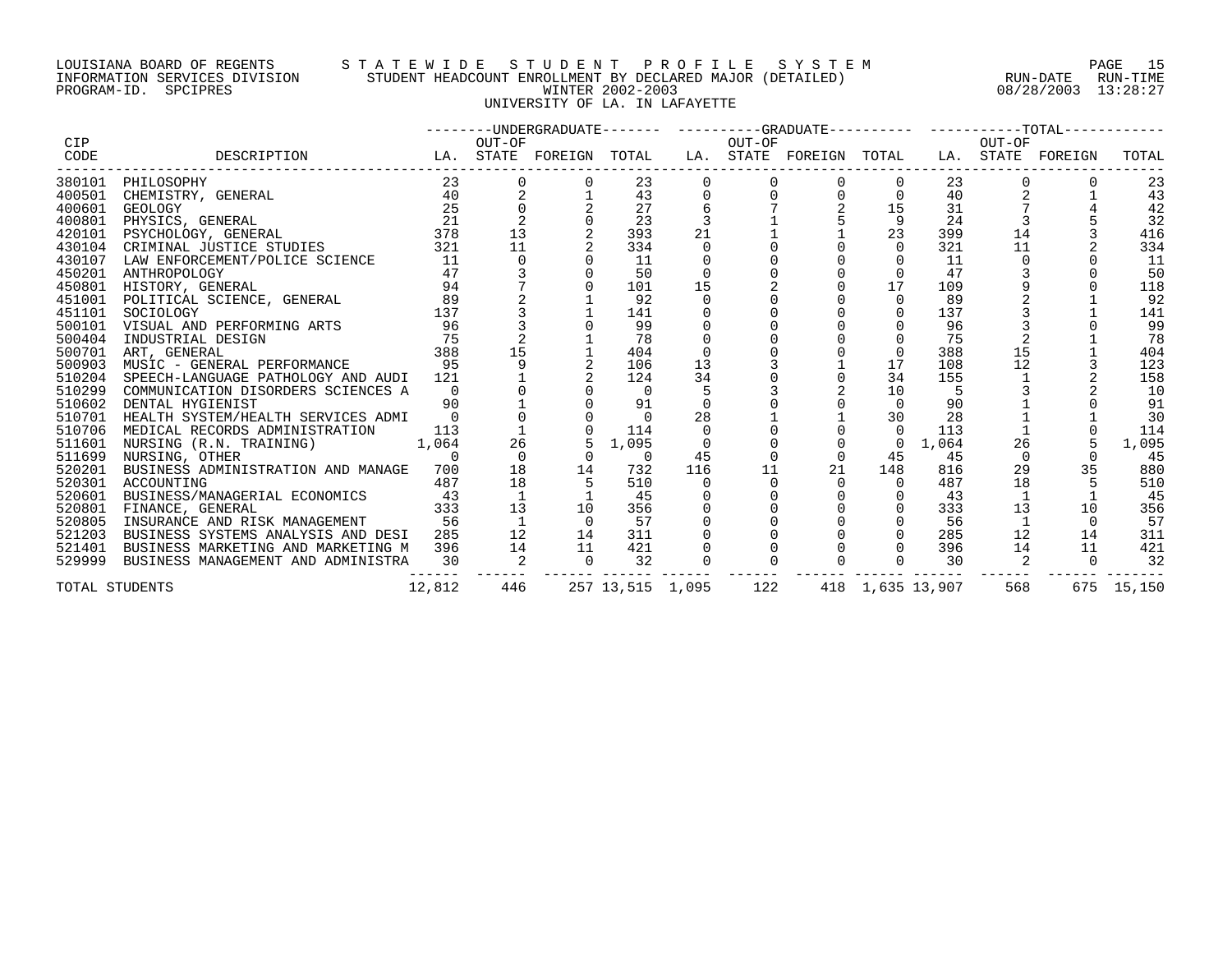LOUISIANA BOARD OF REGENTS — STATEWIDE STUDENT PROFILE SYSTEM
INFORMATION SERVICES DIVISION — STUDENT HEADCOUNT ENROLLMENT BY DECLARED MAJOR (DETAILED) — RUN-DATE 08/28/2003 RUN-TIME 13:28:27
PROGRAM-ID. SPCIPRES — WINTER 2002-2003

UNIVERSITY OF LA. IN LAFAYETTE

| CIP CODE | DESCRIPTION | UNDERGRADUATE LA. | UNDERGRADUATE OUT-OF STATE | UNDERGRADUATE FOREIGN | UNDERGRADUATE TOTAL | GRADUATE LA. | GRADUATE OUT-OF STATE | GRADUATE FOREIGN | GRADUATE TOTAL | TOTAL LA. | TOTAL OUT-OF STATE | TOTAL FOREIGN | TOTAL |
|---|---|---|---|---|---|---|---|---|---|---|---|---|---|
| 380101 | PHILOSOPHY | 23 | 0 | 0 | 23 | 0 | 0 | 0 | 0 | 23 | 0 | 0 | 23 |
| 400501 | CHEMISTRY, GENERAL | 40 | 2 | 1 | 43 | 0 | 0 | 0 | 0 | 40 | 2 | 1 | 43 |
| 400601 | GEOLOGY | 25 | 0 | 2 | 27 | 6 | 7 | 2 | 15 | 31 | 7 | 4 | 42 |
| 400801 | PHYSICS, GENERAL | 21 | 2 | 0 | 23 | 3 | 1 | 5 | 9 | 24 | 3 | 5 | 32 |
| 420101 | PSYCHOLOGY, GENERAL | 378 | 13 | 2 | 393 | 21 | 1 | 1 | 23 | 399 | 14 | 3 | 416 |
| 430104 | CRIMINAL JUSTICE STUDIES | 321 | 11 | 2 | 334 | 0 | 0 | 0 | 0 | 321 | 11 | 2 | 334 |
| 430107 | LAW ENFORCEMENT/POLICE SCIENCE | 11 | 0 | 0 | 11 | 0 | 0 | 0 | 0 | 11 | 0 | 0 | 11 |
| 450201 | ANTHROPOLOGY | 47 | 3 | 0 | 50 | 0 | 0 | 0 | 0 | 47 | 3 | 0 | 50 |
| 450801 | HISTORY, GENERAL | 94 | 7 | 0 | 101 | 15 | 2 | 0 | 17 | 109 | 9 | 0 | 118 |
| 451001 | POLITICAL SCIENCE, GENERAL | 89 | 2 | 1 | 92 | 0 | 0 | 0 | 0 | 89 | 2 | 1 | 92 |
| 451101 | SOCIOLOGY | 137 | 3 | 1 | 141 | 0 | 0 | 0 | 0 | 137 | 3 | 1 | 141 |
| 500101 | VISUAL AND PERFORMING ARTS | 96 | 3 | 0 | 99 | 0 | 0 | 0 | 0 | 96 | 3 | 0 | 99 |
| 500404 | INDUSTRIAL DESIGN | 75 | 2 | 1 | 78 | 0 | 0 | 0 | 0 | 75 | 2 | 1 | 78 |
| 500701 | ART, GENERAL | 388 | 15 | 1 | 404 | 0 | 0 | 0 | 0 | 388 | 15 | 1 | 404 |
| 500903 | MUSIC - GENERAL PERFORMANCE | 95 | 9 | 2 | 106 | 13 | 3 | 1 | 17 | 108 | 12 | 3 | 123 |
| 510204 | SPEECH-LANGUAGE PATHOLOGY AND AUDI | 121 | 1 | 2 | 124 | 34 | 0 | 0 | 34 | 155 | 1 | 2 | 158 |
| 510299 | COMMUNICATION DISORDERS SCIENCES A | 0 | 0 | 0 | 0 | 5 | 3 | 2 | 10 | 5 | 3 | 2 | 10 |
| 510602 | DENTAL HYGIENIST | 90 | 1 | 0 | 91 | 0 | 0 | 0 | 0 | 90 | 1 | 0 | 91 |
| 510701 | HEALTH SYSTEM/HEALTH SERVICES ADMI | 0 | 0 | 0 | 0 | 28 | 1 | 1 | 30 | 28 | 1 | 1 | 30 |
| 510706 | MEDICAL RECORDS ADMINISTRATION | 113 | 1 | 0 | 114 | 0 | 0 | 0 | 0 | 113 | 1 | 0 | 114 |
| 511601 | NURSING (R.N. TRAINING) | 1,064 | 26 | 5 | 1,095 | 0 | 0 | 0 | 0 | 1,064 | 26 | 5 | 1,095 |
| 511699 | NURSING, OTHER | 0 | 0 | 0 | 0 | 45 | 0 | 0 | 45 | 45 | 0 | 0 | 45 |
| 520201 | BUSINESS ADMINISTRATION AND MANAGE | 700 | 18 | 14 | 732 | 116 | 11 | 21 | 148 | 816 | 29 | 35 | 880 |
| 520301 | ACCOUNTING | 487 | 18 | 5 | 510 | 0 | 0 | 0 | 0 | 487 | 18 | 5 | 510 |
| 520601 | BUSINESS/MANAGERIAL ECONOMICS | 43 | 1 | 1 | 45 | 0 | 0 | 0 | 0 | 43 | 1 | 1 | 45 |
| 520801 | FINANCE, GENERAL | 333 | 13 | 10 | 356 | 0 | 0 | 0 | 0 | 333 | 13 | 10 | 356 |
| 520805 | INSURANCE AND RISK MANAGEMENT | 56 | 1 | 0 | 57 | 0 | 0 | 0 | 0 | 56 | 1 | 0 | 57 |
| 521203 | BUSINESS SYSTEMS ANALYSIS AND DESI | 285 | 12 | 14 | 311 | 0 | 0 | 0 | 0 | 285 | 12 | 14 | 311 |
| 521401 | BUSINESS MARKETING AND MARKETING M | 396 | 14 | 11 | 421 | 0 | 0 | 0 | 0 | 396 | 14 | 11 | 421 |
| 529999 | BUSINESS MANAGEMENT AND ADMINISTRA | 30 | 2 | 0 | 32 | 0 | 0 | 0 | 0 | 30 | 2 | 0 | 32 |
| TOTAL STUDENTS | | 12,812 | 446 | 257 | 13,515 | 1,095 | 122 | 418 | 1,635 | 13,907 | 568 | 675 | 15,150 |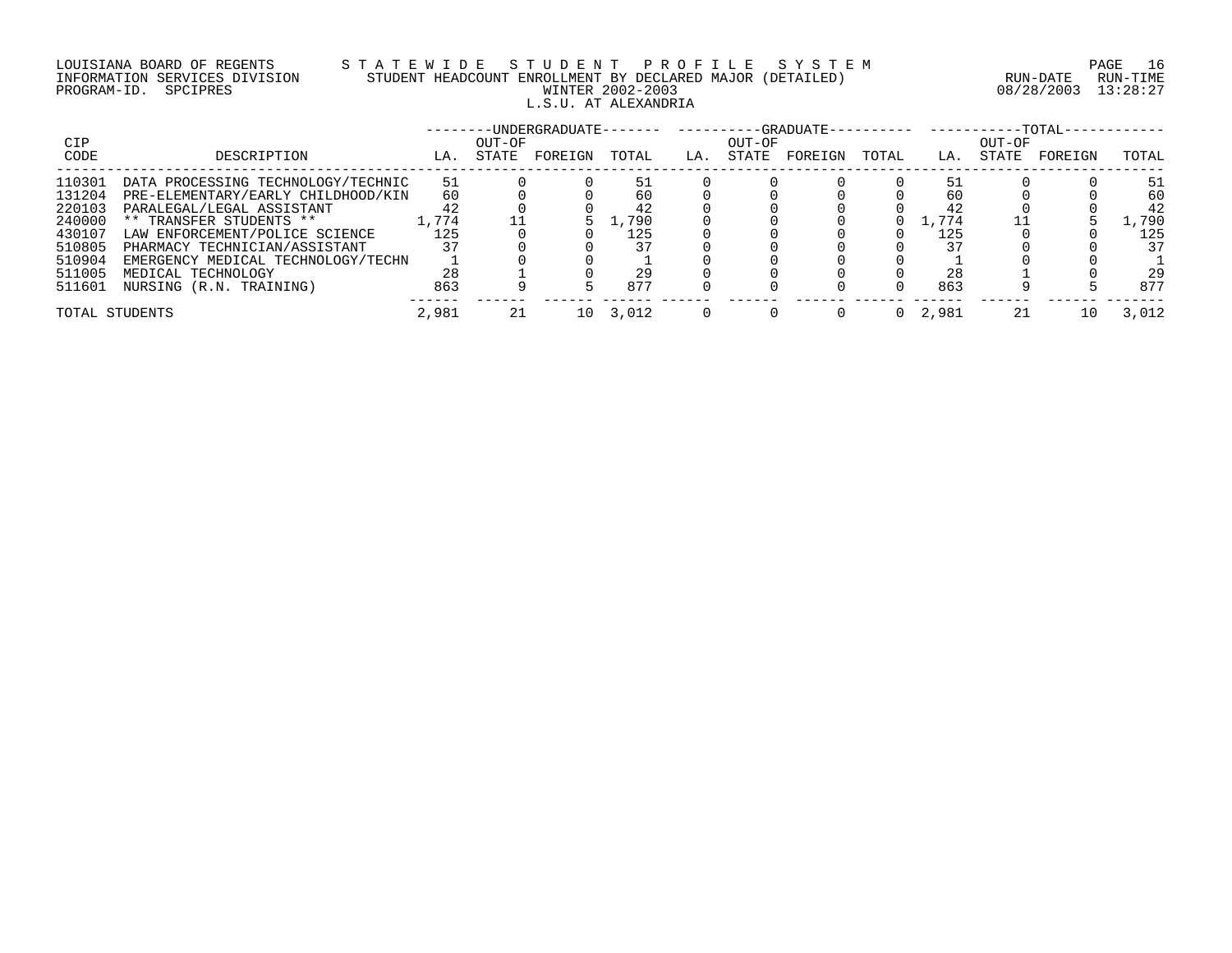LOUISIANA BOARD OF REGENTS — STATEWIDE STUDENT PROFILE SYSTEM
INFORMATION SERVICES DIVISION — STUDENT HEADCOUNT ENROLLMENT BY DECLARED MAJOR (DETAILED)
PROGRAM-ID. SPCIPRES — WINTER 2002-2003
RUN-DATE 08/28/2003 RUN-TIME 13:28:27

L.S.U. AT ALEXANDRIA

| CIP CODE | DESCRIPTION | UNDERGRADUATE LA. | UNDERGRADUATE OUT-OF STATE | UNDERGRADUATE FOREIGN | UNDERGRADUATE TOTAL | GRADUATE LA. | GRADUATE OUT-OF STATE | GRADUATE FOREIGN | GRADUATE TOTAL | TOTAL LA. | TOTAL OUT-OF STATE | TOTAL FOREIGN | TOTAL |
|---|---|---|---|---|---|---|---|---|---|---|---|---|---|
| 110301 | DATA PROCESSING TECHNOLOGY/TECHNIC | 51 | 0 | 0 | 51 | 0 | 0 | 0 | 0 | 51 | 0 | 0 | 51 |
| 131204 | PRE-ELEMENTARY/EARLY CHILDHOOD/KIN | 60 | 0 | 0 | 60 | 0 | 0 | 0 | 0 | 60 | 0 | 0 | 60 |
| 220103 | PARALEGAL/LEGAL ASSISTANT | 42 | 0 | 0 | 42 | 0 | 0 | 0 | 0 | 42 | 0 | 0 | 42 |
| 240000 | ** TRANSFER STUDENTS ** | 1,774 | 11 | 5 | 1,790 | 0 | 0 | 0 | 0 | 1,774 | 11 | 5 | 1,790 |
| 430107 | LAW ENFORCEMENT/POLICE SCIENCE | 125 | 0 | 0 | 125 | 0 | 0 | 0 | 0 | 125 | 0 | 0 | 125 |
| 510805 | PHARMACY TECHNICIAN/ASSISTANT | 37 | 0 | 0 | 37 | 0 | 0 | 0 | 0 | 37 | 0 | 0 | 37 |
| 510904 | EMERGENCY MEDICAL TECHNOLOGY/TECHN | 1 | 0 | 0 | 1 | 0 | 0 | 0 | 0 | 1 | 0 | 0 | 1 |
| 511005 | MEDICAL TECHNOLOGY | 28 | 1 | 0 | 29 | 0 | 0 | 0 | 0 | 28 | 1 | 0 | 29 |
| 511601 | NURSING (R.N. TRAINING) | 863 | 9 | 5 | 877 | 0 | 0 | 0 | 0 | 863 | 9 | 5 | 877 |
| TOTAL STUDENTS | | 2,981 | 21 | 10 | 3,012 | 0 | 0 | 0 | 0 | 2,981 | 21 | 10 | 3,012 |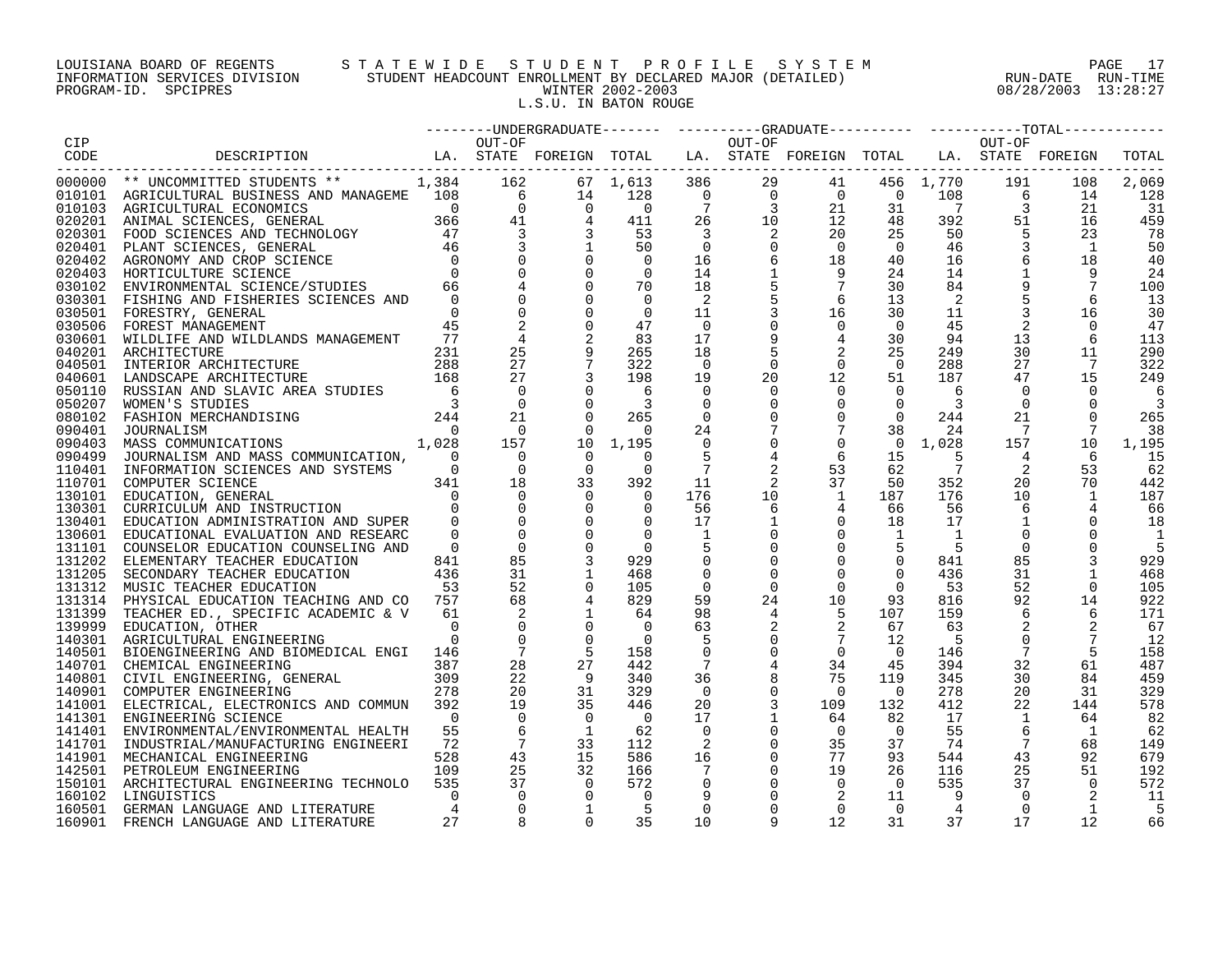LOUISIANA BOARD OF REGENTS — STATEWIDE STUDENT PROFILE SYSTEM
INFORMATION SERVICES DIVISION — STUDENT HEADCOUNT ENROLLMENT BY DECLARED MAJOR (DETAILED) — RUN-DATE 08/28/2003 RUN-TIME 13:28:27
PROGRAM-ID. SPCIPRES — WINTER 2002-2003
L.S.U. IN BATON ROUGE

| CIP CODE | DESCRIPTION | UNDERGRADUATE LA. | UNDERGRADUATE OUT-OF STATE | UNDERGRADUATE FOREIGN | UNDERGRADUATE TOTAL | GRADUATE LA. | GRADUATE OUT-OF STATE | GRADUATE FOREIGN | GRADUATE TOTAL | TOTAL LA. | TOTAL OUT-OF STATE | TOTAL FOREIGN | TOTAL |
|---|---|---|---|---|---|---|---|---|---|---|---|---|---|
| 000000 | ** UNCOMMITTED STUDENTS ** | 1,384 | 162 | 67 | 1,613 | 386 | 29 | 41 | 456 | 1,770 | 191 | 108 | 2,069 |
| 010101 | AGRICULTURAL BUSINESS AND MANAGEME | 108 | 6 | 14 | 128 | 0 | 0 | 0 | 0 | 108 | 6 | 14 | 128 |
| 010103 | AGRICULTURAL ECONOMICS | 0 | 0 | 0 | 0 | 7 | 3 | 21 | 31 | 7 | 3 | 21 | 31 |
| 020201 | ANIMAL SCIENCES, GENERAL | 366 | 41 | 4 | 411 | 26 | 10 | 12 | 48 | 392 | 51 | 16 | 459 |
| 020301 | FOOD SCIENCES AND TECHNOLOGY | 47 | 3 | 3 | 53 | 3 | 2 | 20 | 25 | 50 | 5 | 23 | 78 |
| 020401 | PLANT SCIENCES, GENERAL | 46 | 3 | 1 | 50 | 0 | 0 | 0 | 0 | 46 | 3 | 1 | 50 |
| 020402 | AGRONOMY AND CROP SCIENCE | 0 | 0 | 0 | 0 | 16 | 6 | 18 | 40 | 16 | 6 | 18 | 40 |
| 020403 | HORTICULTURE SCIENCE | 0 | 0 | 0 | 0 | 14 | 1 | 9 | 24 | 14 | 1 | 9 | 24 |
| 030102 | ENVIRONMENTAL SCIENCE/STUDIES | 66 | 4 | 0 | 70 | 18 | 5 | 7 | 30 | 84 | 9 | 7 | 100 |
| 030301 | FISHING AND FISHERIES SCIENCES AND | 0 | 0 | 0 | 0 | 2 | 5 | 6 | 13 | 2 | 5 | 6 | 13 |
| 030501 | FORESTRY, GENERAL | 0 | 0 | 0 | 0 | 11 | 3 | 16 | 30 | 11 | 3 | 16 | 30 |
| 030506 | FOREST MANAGEMENT | 45 | 2 | 0 | 47 | 0 | 0 | 0 | 0 | 45 | 2 | 0 | 47 |
| 030601 | WILDLIFE AND WILDLANDS MANAGEMENT | 77 | 4 | 2 | 83 | 17 | 9 | 4 | 30 | 94 | 13 | 6 | 113 |
| 040201 | ARCHITECTURE | 231 | 25 | 9 | 265 | 18 | 5 | 2 | 25 | 249 | 30 | 11 | 290 |
| 040501 | INTERIOR ARCHITECTURE | 288 | 27 | 7 | 322 | 0 | 0 | 0 | 0 | 288 | 27 | 7 | 322 |
| 040601 | LANDSCAPE ARCHITECTURE | 168 | 27 | 3 | 198 | 19 | 20 | 12 | 51 | 187 | 47 | 15 | 249 |
| 050110 | RUSSIAN AND SLAVIC AREA STUDIES | 6 | 0 | 0 | 6 | 0 | 0 | 0 | 0 | 6 | 0 | 0 | 6 |
| 050207 | WOMEN'S STUDIES | 3 | 0 | 0 | 3 | 0 | 0 | 0 | 0 | 3 | 0 | 0 | 3 |
| 080102 | FASHION MERCHANDISING | 244 | 21 | 0 | 265 | 0 | 0 | 0 | 0 | 244 | 21 | 0 | 265 |
| 090401 | JOURNALISM | 0 | 0 | 0 | 0 | 24 | 7 | 7 | 38 | 24 | 7 | 7 | 38 |
| 090403 | MASS COMMUNICATIONS | 1,028 | 157 | 10 | 1,195 | 0 | 0 | 0 | 0 | 1,028 | 157 | 10 | 1,195 |
| 090499 | JOURNALISM AND MASS COMMUNICATION, | 0 | 0 | 0 | 0 | 5 | 4 | 6 | 15 | 5 | 4 | 6 | 15 |
| 110401 | INFORMATION SCIENCES AND SYSTEMS | 0 | 0 | 0 | 0 | 7 | 2 | 53 | 62 | 7 | 2 | 53 | 62 |
| 110701 | COMPUTER SCIENCE | 341 | 18 | 33 | 392 | 11 | 2 | 37 | 50 | 352 | 20 | 70 | 442 |
| 130101 | EDUCATION, GENERAL | 0 | 0 | 0 | 0 | 176 | 10 | 1 | 187 | 176 | 10 | 1 | 187 |
| 130301 | CURRICULUM AND INSTRUCTION | 0 | 0 | 0 | 0 | 56 | 6 | 4 | 66 | 56 | 6 | 4 | 66 |
| 130401 | EDUCATION ADMINISTRATION AND SUPER | 0 | 0 | 0 | 0 | 17 | 1 | 0 | 18 | 17 | 1 | 0 | 18 |
| 130601 | EDUCATIONAL EVALUATION AND RESEARC | 0 | 0 | 0 | 0 | 1 | 0 | 0 | 1 | 1 | 0 | 0 | 1 |
| 131101 | COUNSELOR EDUCATION COUNSELING AND | 0 | 0 | 0 | 0 | 5 | 0 | 0 | 5 | 5 | 0 | 0 | 5 |
| 131202 | ELEMENTARY TEACHER EDUCATION | 841 | 85 | 3 | 929 | 0 | 0 | 0 | 0 | 841 | 85 | 3 | 929 |
| 131205 | SECONDARY TEACHER EDUCATION | 436 | 31 | 1 | 468 | 0 | 0 | 0 | 0 | 436 | 31 | 1 | 468 |
| 131312 | MUSIC TEACHER EDUCATION | 53 | 52 | 0 | 105 | 0 | 0 | 0 | 0 | 53 | 52 | 0 | 105 |
| 131314 | PHYSICAL EDUCATION TEACHING AND CO | 757 | 68 | 4 | 829 | 59 | 24 | 10 | 93 | 816 | 92 | 14 | 922 |
| 131399 | TEACHER ED., SPECIFIC ACADEMIC & V | 61 | 2 | 1 | 64 | 98 | 4 | 5 | 107 | 159 | 6 | 6 | 171 |
| 139999 | EDUCATION, OTHER | 0 | 0 | 0 | 0 | 63 | 2 | 2 | 67 | 63 | 2 | 2 | 67 |
| 140301 | AGRICULTURAL ENGINEERING | 0 | 0 | 0 | 0 | 5 | 0 | 7 | 12 | 5 | 0 | 7 | 12 |
| 140501 | BIOENGINEERING AND BIOMEDICAL ENGI | 146 | 7 | 5 | 158 | 0 | 0 | 0 | 0 | 146 | 7 | 5 | 158 |
| 140701 | CHEMICAL ENGINEERING | 387 | 28 | 27 | 442 | 7 | 4 | 34 | 45 | 394 | 32 | 61 | 487 |
| 140801 | CIVIL ENGINEERING, GENERAL | 309 | 22 | 9 | 340 | 36 | 8 | 75 | 119 | 345 | 30 | 84 | 459 |
| 140901 | COMPUTER ENGINEERING | 278 | 20 | 31 | 329 | 0 | 0 | 0 | 0 | 278 | 20 | 31 | 329 |
| 141001 | ELECTRICAL, ELECTRONICS AND COMMUN | 392 | 19 | 35 | 446 | 20 | 3 | 109 | 132 | 412 | 22 | 144 | 578 |
| 141301 | ENGINEERING SCIENCE | 0 | 0 | 0 | 0 | 17 | 1 | 64 | 82 | 17 | 1 | 64 | 82 |
| 141401 | ENVIRONMENTAL/ENVIRONMENTAL HEALTH | 55 | 6 | 1 | 62 | 0 | 0 | 0 | 0 | 55 | 6 | 1 | 62 |
| 141701 | INDUSTRIAL/MANUFACTURING ENGINEERI | 72 | 7 | 33 | 112 | 2 | 0 | 35 | 37 | 74 | 7 | 68 | 149 |
| 141901 | MECHANICAL ENGINEERING | 528 | 43 | 15 | 586 | 16 | 0 | 77 | 93 | 544 | 43 | 92 | 679 |
| 142501 | PETROLEUM ENGINEERING | 109 | 25 | 32 | 166 | 7 | 0 | 19 | 26 | 116 | 25 | 51 | 192 |
| 150101 | ARCHITECTURAL ENGINEERING TECHNOLO | 535 | 37 | 0 | 572 | 0 | 0 | 0 | 0 | 535 | 37 | 0 | 572 |
| 160102 | LINGUISTICS | 0 | 0 | 0 | 0 | 9 | 0 | 2 | 11 | 9 | 0 | 2 | 11 |
| 160501 | GERMAN LANGUAGE AND LITERATURE | 4 | 0 | 1 | 5 | 0 | 0 | 0 | 0 | 4 | 0 | 1 | 5 |
| 160901 | FRENCH LANGUAGE AND LITERATURE | 27 | 8 | 0 | 35 | 10 | 9 | 12 | 31 | 37 | 17 | 12 | 66 |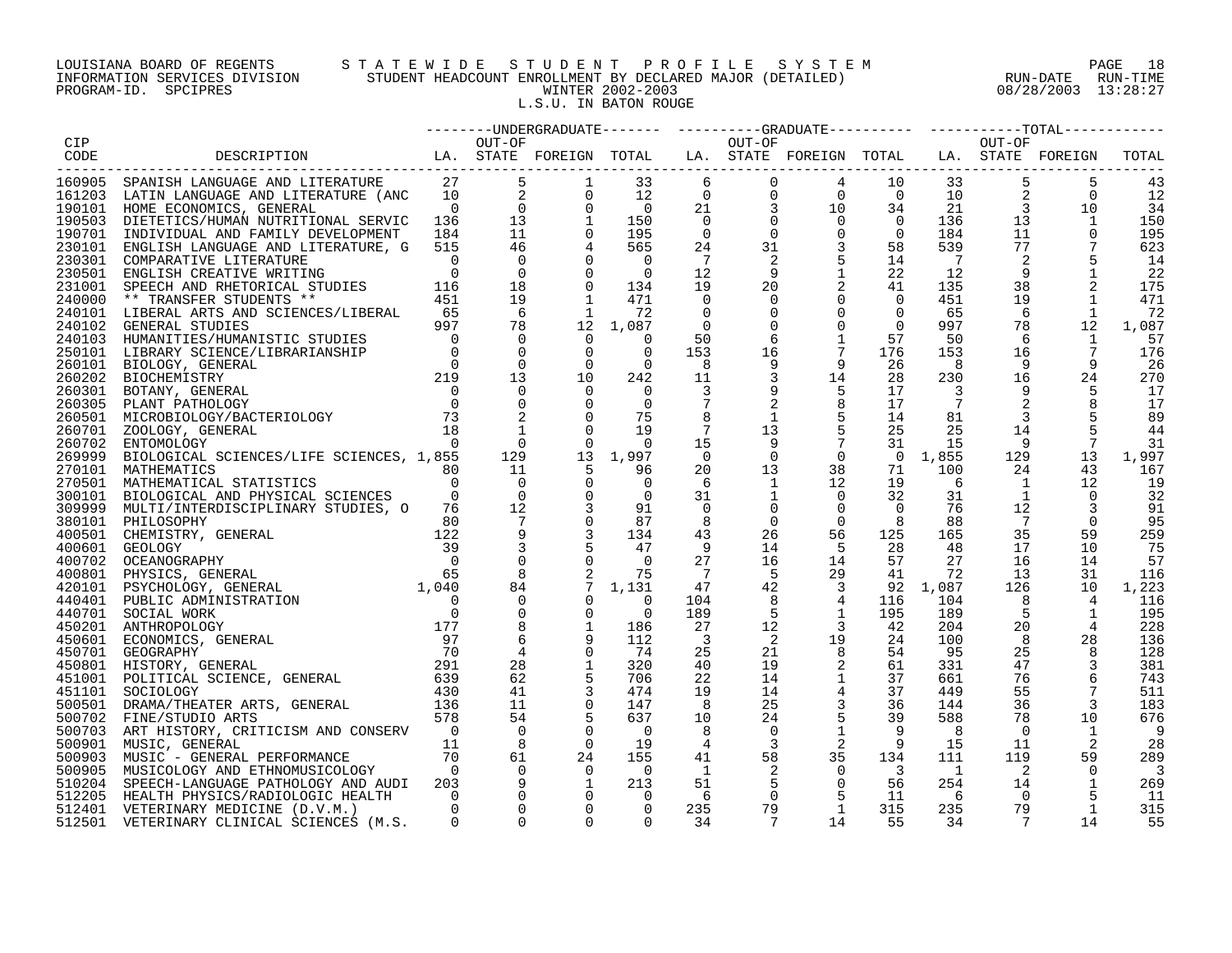LOUISIANA BOARD OF REGENTS STATEWIDE STUDENT PROFILE SYSTEM
INFORMATION SERVICES DIVISION STUDENT HEADCOUNT ENROLLMENT BY DECLARED MAJOR (DETAILED)
PROGRAM-ID. SPCIPRES WINTER 2002-2003
L.S.U. IN BATON ROUGE

RUN-DATE 08/28/2003 RUN-TIME 13:28:27

| CIP CODE | DESCRIPTION | UNDERGRADUATE LA. | UNDERGRADUATE OUT-OF STATE | UNDERGRADUATE FOREIGN | UNDERGRADUATE TOTAL | GRADUATE LA. | GRADUATE OUT-OF STATE | GRADUATE FOREIGN | GRADUATE TOTAL | TOTAL LA. | TOTAL OUT-OF STATE | TOTAL FOREIGN | TOTAL |
|---|---|---|---|---|---|---|---|---|---|---|---|---|---|
| 160905 | SPANISH LANGUAGE AND LITERATURE | 27 | 5 | 1 | 33 | 6 | 0 | 4 | 10 | 33 | 5 | 5 | 43 |
| 161203 | LATIN LANGUAGE AND LITERATURE (ANC | 10 | 2 | 0 | 12 | 0 | 0 | 0 | 0 | 10 | 2 | 0 | 12 |
| 190101 | HOME ECONOMICS, GENERAL | 0 | 0 | 0 | 0 | 21 | 3 | 10 | 34 | 21 | 3 | 10 | 34 |
| 190503 | DIETETICS/HUMAN NUTRITIONAL SERVIC | 136 | 13 | 1 | 150 | 0 | 0 | 0 | 0 | 136 | 13 | 1 | 150 |
| 190701 | INDIVIDUAL AND FAMILY DEVELOPMENT | 184 | 11 | 0 | 195 | 0 | 0 | 0 | 0 | 184 | 11 | 0 | 195 |
| 230101 | ENGLISH LANGUAGE AND LITERATURE, G | 515 | 46 | 4 | 565 | 24 | 31 | 3 | 58 | 539 | 77 | 7 | 623 |
| 230301 | COMPARATIVE LITERATURE | 0 | 0 | 0 | 0 | 7 | 2 | 5 | 14 | 7 | 2 | 5 | 14 |
| 230501 | ENGLISH CREATIVE WRITING | 0 | 0 | 0 | 0 | 12 | 9 | 1 | 22 | 12 | 9 | 1 | 22 |
| 231001 | SPEECH AND RHETORICAL STUDIES | 116 | 18 | 0 | 134 | 19 | 20 | 2 | 41 | 135 | 38 | 2 | 175 |
| 240000 | ** TRANSFER STUDENTS ** | 451 | 19 | 1 | 471 | 0 | 0 | 0 | 0 | 451 | 19 | 1 | 471 |
| 240101 | LIBERAL ARTS AND SCIENCES/LIBERAL | 65 | 6 | 1 | 72 | 0 | 0 | 0 | 0 | 65 | 6 | 1 | 72 |
| 240102 | GENERAL STUDIES | 997 | 78 | 12 | 1,087 | 0 | 0 | 0 | 0 | 997 | 78 | 12 | 1,087 |
| 240103 | HUMANITIES/HUMANISTIC STUDIES | 0 | 0 | 0 | 0 | 50 | 6 | 1 | 57 | 50 | 6 | 1 | 57 |
| 250101 | LIBRARY SCIENCE/LIBRARIANSHIP | 0 | 0 | 0 | 0 | 153 | 16 | 7 | 176 | 153 | 16 | 7 | 176 |
| 260101 | BIOLOGY, GENERAL | 0 | 0 | 0 | 0 | 8 | 9 | 9 | 26 | 8 | 9 | 9 | 26 |
| 260202 | BIOCHEMISTRY | 219 | 13 | 10 | 242 | 11 | 3 | 14 | 28 | 230 | 16 | 24 | 270 |
| 260301 | BOTANY, GENERAL | 0 | 0 | 0 | 0 | 3 | 9 | 5 | 17 | 3 | 9 | 5 | 17 |
| 260305 | PLANT PATHOLOGY | 0 | 0 | 0 | 0 | 7 | 2 | 8 | 17 | 7 | 2 | 8 | 17 |
| 260501 | MICROBIOLOGY/BACTERIOLOGY | 73 | 2 | 0 | 75 | 8 | 1 | 5 | 14 | 81 | 3 | 5 | 89 |
| 260701 | ZOOLOGY, GENERAL | 18 | 1 | 0 | 19 | 7 | 13 | 5 | 25 | 25 | 14 | 5 | 44 |
| 260702 | ENTOMOLOGY | 0 | 0 | 0 | 0 | 15 | 9 | 7 | 31 | 15 | 9 | 7 | 31 |
| 269999 | BIOLOGICAL SCIENCES/LIFE SCIENCES, | 1,855 | 129 | 13 | 1,997 | 0 | 0 | 0 | 0 | 1,855 | 129 | 13 | 1,997 |
| 270101 | MATHEMATICS | 80 | 11 | 5 | 96 | 20 | 13 | 38 | 71 | 100 | 24 | 43 | 167 |
| 270501 | MATHEMATICAL STATISTICS | 0 | 0 | 0 | 0 | 6 | 1 | 12 | 19 | 6 | 1 | 12 | 19 |
| 300101 | BIOLOGICAL AND PHYSICAL SCIENCES | 0 | 0 | 0 | 0 | 31 | 1 | 0 | 32 | 31 | 1 | 0 | 32 |
| 309999 | MULTI/INTERDISCIPLINARY STUDIES, O | 76 | 12 | 3 | 91 | 0 | 0 | 0 | 0 | 76 | 12 | 3 | 91 |
| 380101 | PHILOSOPHY | 80 | 7 | 0 | 87 | 8 | 0 | 0 | 8 | 88 | 7 | 0 | 95 |
| 400501 | CHEMISTRY, GENERAL | 122 | 9 | 3 | 134 | 43 | 26 | 56 | 125 | 165 | 35 | 59 | 259 |
| 400601 | GEOLOGY | 39 | 3 | 5 | 47 | 9 | 14 | 5 | 28 | 48 | 17 | 10 | 75 |
| 400702 | OCEANOGRAPHY | 0 | 0 | 0 | 0 | 27 | 16 | 14 | 57 | 27 | 16 | 14 | 57 |
| 400801 | PHYSICS, GENERAL | 65 | 8 | 2 | 75 | 7 | 5 | 29 | 41 | 72 | 13 | 31 | 116 |
| 420101 | PSYCHOLOGY, GENERAL | 1,040 | 84 | 7 | 1,131 | 47 | 42 | 3 | 92 | 1,087 | 126 | 10 | 1,223 |
| 440401 | PUBLIC ADMINISTRATION | 0 | 0 | 0 | 0 | 104 | 8 | 4 | 116 | 104 | 8 | 4 | 116 |
| 440701 | SOCIAL WORK | 0 | 0 | 0 | 0 | 189 | 5 | 1 | 195 | 189 | 5 | 1 | 195 |
| 450201 | ANTHROPOLOGY | 177 | 8 | 1 | 186 | 27 | 12 | 3 | 42 | 204 | 20 | 4 | 228 |
| 450601 | ECONOMICS, GENERAL | 97 | 6 | 9 | 112 | 3 | 2 | 19 | 24 | 100 | 8 | 28 | 136 |
| 450701 | GEOGRAPHY | 70 | 4 | 0 | 74 | 25 | 21 | 8 | 54 | 95 | 25 | 8 | 128 |
| 450801 | HISTORY, GENERAL | 291 | 28 | 1 | 320 | 40 | 19 | 2 | 61 | 331 | 47 | 3 | 381 |
| 451001 | POLITICAL SCIENCE, GENERAL | 639 | 62 | 5 | 706 | 22 | 14 | 1 | 37 | 661 | 76 | 6 | 743 |
| 451101 | SOCIOLOGY | 430 | 41 | 3 | 474 | 19 | 14 | 4 | 37 | 449 | 55 | 7 | 511 |
| 500501 | DRAMA/THEATER ARTS, GENERAL | 136 | 11 | 0 | 147 | 8 | 25 | 3 | 36 | 144 | 36 | 3 | 183 |
| 500702 | FINE/STUDIO ARTS | 578 | 54 | 5 | 637 | 10 | 24 | 5 | 39 | 588 | 78 | 10 | 676 |
| 500703 | ART HISTORY, CRITICISM AND CONSERV | 0 | 0 | 0 | 0 | 8 | 0 | 1 | 9 | 8 | 0 | 1 | 9 |
| 500901 | MUSIC, GENERAL | 11 | 8 | 0 | 19 | 4 | 3 | 2 | 9 | 15 | 11 | 2 | 28 |
| 500903 | MUSIC - GENERAL PERFORMANCE | 70 | 61 | 24 | 155 | 41 | 58 | 35 | 134 | 111 | 119 | 59 | 289 |
| 500905 | MUSICOLOGY AND ETHNOMUSICOLOGY | 0 | 0 | 0 | 0 | 1 | 2 | 0 | 3 | 1 | 2 | 0 | 3 |
| 510204 | SPEECH-LANGUAGE PATHOLOGY AND AUDI | 203 | 9 | 1 | 213 | 51 | 5 | 0 | 56 | 254 | 14 | 1 | 269 |
| 512205 | HEALTH PHYSICS/RADIOLOGIC HEALTH | 0 | 0 | 0 | 0 | 6 | 0 | 5 | 11 | 6 | 0 | 5 | 11 |
| 512401 | VETERINARY MEDICINE (D.V.M.) | 0 | 0 | 0 | 0 | 235 | 79 | 1 | 315 | 235 | 79 | 1 | 315 |
| 512501 | VETERINARY CLINICAL SCIENCES (M.S. | 0 | 0 | 0 | 0 | 34 | 7 | 14 | 55 | 34 | 7 | 14 | 55 |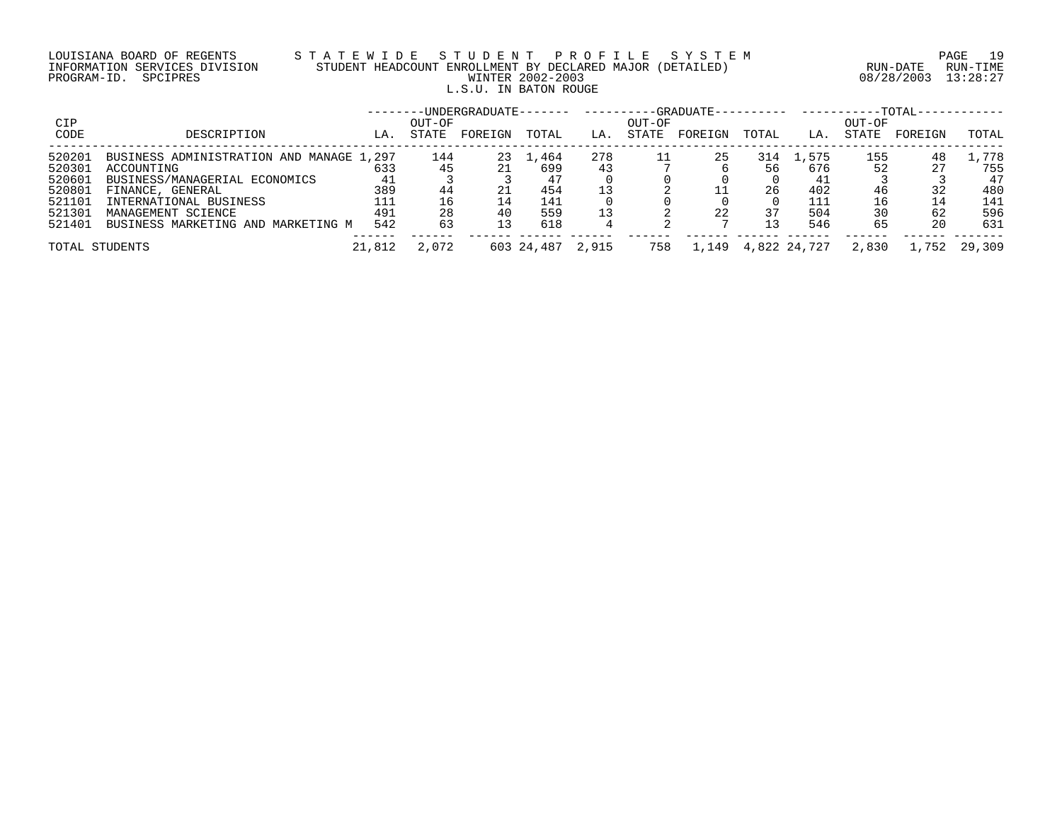LOUISIANA BOARD OF REGENTS — STATEWIDE STUDENT PROFILE SYSTEM
INFORMATION SERVICES DIVISION — STUDENT HEADCOUNT ENROLLMENT BY DECLARED MAJOR (DETAILED)
PROGRAM-ID. SPCIPRES — WINTER 2002-2003
RUN-DATE 08/28/2003 RUN-TIME 13:28:27

L.S.U. IN BATON ROUGE

| CIP CODE | DESCRIPTION | UNDERGRADUATE LA. | UNDERGRADUATE OUT-OF STATE | UNDERGRADUATE FOREIGN | UNDERGRADUATE TOTAL | GRADUATE LA. | GRADUATE OUT-OF STATE | GRADUATE FOREIGN | GRADUATE TOTAL | TOTAL LA. | TOTAL OUT-OF STATE | TOTAL FOREIGN | TOTAL |
|---|---|---|---|---|---|---|---|---|---|---|---|---|---|
| 520201 | BUSINESS ADMINISTRATION AND MANAGE | 1,297 | 144 | 23 | 1,464 | 278 | 11 | 25 | 314 | 1,575 | 155 | 48 | 1,778 |
| 520301 | ACCOUNTING | 633 | 45 | 21 | 699 | 43 | 7 | 6 | 56 | 676 | 52 | 27 | 755 |
| 520601 | BUSINESS/MANAGERIAL ECONOMICS | 41 | 3 | 3 | 47 | 0 | 0 | 0 | 0 | 41 | 3 | 3 | 47 |
| 520801 | FINANCE, GENERAL | 389 | 44 | 21 | 454 | 13 | 2 | 11 | 26 | 402 | 46 | 32 | 480 |
| 521101 | INTERNATIONAL BUSINESS | 111 | 16 | 14 | 141 | 0 | 0 | 0 | 0 | 111 | 16 | 14 | 141 |
| 521301 | MANAGEMENT SCIENCE | 491 | 28 | 40 | 559 | 13 | 2 | 22 | 37 | 504 | 30 | 62 | 596 |
| 521401 | BUSINESS MARKETING AND MARKETING M | 542 | 63 | 13 | 618 | 4 | 2 | 7 | 13 | 546 | 65 | 20 | 631 |
| TOTAL STUDENTS | | 21,812 | 2,072 | 603 | 24,487 | 2,915 | 758 | 1,149 | 4,822 | 24,727 | 2,830 | 1,752 | 29,309 |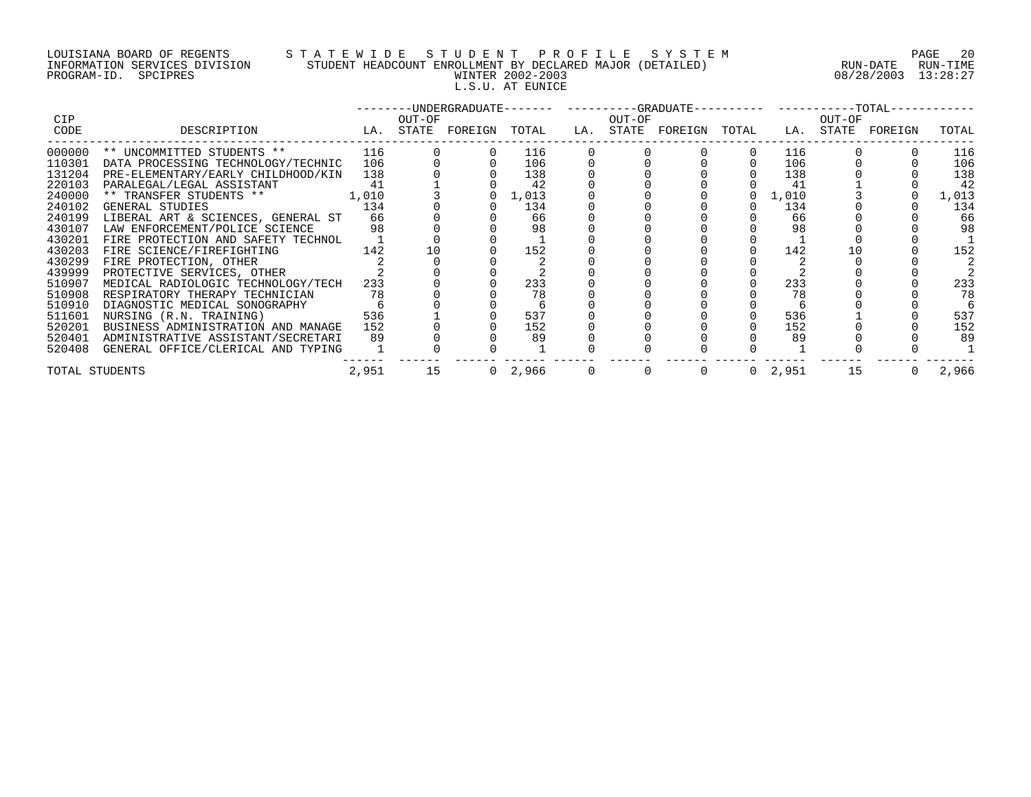LOUISIANA BOARD OF REGENTS S T A T E W I D E S T U D E N T P R O F I L E S Y S T E M
INFORMATION SERVICES DIVISION STUDENT HEADCOUNT ENROLLMENT BY DECLARED MAJOR (DETAILED) RUN-DATE RUN-TIME
PROGRAM-ID. SPCIPRES WINTER 2002-2003 08/28/2003 13:28:27

L.S.U. AT EUNICE

| CIP CODE | DESCRIPTION | UNDERGRADUATE LA. | UNDERGRADUATE OUT-OF STATE | UNDERGRADUATE FOREIGN | UNDERGRADUATE TOTAL | GRADUATE LA. | GRADUATE OUT-OF STATE | GRADUATE FOREIGN | GRADUATE TOTAL | TOTAL LA. | TOTAL OUT-OF STATE | TOTAL FOREIGN | TOTAL |
|---|---|---|---|---|---|---|---|---|---|---|---|---|---|
| 000000 | ** UNCOMMITTED STUDENTS ** | 116 | 0 | 0 | 116 | 0 | 0 | 0 | 0 | 116 | 0 | 0 | 116 |
| 110301 | DATA PROCESSING TECHNOLOGY/TECHNIC | 106 | 0 | 0 | 106 | 0 | 0 | 0 | 0 | 106 | 0 | 0 | 106 |
| 131204 | PRE-ELEMENTARY/EARLY CHILDHOOD/KIN | 138 | 0 | 0 | 138 | 0 | 0 | 0 | 0 | 138 | 0 | 0 | 138 |
| 220103 | PARALEGAL/LEGAL ASSISTANT | 41 | 1 | 0 | 42 | 0 | 0 | 0 | 0 | 41 | 1 | 0 | 42 |
| 240000 | ** TRANSFER STUDENTS ** | 1,010 | 3 | 0 | 1,013 | 0 | 0 | 0 | 0 | 1,010 | 3 | 0 | 1,013 |
| 240102 | GENERAL STUDIES | 134 | 0 | 0 | 134 | 0 | 0 | 0 | 0 | 134 | 0 | 0 | 134 |
| 240199 | LIBERAL ART & SCIENCES, GENERAL ST | 66 | 0 | 0 | 66 | 0 | 0 | 0 | 0 | 66 | 0 | 0 | 66 |
| 430107 | LAW ENFORCEMENT/POLICE SCIENCE | 98 | 0 | 0 | 98 | 0 | 0 | 0 | 0 | 98 | 0 | 0 | 98 |
| 430201 | FIRE PROTECTION AND SAFETY TECHNOL | 1 | 0 | 0 | 1 | 0 | 0 | 0 | 0 | 1 | 0 | 0 | 1 |
| 430203 | FIRE SCIENCE/FIREFIGHTING | 142 | 10 | 0 | 152 | 0 | 0 | 0 | 0 | 142 | 10 | 0 | 152 |
| 430299 | FIRE PROTECTION, OTHER | 2 | 0 | 0 | 2 | 0 | 0 | 0 | 0 | 2 | 0 | 0 | 2 |
| 439999 | PROTECTIVE SERVICES, OTHER | 2 | 0 | 0 | 2 | 0 | 0 | 0 | 0 | 2 | 0 | 0 | 2 |
| 510907 | MEDICAL RADIOLOGIC TECHNOLOGY/TECH | 233 | 0 | 0 | 233 | 0 | 0 | 0 | 0 | 233 | 0 | 0 | 233 |
| 510908 | RESPIRATORY THERAPY TECHNICIAN | 78 | 0 | 0 | 78 | 0 | 0 | 0 | 0 | 78 | 0 | 0 | 78 |
| 510910 | DIAGNOSTIC MEDICAL SONOGRAPHY | 6 | 0 | 0 | 6 | 0 | 0 | 0 | 0 | 6 | 0 | 0 | 6 |
| 511601 | NURSING (R.N. TRAINING) | 536 | 1 | 0 | 537 | 0 | 0 | 0 | 0 | 536 | 1 | 0 | 537 |
| 520201 | BUSINESS ADMINISTRATION AND MANAGE | 152 | 0 | 0 | 152 | 0 | 0 | 0 | 0 | 152 | 0 | 0 | 152 |
| 520401 | ADMINISTRATIVE ASSISTANT/SECRETARI | 89 | 0 | 0 | 89 | 0 | 0 | 0 | 0 | 89 | 0 | 0 | 89 |
| 520408 | GENERAL OFFICE/CLERICAL AND TYPING | 1 | 0 | 0 | 1 | 0 | 0 | 0 | 0 | 1 | 0 | 0 | 1 |
| TOTAL STUDENTS | | 2,951 | 15 | 0 | 2,966 | 0 | 0 | 0 | 0 | 2,951 | 15 | 0 | 2,966 |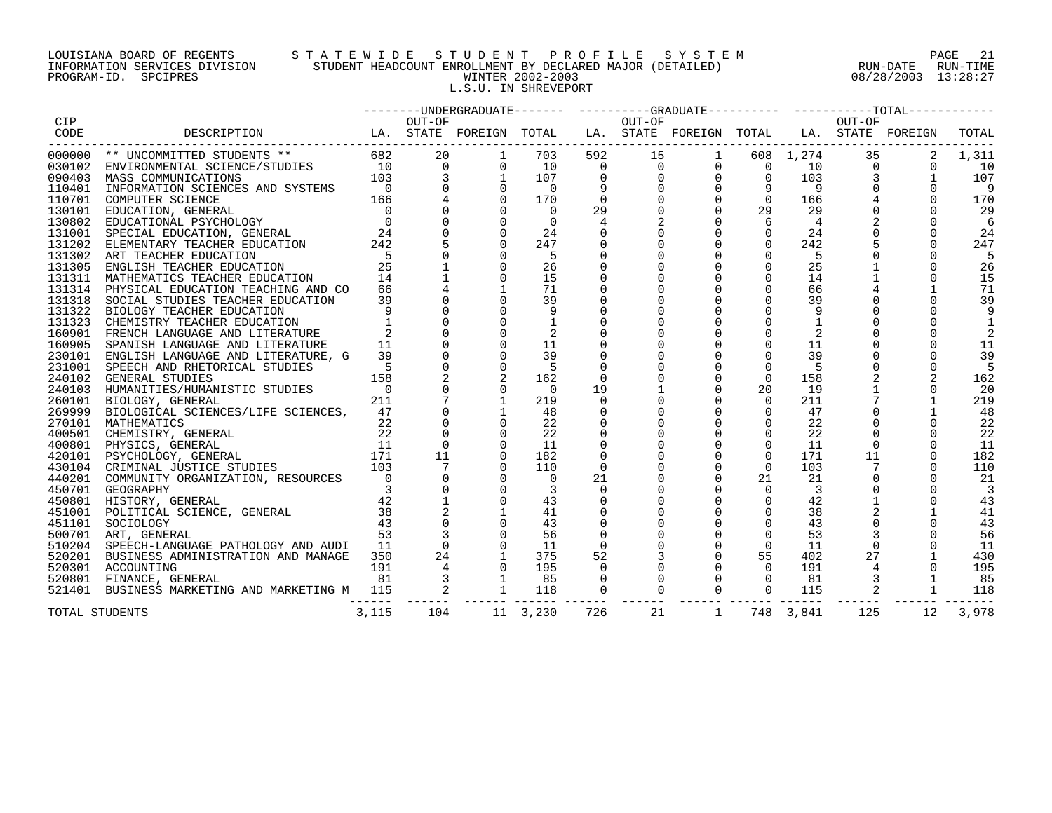LOUISIANA BOARD OF REGENTS — STATEWIDE STUDENT PROFILE SYSTEM
INFORMATION SERVICES DIVISION — STUDENT HEADCOUNT ENROLLMENT BY DECLARED MAJOR (DETAILED) — RUN-DATE 08/28/2003 RUN-TIME 13:28:27
PROGRAM-ID. SPCIPRES — WINTER 2002-2003

L.S.U. IN SHREVEPORT

| CIP CODE | DESCRIPTION | UNDERGRADUATE LA. | UNDERGRADUATE OUT-OF STATE | UNDERGRADUATE FOREIGN | UNDERGRADUATE TOTAL | GRADUATE LA. | GRADUATE OUT-OF STATE | GRADUATE FOREIGN | GRADUATE TOTAL | TOTAL LA. | TOTAL OUT-OF STATE | TOTAL FOREIGN | TOTAL |
|---|---|---|---|---|---|---|---|---|---|---|---|---|---|
| 000000 | ** UNCOMMITTED STUDENTS ** | 682 | 20 | 1 | 703 | 592 | 15 | 1 | 608 | 1,274 | 35 | 2 | 1,311 |
| 030102 | ENVIRONMENTAL SCIENCE/STUDIES | 10 | 0 | 0 | 10 | 0 | 0 | 0 | 0 | 10 | 0 | 0 | 10 |
| 090403 | MASS COMMUNICATIONS | 103 | 3 | 1 | 107 | 0 | 0 | 0 | 0 | 103 | 3 | 1 | 107 |
| 110401 | INFORMATION SCIENCES AND SYSTEMS | 0 | 0 | 0 | 0 | 9 | 0 | 0 | 9 | 9 | 0 | 0 | 9 |
| 110701 | COMPUTER SCIENCE | 166 | 4 | 0 | 170 | 0 | 0 | 0 | 0 | 166 | 4 | 0 | 170 |
| 130101 | EDUCATION, GENERAL | 0 | 0 | 0 | 0 | 29 | 0 | 0 | 29 | 29 | 0 | 0 | 29 |
| 130802 | EDUCATIONAL PSYCHOLOGY | 0 | 0 | 0 | 0 | 4 | 2 | 0 | 6 | 4 | 2 | 0 | 6 |
| 131001 | SPECIAL EDUCATION, GENERAL | 24 | 0 | 0 | 24 | 0 | 0 | 0 | 0 | 24 | 0 | 0 | 24 |
| 131202 | ELEMENTARY TEACHER EDUCATION | 242 | 5 | 0 | 247 | 0 | 0 | 0 | 0 | 242 | 5 | 0 | 247 |
| 131302 | ART TEACHER EDUCATION | 5 | 0 | 0 | 5 | 0 | 0 | 0 | 0 | 5 | 0 | 0 | 5 |
| 131305 | ENGLISH TEACHER EDUCATION | 25 | 1 | 0 | 26 | 0 | 0 | 0 | 0 | 25 | 1 | 0 | 26 |
| 131311 | MATHEMATICS TEACHER EDUCATION | 14 | 1 | 0 | 15 | 0 | 0 | 0 | 0 | 14 | 1 | 0 | 15 |
| 131314 | PHYSICAL EDUCATION TEACHING AND CO | 66 | 4 | 1 | 71 | 0 | 0 | 0 | 0 | 66 | 4 | 1 | 71 |
| 131318 | SOCIAL STUDIES TEACHER EDUCATION | 39 | 0 | 0 | 39 | 0 | 0 | 0 | 0 | 39 | 0 | 0 | 39 |
| 131322 | BIOLOGY TEACHER EDUCATION | 9 | 0 | 0 | 9 | 0 | 0 | 0 | 0 | 9 | 0 | 0 | 9 |
| 131323 | CHEMISTRY TEACHER EDUCATION | 1 | 0 | 0 | 1 | 0 | 0 | 0 | 0 | 1 | 0 | 0 | 1 |
| 160901 | FRENCH LANGUAGE AND LITERATURE | 2 | 0 | 0 | 2 | 0 | 0 | 0 | 0 | 2 | 0 | 0 | 2 |
| 160905 | SPANISH LANGUAGE AND LITERATURE | 11 | 0 | 0 | 11 | 0 | 0 | 0 | 0 | 11 | 0 | 0 | 11 |
| 230101 | ENGLISH LANGUAGE AND LITERATURE, G | 39 | 0 | 0 | 39 | 0 | 0 | 0 | 0 | 39 | 0 | 0 | 39 |
| 231001 | SPEECH AND RHETORICAL STUDIES | 5 | 0 | 0 | 5 | 0 | 0 | 0 | 0 | 5 | 0 | 0 | 5 |
| 240102 | GENERAL STUDIES | 158 | 2 | 2 | 162 | 0 | 0 | 0 | 0 | 158 | 2 | 2 | 162 |
| 240103 | HUMANITIES/HUMANISTIC STUDIES | 0 | 0 | 0 | 0 | 19 | 1 | 0 | 20 | 19 | 1 | 0 | 20 |
| 260101 | BIOLOGY, GENERAL | 211 | 7 | 1 | 219 | 0 | 0 | 0 | 0 | 211 | 7 | 1 | 219 |
| 269999 | BIOLOGICAL SCIENCES/LIFE SCIENCES, | 47 | 0 | 1 | 48 | 0 | 0 | 0 | 0 | 47 | 0 | 1 | 48 |
| 270101 | MATHEMATICS | 22 | 0 | 0 | 22 | 0 | 0 | 0 | 0 | 22 | 0 | 0 | 22 |
| 400501 | CHEMISTRY, GENERAL | 22 | 0 | 0 | 22 | 0 | 0 | 0 | 0 | 22 | 0 | 0 | 22 |
| 400801 | PHYSICS, GENERAL | 11 | 0 | 0 | 11 | 0 | 0 | 0 | 0 | 11 | 0 | 0 | 11 |
| 420101 | PSYCHOLOGY, GENERAL | 171 | 11 | 0 | 182 | 0 | 0 | 0 | 0 | 171 | 11 | 0 | 182 |
| 430104 | CRIMINAL JUSTICE STUDIES | 103 | 7 | 0 | 110 | 0 | 0 | 0 | 0 | 103 | 7 | 0 | 110 |
| 440201 | COMMUNITY ORGANIZATION, RESOURCES | 0 | 0 | 0 | 0 | 21 | 0 | 0 | 21 | 21 | 0 | 0 | 21 |
| 450701 | GEOGRAPHY | 3 | 0 | 0 | 3 | 0 | 0 | 0 | 0 | 3 | 0 | 0 | 3 |
| 450801 | HISTORY, GENERAL | 42 | 1 | 0 | 43 | 0 | 0 | 0 | 0 | 42 | 1 | 0 | 43 |
| 451001 | POLITICAL SCIENCE, GENERAL | 38 | 2 | 1 | 41 | 0 | 0 | 0 | 0 | 38 | 2 | 1 | 41 |
| 451101 | SOCIOLOGY | 43 | 0 | 0 | 43 | 0 | 0 | 0 | 0 | 43 | 0 | 0 | 43 |
| 500701 | ART, GENERAL | 53 | 3 | 0 | 56 | 0 | 0 | 0 | 0 | 53 | 3 | 0 | 56 |
| 510204 | SPEECH-LANGUAGE PATHOLOGY AND AUDI | 11 | 0 | 0 | 11 | 0 | 0 | 0 | 0 | 11 | 0 | 0 | 11 |
| 520201 | BUSINESS ADMINISTRATION AND MANAGE | 350 | 24 | 1 | 375 | 52 | 3 | 0 | 55 | 402 | 27 | 1 | 430 |
| 520301 | ACCOUNTING | 191 | 4 | 0 | 195 | 0 | 0 | 0 | 0 | 191 | 4 | 0 | 195 |
| 520801 | FINANCE, GENERAL | 81 | 3 | 1 | 85 | 0 | 0 | 0 | 0 | 81 | 3 | 1 | 85 |
| 521401 | BUSINESS MARKETING AND MARKETING M | 115 | 2 | 1 | 118 | 0 | 0 | 0 | 0 | 115 | 2 | 1 | 118 |
| TOTAL STUDENTS | | 3,115 | 104 | 11 | 3,230 | 726 | 21 | 1 | 748 | 3,841 | 125 | 12 | 3,978 |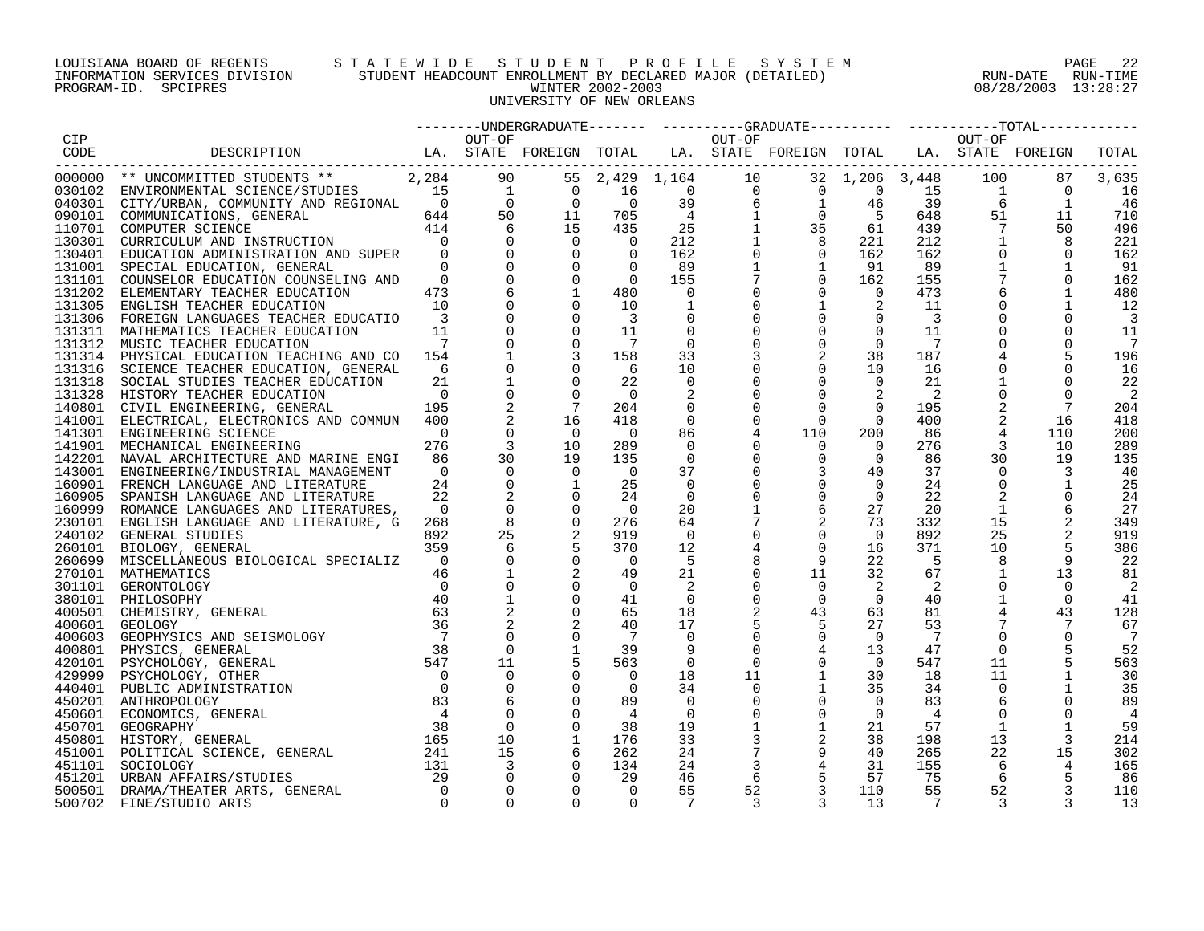LOUISIANA BOARD OF REGENTS — STATEWIDE STUDENT PROFILE SYSTEM
INFORMATION SERVICES DIVISION — STUDENT HEADCOUNT ENROLLMENT BY DECLARED MAJOR (DETAILED) — RUN-DATE 08/28/2003 RUN-TIME 13:28:27
PROGRAM-ID. SPCIPRES — WINTER 2002-2003

UNIVERSITY OF NEW ORLEANS

| CIP CODE | DESCRIPTION | UNDERGRADUATE LA. | UNDERGRADUATE OUT-OF STATE | UNDERGRADUATE FOREIGN | UNDERGRADUATE TOTAL | GRADUATE LA. | GRADUATE OUT-OF STATE | GRADUATE FOREIGN | GRADUATE TOTAL | TOTAL LA. | TOTAL OUT-OF STATE | TOTAL FOREIGN | TOTAL |
|---|---|---|---|---|---|---|---|---|---|---|---|---|---|
| 000000 | ** UNCOMMITTED STUDENTS ** | 2,284 | 90 | 55 | 2,429 | 1,164 | 10 | 32 | 1,206 | 3,448 | 100 | 87 | 3,635 |
| 030102 | ENVIRONMENTAL SCIENCE/STUDIES | 15 | 1 | 0 | 16 | 0 | 0 | 0 | 0 | 15 | 1 | 0 | 16 |
| 040301 | CITY/URBAN, COMMUNITY AND REGIONAL | 0 | 0 | 0 | 0 | 39 | 6 | 1 | 46 | 39 | 6 | 1 | 46 |
| 090101 | COMMUNICATIONS, GENERAL | 644 | 50 | 11 | 705 | 4 | 1 | 0 | 5 | 648 | 51 | 11 | 710 |
| 110701 | COMPUTER SCIENCE | 414 | 6 | 15 | 435 | 25 | 1 | 35 | 61 | 439 | 7 | 50 | 496 |
| 130301 | CURRICULUM AND INSTRUCTION | 0 | 0 | 0 | 0 | 212 | 1 | 8 | 221 | 212 | 1 | 8 | 221 |
| 130401 | EDUCATION ADMINISTRATION AND SUPER | 0 | 0 | 0 | 0 | 162 | 0 | 0 | 162 | 162 | 0 | 0 | 162 |
| 131001 | SPECIAL EDUCATION, GENERAL | 0 | 0 | 0 | 0 | 89 | 1 | 1 | 91 | 89 | 1 | 1 | 91 |
| 131101 | COUNSELOR EDUCATION COUNSELING AND | 0 | 0 | 0 | 0 | 155 | 7 | 0 | 162 | 155 | 7 | 0 | 162 |
| 131202 | ELEMENTARY TEACHER EDUCATION | 473 | 6 | 1 | 480 | 0 | 0 | 0 | 0 | 473 | 6 | 1 | 480 |
| 131305 | ENGLISH TEACHER EDUCATION | 10 | 0 | 0 | 10 | 1 | 0 | 1 | 2 | 11 | 0 | 1 | 12 |
| 131306 | FOREIGN LANGUAGES TEACHER EDUCATIO | 3 | 0 | 0 | 3 | 0 | 0 | 0 | 0 | 3 | 0 | 0 | 3 |
| 131311 | MATHEMATICS TEACHER EDUCATION | 11 | 0 | 0 | 11 | 0 | 0 | 0 | 0 | 11 | 0 | 0 | 11 |
| 131312 | MUSIC TEACHER EDUCATION | 7 | 0 | 0 | 7 | 0 | 0 | 0 | 0 | 7 | 0 | 0 | 7 |
| 131314 | PHYSICAL EDUCATION TEACHING AND CO | 154 | 1 | 3 | 158 | 33 | 3 | 2 | 38 | 187 | 4 | 5 | 196 |
| 131316 | SCIENCE TEACHER EDUCATION, GENERAL | 6 | 0 | 0 | 6 | 10 | 0 | 0 | 10 | 16 | 0 | 0 | 16 |
| 131318 | SOCIAL STUDIES TEACHER EDUCATION | 21 | 1 | 0 | 22 | 0 | 0 | 0 | 0 | 21 | 1 | 0 | 22 |
| 131328 | HISTORY TEACHER EDUCATION | 0 | 0 | 0 | 0 | 2 | 0 | 0 | 2 | 2 | 0 | 0 | 2 |
| 140801 | CIVIL ENGINEERING, GENERAL | 195 | 2 | 7 | 204 | 0 | 0 | 0 | 0 | 195 | 2 | 7 | 204 |
| 141001 | ELECTRICAL, ELECTRONICS AND COMMUN | 400 | 2 | 16 | 418 | 0 | 0 | 0 | 0 | 400 | 2 | 16 | 418 |
| 141301 | ENGINEERING SCIENCE | 0 | 0 | 0 | 0 | 86 | 4 | 110 | 200 | 86 | 4 | 110 | 200 |
| 141901 | MECHANICAL ENGINEERING | 276 | 3 | 10 | 289 | 0 | 0 | 0 | 0 | 276 | 3 | 10 | 289 |
| 142201 | NAVAL ARCHITECTURE AND MARINE ENGI | 86 | 30 | 19 | 135 | 0 | 0 | 0 | 0 | 86 | 30 | 19 | 135 |
| 143001 | ENGINEERING/INDUSTRIAL MANAGEMENT | 0 | 0 | 0 | 0 | 37 | 0 | 3 | 40 | 37 | 0 | 3 | 40 |
| 160901 | FRENCH LANGUAGE AND LITERATURE | 24 | 0 | 1 | 25 | 0 | 0 | 0 | 0 | 24 | 0 | 1 | 25 |
| 160905 | SPANISH LANGUAGE AND LITERATURE | 22 | 2 | 0 | 24 | 0 | 0 | 0 | 0 | 22 | 2 | 0 | 24 |
| 160999 | ROMANCE LANGUAGES AND LITERATURES, | 0 | 0 | 0 | 0 | 20 | 1 | 6 | 27 | 20 | 1 | 6 | 27 |
| 230101 | ENGLISH LANGUAGE AND LITERATURE, G | 268 | 8 | 0 | 276 | 64 | 7 | 2 | 73 | 332 | 15 | 2 | 349 |
| 240102 | GENERAL STUDIES | 892 | 25 | 2 | 919 | 0 | 0 | 0 | 0 | 892 | 25 | 2 | 919 |
| 260101 | BIOLOGY, GENERAL | 359 | 6 | 5 | 370 | 12 | 4 | 0 | 16 | 371 | 10 | 5 | 386 |
| 260699 | MISCELLANEOUS BIOLOGICAL SPECIALIZ | 0 | 0 | 0 | 0 | 5 | 8 | 9 | 22 | 5 | 8 | 9 | 22 |
| 270101 | MATHEMATICS | 46 | 1 | 2 | 49 | 21 | 0 | 11 | 32 | 67 | 1 | 13 | 81 |
| 301101 | GERONTOLOGY | 0 | 0 | 0 | 0 | 2 | 0 | 0 | 2 | 2 | 0 | 0 | 2 |
| 380101 | PHILOSOPHY | 40 | 1 | 0 | 41 | 0 | 0 | 0 | 0 | 40 | 1 | 0 | 41 |
| 400501 | CHEMISTRY, GENERAL | 63 | 2 | 0 | 65 | 18 | 2 | 43 | 63 | 81 | 4 | 43 | 128 |
| 400601 | GEOLOGY | 36 | 2 | 2 | 40 | 17 | 5 | 5 | 27 | 53 | 7 | 7 | 67 |
| 400603 | GEOPHYSICS AND SEISMOLOGY | 7 | 0 | 0 | 7 | 0 | 0 | 0 | 0 | 7 | 0 | 0 | 7 |
| 400801 | PHYSICS, GENERAL | 38 | 0 | 1 | 39 | 9 | 0 | 4 | 13 | 47 | 0 | 5 | 52 |
| 420101 | PSYCHOLOGY, GENERAL | 547 | 11 | 5 | 563 | 0 | 0 | 0 | 0 | 547 | 11 | 5 | 563 |
| 429999 | PSYCHOLOGY, OTHER | 0 | 0 | 0 | 0 | 18 | 11 | 1 | 30 | 18 | 11 | 1 | 30 |
| 440401 | PUBLIC ADMINISTRATION | 0 | 0 | 0 | 0 | 34 | 0 | 1 | 35 | 34 | 0 | 1 | 35 |
| 450201 | ANTHROPOLOGY | 83 | 6 | 0 | 89 | 0 | 0 | 0 | 0 | 83 | 6 | 0 | 89 |
| 450601 | ECONOMICS, GENERAL | 4 | 0 | 0 | 4 | 0 | 0 | 0 | 0 | 4 | 0 | 0 | 4 |
| 450701 | GEOGRAPHY | 38 | 0 | 0 | 38 | 19 | 1 | 1 | 21 | 57 | 1 | 1 | 59 |
| 450801 | HISTORY, GENERAL | 165 | 10 | 1 | 176 | 33 | 3 | 2 | 38 | 198 | 13 | 3 | 214 |
| 451001 | POLITICAL SCIENCE, GENERAL | 241 | 15 | 6 | 262 | 24 | 7 | 9 | 40 | 265 | 22 | 15 | 302 |
| 451101 | SOCIOLOGY | 131 | 3 | 0 | 134 | 24 | 3 | 4 | 31 | 155 | 6 | 4 | 165 |
| 451201 | URBAN AFFAIRS/STUDIES | 29 | 0 | 0 | 29 | 46 | 6 | 5 | 57 | 75 | 6 | 5 | 86 |
| 500501 | DRAMA/THEATER ARTS, GENERAL | 0 | 0 | 0 | 0 | 55 | 52 | 3 | 110 | 55 | 52 | 3 | 110 |
| 500702 | FINE/STUDIO ARTS | 0 | 0 | 0 | 0 | 7 | 3 | 3 | 13 | 7 | 3 | 3 | 13 |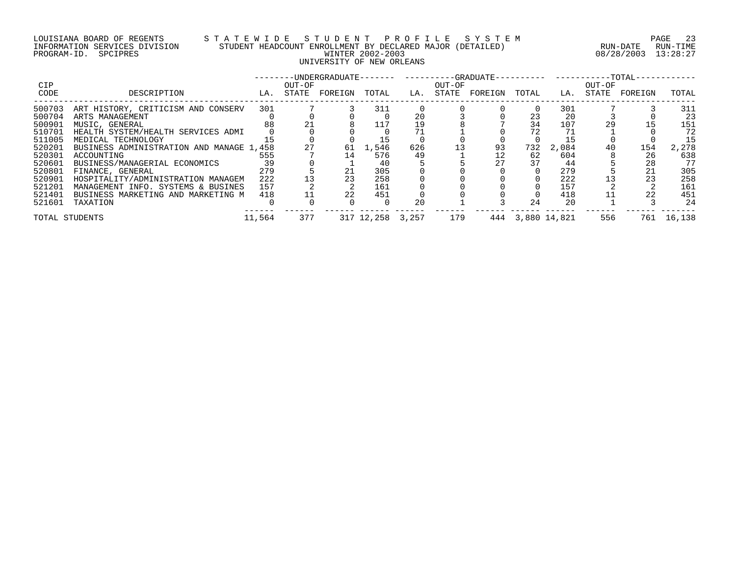LOUISIANA BOARD OF REGENTS — STATEWIDE STUDENT PROFILE SYSTEM
INFORMATION SERVICES DIVISION — STUDENT HEADCOUNT ENROLLMENT BY DECLARED MAJOR (DETAILED) — RUN-DATE 08/28/2003 RUN-TIME 13:28:27
PROGRAM-ID. SPCIPRES — WINTER 2002-2003

UNIVERSITY OF NEW ORLEANS

| CIP CODE | DESCRIPTION | UNDERGRADUATE LA. | UNDERGRADUATE OUT-OF STATE | UNDERGRADUATE FOREIGN | UNDERGRADUATE TOTAL | GRADUATE LA. | GRADUATE OUT-OF STATE | GRADUATE FOREIGN | GRADUATE TOTAL | TOTAL LA. | TOTAL OUT-OF STATE | TOTAL FOREIGN | TOTAL |
|---|---|---|---|---|---|---|---|---|---|---|---|---|---|
| 500703 | ART HISTORY, CRITICISM AND CONSERV | 301 | 7 | 3 | 311 | 0 | 0 | 0 | 0 | 301 | 7 | 3 | 311 |
| 500704 | ARTS MANAGEMENT | 0 | 0 | 0 | 0 | 20 | 3 | 0 | 23 | 20 | 3 | 0 | 23 |
| 500901 | MUSIC, GENERAL | 88 | 21 | 8 | 117 | 19 | 8 | 7 | 34 | 107 | 29 | 15 | 151 |
| 510701 | HEALTH SYSTEM/HEALTH SERVICES ADMI | 0 | 0 | 0 | 0 | 71 | 1 | 0 | 72 | 71 | 1 | 0 | 72 |
| 511005 | MEDICAL TECHNOLOGY | 15 | 0 | 0 | 15 | 0 | 0 | 0 | 0 | 15 | 0 | 0 | 15 |
| 520201 | BUSINESS ADMINISTRATION AND MANAGE | 1,458 | 27 | 61 | 1,546 | 626 | 13 | 93 | 732 | 2,084 | 40 | 154 | 2,278 |
| 520301 | ACCOUNTING | 555 | 7 | 14 | 576 | 49 | 1 | 12 | 62 | 604 | 8 | 26 | 638 |
| 520601 | BUSINESS/MANAGERIAL ECONOMICS | 39 | 0 | 1 | 40 | 5 | 5 | 27 | 37 | 44 | 5 | 28 | 77 |
| 520801 | FINANCE, GENERAL | 279 | 5 | 21 | 305 | 0 | 0 | 0 | 0 | 279 | 5 | 21 | 305 |
| 520901 | HOSPITALITY/ADMINISTRATION MANAGEM | 222 | 13 | 23 | 258 | 0 | 0 | 0 | 0 | 222 | 13 | 23 | 258 |
| 521201 | MANAGEMENT INFO. SYSTEMS & BUSINES | 157 | 2 | 2 | 161 | 0 | 0 | 0 | 0 | 157 | 2 | 2 | 161 |
| 521401 | BUSINESS MARKETING AND MARKETING M | 418 | 11 | 22 | 451 | 0 | 0 | 0 | 0 | 418 | 11 | 22 | 451 |
| 521601 | TAXATION | 0 | 0 | 0 | 0 | 20 | 1 | 3 | 24 | 20 | 1 | 3 | 24 |
| TOTAL STUDENTS | | 11,564 | 377 | 317 | 12,258 | 3,257 | 179 | 444 | 3,880 | 14,821 | 556 | 761 | 16,138 |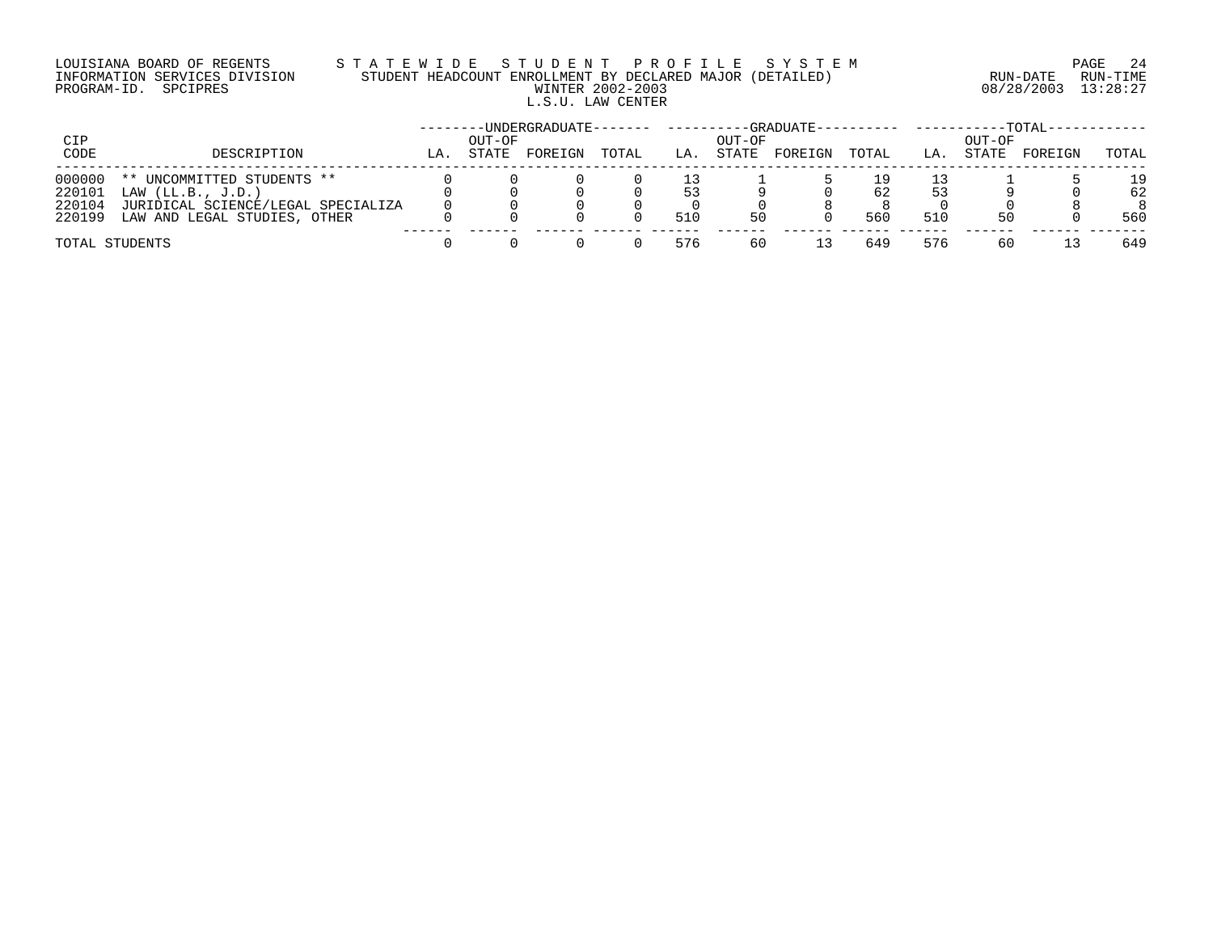LOUISIANA BOARD OF REGENTS — STATEWIDE STUDENT PROFILE SYSTEM

INFORMATION SERVICES DIVISION — STUDENT HEADCOUNT ENROLLMENT BY DECLARED MAJOR (DETAILED)

PROGRAM-ID. SPCIPRES — WINTER 2002-2003

RUN-DATE 08/28/2003 RUN-TIME 13:28:27

L.S.U. LAW CENTER

| CIP CODE | DESCRIPTION | UNDERGRADUATE | | | | GRADUATE | | | | TOTAL | | | |
|---|---|---|---|---|---|---|---|---|---|---|---|---|---|
| | | LA. | OUT-OF STATE | FOREIGN | TOTAL | LA. | OUT-OF STATE | FOREIGN | TOTAL | LA. | OUT-OF STATE | FOREIGN | TOTAL |
| 000000 | ** UNCOMMITTED STUDENTS ** | 0 | 0 | 0 | 0 | 13 | 1 | 5 | 19 | 13 | 1 | 5 | 19 |
| 220101 | LAW (LL.B., J.D.) | 0 | 0 | 0 | 0 | 53 | 9 | 0 | 62 | 53 | 9 | 0 | 62 |
| 220104 | JURIDICAL SCIENCE/LEGAL SPECIALIZA | 0 | 0 | 0 | 0 | 0 | 0 | 8 | 8 | 0 | 0 | 8 | 8 |
| 220199 | LAW AND LEGAL STUDIES, OTHER | 0 | 0 | 0 | 0 | 510 | 50 | 0 | 560 | 510 | 50 | 0 | 560 |
| TOTAL STUDENTS | | 0 | 0 | 0 | 0 | 576 | 60 | 13 | 649 | 576 | 60 | 13 | 649 |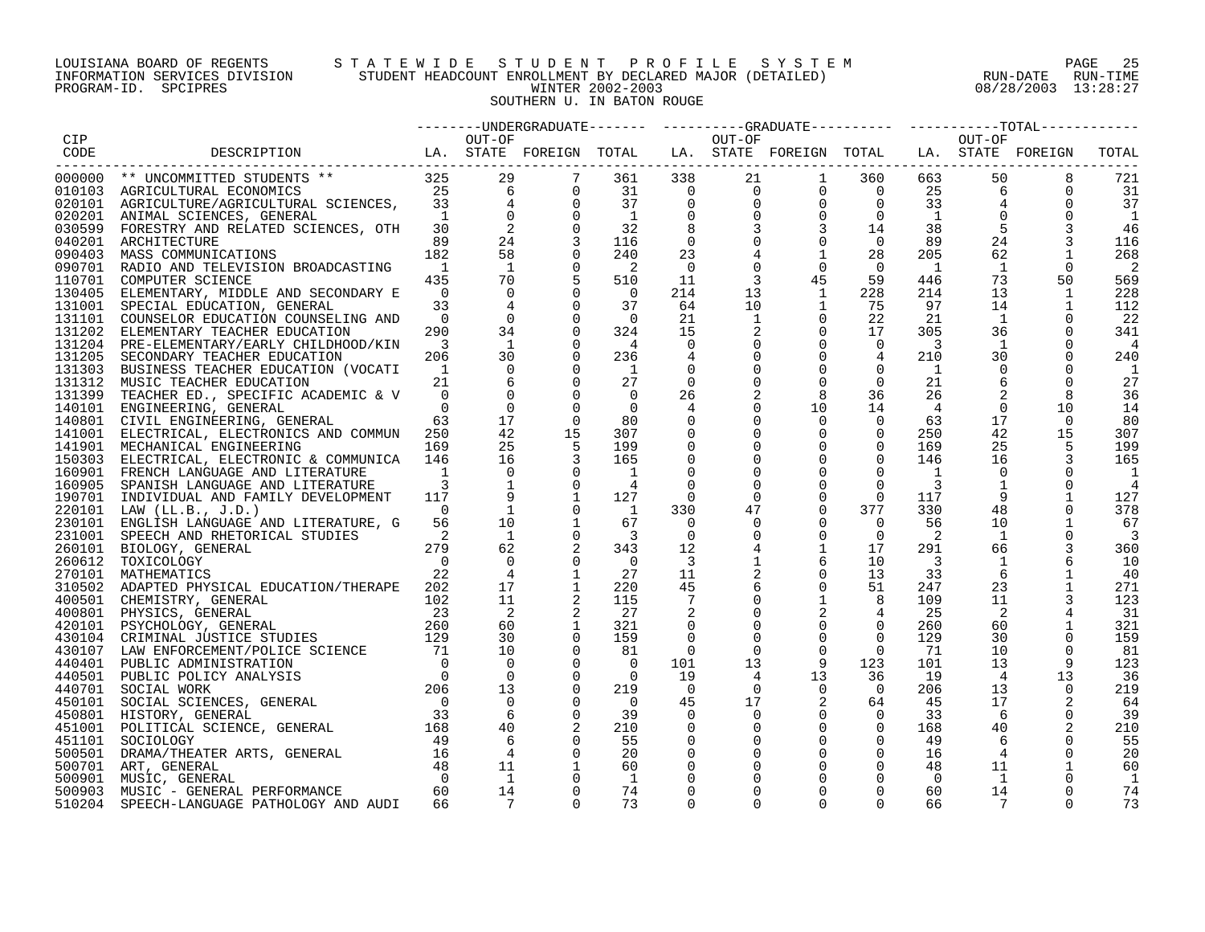LOUISIANA BOARD OF REGENTS — STATEWIDE STUDENT PROFILE SYSTEM
INFORMATION SERVICES DIVISION — STUDENT HEADCOUNT ENROLLMENT BY DECLARED MAJOR (DETAILED)
PROGRAM-ID. SPCIPRES — WINTER 2002-2003 — RUN-DATE 08/28/2003 RUN-TIME 13:28:27

SOUTHERN U. IN BATON ROUGE

| CIP CODE | DESCRIPTION | UNDERGRADUATE LA. | UNDERGRADUATE OUT-OF STATE | UNDERGRADUATE FOREIGN | UNDERGRADUATE TOTAL | GRADUATE LA. | GRADUATE OUT-OF STATE | GRADUATE FOREIGN | GRADUATE TOTAL | TOTAL LA. | TOTAL OUT-OF STATE | TOTAL FOREIGN | TOTAL |
|---|---|---|---|---|---|---|---|---|---|---|---|---|---|
| 000000 | ** UNCOMMITTED STUDENTS ** | 325 | 29 | 7 | 361 | 338 | 21 | 1 | 360 | 663 | 50 | 8 | 721 |
| 010103 | AGRICULTURAL ECONOMICS | 25 | 6 | 0 | 31 | 0 | 0 | 0 | 0 | 25 | 6 | 0 | 31 |
| 020101 | AGRICULTURE/AGRICULTURAL SCIENCES, | 33 | 4 | 0 | 37 | 0 | 0 | 0 | 0 | 33 | 4 | 0 | 37 |
| 020201 | ANIMAL SCIENCES, GENERAL | 1 | 0 | 0 | 1 | 0 | 0 | 0 | 0 | 1 | 0 | 0 | 1 |
| 030599 | FORESTRY AND RELATED SCIENCES, OTH | 30 | 2 | 0 | 32 | 8 | 3 | 3 | 14 | 38 | 5 | 3 | 46 |
| 040201 | ARCHITECTURE | 89 | 24 | 3 | 116 | 0 | 0 | 0 | 0 | 89 | 24 | 3 | 116 |
| 090403 | MASS COMMUNICATIONS | 182 | 58 | 0 | 240 | 23 | 4 | 1 | 28 | 205 | 62 | 1 | 268 |
| 090701 | RADIO AND TELEVISION BROADCASTING | 1 | 1 | 0 | 2 | 0 | 0 | 0 | 0 | 1 | 1 | 0 | 2 |
| 110701 | COMPUTER SCIENCE | 435 | 70 | 5 | 510 | 11 | 3 | 45 | 59 | 446 | 73 | 50 | 569 |
| 130405 | ELEMENTARY, MIDDLE AND SECONDARY E | 0 | 0 | 0 | 0 | 214 | 13 | 1 | 228 | 214 | 13 | 1 | 228 |
| 131001 | SPECIAL EDUCATION, GENERAL | 33 | 4 | 0 | 37 | 64 | 10 | 1 | 75 | 97 | 14 | 1 | 112 |
| 131101 | COUNSELOR EDUCATION COUNSELING AND | 0 | 0 | 0 | 0 | 21 | 1 | 0 | 22 | 21 | 1 | 0 | 22 |
| 131202 | ELEMENTARY TEACHER EDUCATION | 290 | 34 | 0 | 324 | 15 | 2 | 0 | 17 | 305 | 36 | 0 | 341 |
| 131204 | PRE-ELEMENTARY/EARLY CHILDHOOD/KIN | 3 | 1 | 0 | 4 | 0 | 0 | 0 | 0 | 3 | 1 | 0 | 4 |
| 131205 | SECONDARY TEACHER EDUCATION | 206 | 30 | 0 | 236 | 4 | 0 | 0 | 4 | 210 | 30 | 0 | 240 |
| 131303 | BUSINESS TEACHER EDUCATION (VOCATI | 1 | 0 | 0 | 1 | 0 | 0 | 0 | 0 | 1 | 0 | 0 | 1 |
| 131312 | MUSIC TEACHER EDUCATION | 21 | 6 | 0 | 27 | 0 | 0 | 0 | 0 | 21 | 6 | 0 | 27 |
| 131399 | TEACHER ED., SPECIFIC ACADEMIC & V | 0 | 0 | 0 | 0 | 26 | 2 | 8 | 36 | 26 | 2 | 8 | 36 |
| 140101 | ENGINEERING, GENERAL | 0 | 0 | 0 | 0 | 4 | 0 | 10 | 14 | 4 | 0 | 10 | 14 |
| 140801 | CIVIL ENGINEERING, GENERAL | 63 | 17 | 0 | 80 | 0 | 0 | 0 | 0 | 63 | 17 | 0 | 80 |
| 141001 | ELECTRICAL, ELECTRONICS AND COMMUN | 250 | 42 | 15 | 307 | 0 | 0 | 0 | 0 | 250 | 42 | 15 | 307 |
| 141901 | MECHANICAL ENGINEERING | 169 | 25 | 5 | 199 | 0 | 0 | 0 | 0 | 169 | 25 | 5 | 199 |
| 150303 | ELECTRICAL, ELECTRONIC & COMMUNICA | 146 | 16 | 3 | 165 | 0 | 0 | 0 | 0 | 146 | 16 | 3 | 165 |
| 160901 | FRENCH LANGUAGE AND LITERATURE | 1 | 0 | 0 | 1 | 0 | 0 | 0 | 0 | 1 | 0 | 0 | 1 |
| 160905 | SPANISH LANGUAGE AND LITERATURE | 3 | 1 | 0 | 4 | 0 | 0 | 0 | 0 | 3 | 1 | 0 | 4 |
| 190701 | INDIVIDUAL AND FAMILY DEVELOPMENT | 117 | 9 | 1 | 127 | 0 | 0 | 0 | 0 | 117 | 9 | 1 | 127 |
| 220101 | LAW (LL.B., J.D.) | 0 | 1 | 0 | 1 | 330 | 47 | 0 | 377 | 330 | 48 | 0 | 378 |
| 230101 | ENGLISH LANGUAGE AND LITERATURE, G | 56 | 10 | 1 | 67 | 0 | 0 | 0 | 0 | 56 | 10 | 1 | 67 |
| 231001 | SPEECH AND RHETORICAL STUDIES | 2 | 1 | 0 | 3 | 0 | 0 | 0 | 0 | 2 | 1 | 0 | 3 |
| 260101 | BIOLOGY, GENERAL | 279 | 62 | 2 | 343 | 12 | 4 | 1 | 17 | 291 | 66 | 3 | 360 |
| 260612 | TOXICOLOGY | 0 | 0 | 0 | 0 | 3 | 1 | 6 | 10 | 3 | 1 | 6 | 10 |
| 270101 | MATHEMATICS | 22 | 4 | 1 | 27 | 11 | 2 | 0 | 13 | 33 | 6 | 1 | 40 |
| 310502 | ADAPTED PHYSICAL EDUCATION/THERAPE | 202 | 17 | 1 | 220 | 45 | 6 | 0 | 51 | 247 | 23 | 1 | 271 |
| 400501 | CHEMISTRY, GENERAL | 102 | 11 | 2 | 115 | 7 | 0 | 1 | 8 | 109 | 11 | 3 | 123 |
| 400801 | PHYSICS, GENERAL | 23 | 2 | 2 | 27 | 2 | 0 | 2 | 4 | 25 | 2 | 4 | 31 |
| 420101 | PSYCHOLOGY, GENERAL | 260 | 60 | 1 | 321 | 0 | 0 | 0 | 0 | 260 | 60 | 1 | 321 |
| 430104 | CRIMINAL JUSTICE STUDIES | 129 | 30 | 0 | 159 | 0 | 0 | 0 | 0 | 129 | 30 | 0 | 159 |
| 430107 | LAW ENFORCEMENT/POLICE SCIENCE | 71 | 10 | 0 | 81 | 0 | 0 | 0 | 0 | 71 | 10 | 0 | 81 |
| 440401 | PUBLIC ADMINISTRATION | 0 | 0 | 0 | 0 | 101 | 13 | 9 | 123 | 101 | 13 | 9 | 123 |
| 440501 | PUBLIC POLICY ANALYSIS | 0 | 0 | 0 | 0 | 19 | 4 | 13 | 36 | 19 | 4 | 13 | 36 |
| 440701 | SOCIAL WORK | 206 | 13 | 0 | 219 | 0 | 0 | 0 | 0 | 206 | 13 | 0 | 219 |
| 450101 | SOCIAL SCIENCES, GENERAL | 0 | 0 | 0 | 0 | 45 | 17 | 2 | 64 | 45 | 17 | 2 | 64 |
| 450801 | HISTORY, GENERAL | 33 | 6 | 0 | 39 | 0 | 0 | 0 | 0 | 33 | 6 | 0 | 39 |
| 451001 | POLITICAL SCIENCE, GENERAL | 168 | 40 | 2 | 210 | 0 | 0 | 0 | 0 | 168 | 40 | 2 | 210 |
| 451101 | SOCIOLOGY | 49 | 6 | 0 | 55 | 0 | 0 | 0 | 0 | 49 | 6 | 0 | 55 |
| 500501 | DRAMA/THEATER ARTS, GENERAL | 16 | 4 | 0 | 20 | 0 | 0 | 0 | 0 | 16 | 4 | 0 | 20 |
| 500701 | ART, GENERAL | 48 | 11 | 1 | 60 | 0 | 0 | 0 | 0 | 48 | 11 | 1 | 60 |
| 500901 | MUSIC, GENERAL | 0 | 1 | 0 | 1 | 0 | 0 | 0 | 0 | 0 | 1 | 0 | 1 |
| 500903 | MUSIC - GENERAL PERFORMANCE | 60 | 14 | 0 | 74 | 0 | 0 | 0 | 0 | 60 | 14 | 0 | 74 |
| 510204 | SPEECH-LANGUAGE PATHOLOGY AND AUDI | 66 | 7 | 0 | 73 | 0 | 0 | 0 | 0 | 66 | 7 | 0 | 73 |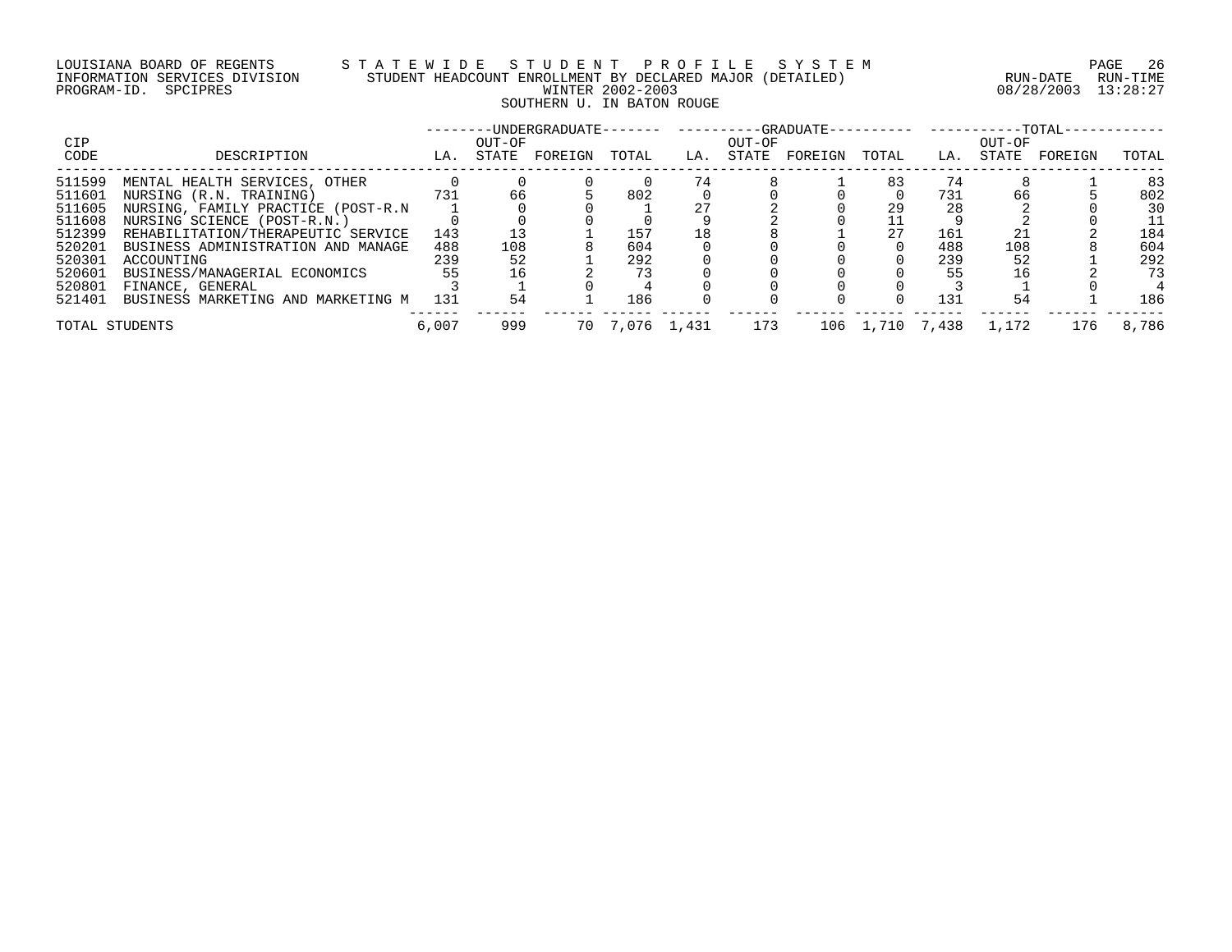LOUISIANA BOARD OF REGENTS — STATEWIDE STUDENT PROFILE SYSTEM
INFORMATION SERVICES DIVISION — STUDENT HEADCOUNT ENROLLMENT BY DECLARED MAJOR (DETAILED)
PROGRAM-ID. SPCIPRES — WINTER 2002-2003 — RUN-DATE 08/28/2003 RUN-TIME 13:28:27

SOUTHERN U. IN BATON ROUGE

| CIP CODE | DESCRIPTION | UNDERGRADUATE LA. | UNDERGRADUATE OUT-OF STATE | UNDERGRADUATE FOREIGN | UNDERGRADUATE TOTAL | GRADUATE LA. | GRADUATE OUT-OF STATE | GRADUATE FOREIGN | GRADUATE TOTAL | TOTAL LA. | TOTAL OUT-OF STATE | TOTAL FOREIGN | TOTAL |
|---|---|---|---|---|---|---|---|---|---|---|---|---|---|
| 511599 | MENTAL HEALTH SERVICES, OTHER | 0 | 0 | 0 | 0 | 74 | 8 | 1 | 83 | 74 | 8 | 1 | 83 |
| 511601 | NURSING (R.N. TRAINING) | 731 | 66 | 5 | 802 | 0 | 0 | 0 | 0 | 731 | 66 | 5 | 802 |
| 511605 | NURSING, FAMILY PRACTICE (POST-R.N | 1 | 0 | 0 | 1 | 27 | 2 | 0 | 29 | 28 | 2 | 0 | 30 |
| 511608 | NURSING SCIENCE (POST-R.N.) | 0 | 0 | 0 | 0 | 9 | 2 | 0 | 11 | 9 | 2 | 0 | 11 |
| 512399 | REHABILITATION/THERAPEUTIC SERVICE | 143 | 13 | 1 | 157 | 18 | 8 | 1 | 27 | 161 | 21 | 2 | 184 |
| 520201 | BUSINESS ADMINISTRATION AND MANAGE | 488 | 108 | 8 | 604 | 0 | 0 | 0 | 0 | 488 | 108 | 8 | 604 |
| 520301 | ACCOUNTING | 239 | 52 | 1 | 292 | 0 | 0 | 0 | 0 | 239 | 52 | 1 | 292 |
| 520601 | BUSINESS/MANAGERIAL ECONOMICS | 55 | 16 | 2 | 73 | 0 | 0 | 0 | 0 | 55 | 16 | 2 | 73 |
| 520801 | FINANCE, GENERAL | 3 | 1 | 0 | 4 | 0 | 0 | 0 | 0 | 3 | 1 | 0 | 4 |
| 521401 | BUSINESS MARKETING AND MARKETING M | 131 | 54 | 1 | 186 | 0 | 0 | 0 | 0 | 131 | 54 | 1 | 186 |
| TOTAL STUDENTS | | 6,007 | 999 | 70 | 7,076 | 1,431 | 173 | 106 | 1,710 | 7,438 | 1,172 | 176 | 8,786 |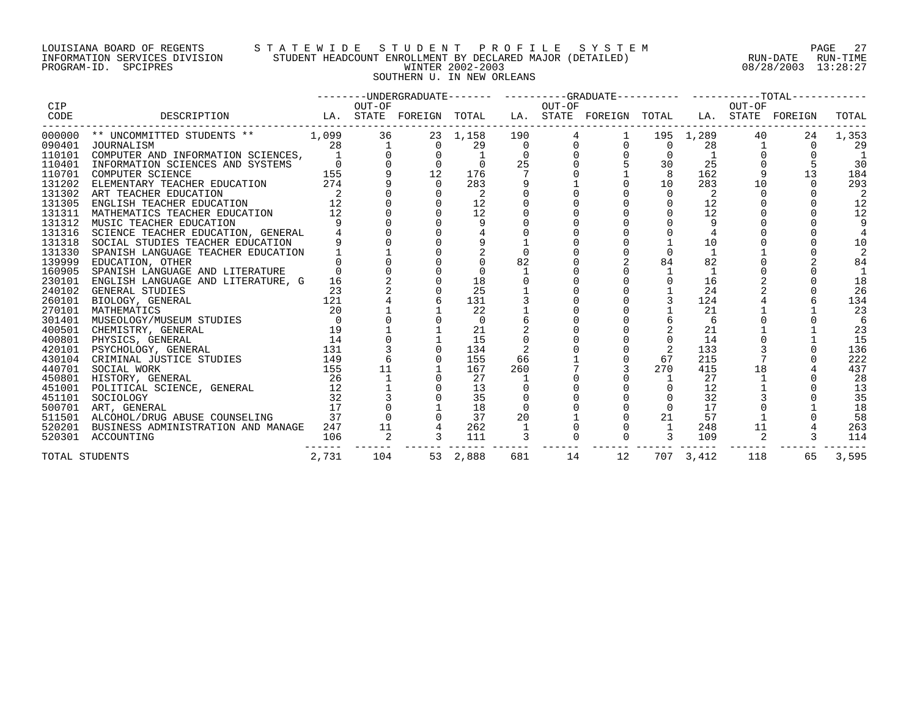LOUISIANA BOARD OF REGENTS — STATEWIDE STUDENT PROFILE SYSTEM
INFORMATION SERVICES DIVISION — STUDENT HEADCOUNT ENROLLMENT BY DECLARED MAJOR (DETAILED) — RUN-DATE 08/28/2003 RUN-TIME 13:28:27
PROGRAM-ID. SPCIPRES — WINTER 2002-2003

SOUTHERN U. IN NEW ORLEANS

| CIP CODE | DESCRIPTION | UNDERGRADUATE LA. | UNDERGRADUATE OUT-OF STATE | UNDERGRADUATE FOREIGN | UNDERGRADUATE TOTAL | GRADUATE LA. | GRADUATE OUT-OF STATE | GRADUATE FOREIGN | GRADUATE TOTAL | TOTAL LA. | TOTAL OUT-OF STATE | TOTAL FOREIGN | TOTAL |
|---|---|---|---|---|---|---|---|---|---|---|---|---|---|
| 000000 | ** UNCOMMITTED STUDENTS ** | 1,099 | 36 | 23 | 1,158 | 190 | 4 | 1 | 195 | 1,289 | 40 | 24 | 1,353 |
| 090401 | JOURNALISM | 28 | 1 | 0 | 29 | 0 | 0 | 0 | 0 | 28 | 1 | 0 | 29 |
| 110101 | COMPUTER AND INFORMATION SCIENCES, | 1 | 0 | 0 | 1 | 0 | 0 | 0 | 0 | 1 | 0 | 0 | 1 |
| 110401 | INFORMATION SCIENCES AND SYSTEMS | 0 | 0 | 0 | 0 | 25 | 0 | 5 | 30 | 25 | 0 | 5 | 30 |
| 110701 | COMPUTER SCIENCE | 155 | 9 | 12 | 176 | 7 | 0 | 1 | 8 | 162 | 9 | 13 | 184 |
| 131202 | ELEMENTARY TEACHER EDUCATION | 274 | 9 | 0 | 283 | 9 | 1 | 0 | 10 | 283 | 10 | 0 | 293 |
| 131302 | ART TEACHER EDUCATION | 2 | 0 | 0 | 2 | 0 | 0 | 0 | 0 | 2 | 0 | 0 | 2 |
| 131305 | ENGLISH TEACHER EDUCATION | 12 | 0 | 0 | 12 | 0 | 0 | 0 | 0 | 12 | 0 | 0 | 12 |
| 131311 | MATHEMATICS TEACHER EDUCATION | 12 | 0 | 0 | 12 | 0 | 0 | 0 | 0 | 12 | 0 | 0 | 12 |
| 131312 | MUSIC TEACHER EDUCATION | 9 | 0 | 0 | 9 | 0 | 0 | 0 | 0 | 9 | 0 | 0 | 9 |
| 131316 | SCIENCE TEACHER EDUCATION, GENERAL | 4 | 0 | 0 | 4 | 0 | 0 | 0 | 0 | 4 | 0 | 0 | 4 |
| 131318 | SOCIAL STUDIES TEACHER EDUCATION | 9 | 0 | 0 | 9 | 1 | 0 | 0 | 1 | 10 | 0 | 0 | 10 |
| 131330 | SPANISH LANGUAGE TEACHER EDUCATION | 1 | 1 | 0 | 2 | 0 | 0 | 0 | 0 | 1 | 1 | 0 | 2 |
| 139999 | EDUCATION, OTHER | 0 | 0 | 0 | 0 | 82 | 0 | 2 | 84 | 82 | 0 | 2 | 84 |
| 160905 | SPANISH LANGUAGE AND LITERATURE | 0 | 0 | 0 | 0 | 1 | 0 | 0 | 1 | 1 | 0 | 0 | 1 |
| 230101 | ENGLISH LANGUAGE AND LITERATURE, G | 16 | 2 | 0 | 18 | 0 | 0 | 0 | 0 | 16 | 2 | 0 | 18 |
| 240102 | GENERAL STUDIES | 23 | 2 | 0 | 25 | 1 | 0 | 0 | 1 | 24 | 2 | 0 | 26 |
| 260101 | BIOLOGY, GENERAL | 121 | 4 | 6 | 131 | 3 | 0 | 0 | 3 | 124 | 4 | 6 | 134 |
| 270101 | MATHEMATICS | 20 | 1 | 1 | 22 | 1 | 0 | 0 | 1 | 21 | 1 | 1 | 23 |
| 301401 | MUSEOLOGY/MUSEUM STUDIES | 0 | 0 | 0 | 0 | 6 | 0 | 0 | 6 | 6 | 0 | 0 | 6 |
| 400501 | CHEMISTRY, GENERAL | 19 | 1 | 1 | 21 | 2 | 0 | 0 | 2 | 21 | 1 | 1 | 23 |
| 400801 | PHYSICS, GENERAL | 14 | 0 | 1 | 15 | 0 | 0 | 0 | 0 | 14 | 0 | 1 | 15 |
| 420101 | PSYCHOLOGY, GENERAL | 131 | 3 | 0 | 134 | 2 | 0 | 0 | 2 | 133 | 3 | 0 | 136 |
| 430104 | CRIMINAL JUSTICE STUDIES | 149 | 6 | 0 | 155 | 66 | 1 | 0 | 67 | 215 | 7 | 0 | 222 |
| 440701 | SOCIAL WORK | 155 | 11 | 1 | 167 | 260 | 7 | 3 | 270 | 415 | 18 | 4 | 437 |
| 450801 | HISTORY, GENERAL | 26 | 1 | 0 | 27 | 1 | 0 | 0 | 1 | 27 | 1 | 0 | 28 |
| 451001 | POLITICAL SCIENCE, GENERAL | 12 | 1 | 0 | 13 | 0 | 0 | 0 | 0 | 12 | 1 | 0 | 13 |
| 451101 | SOCIOLOGY | 32 | 3 | 0 | 35 | 0 | 0 | 0 | 0 | 32 | 3 | 0 | 35 |
| 500701 | ART, GENERAL | 17 | 0 | 1 | 18 | 0 | 0 | 0 | 0 | 17 | 0 | 1 | 18 |
| 511501 | ALCOHOL/DRUG ABUSE COUNSELING | 37 | 0 | 0 | 37 | 20 | 1 | 0 | 21 | 57 | 1 | 0 | 58 |
| 520201 | BUSINESS ADMINISTRATION AND MANAGE | 247 | 11 | 4 | 262 | 1 | 0 | 0 | 1 | 248 | 11 | 4 | 263 |
| 520301 | ACCOUNTING | 106 | 2 | 3 | 111 | 3 | 0 | 0 | 3 | 109 | 2 | 3 | 114 |
| TOTAL STUDENTS | | 2,731 | 104 | 53 | 2,888 | 681 | 14 | 12 | 707 | 3,412 | 118 | 65 | 3,595 |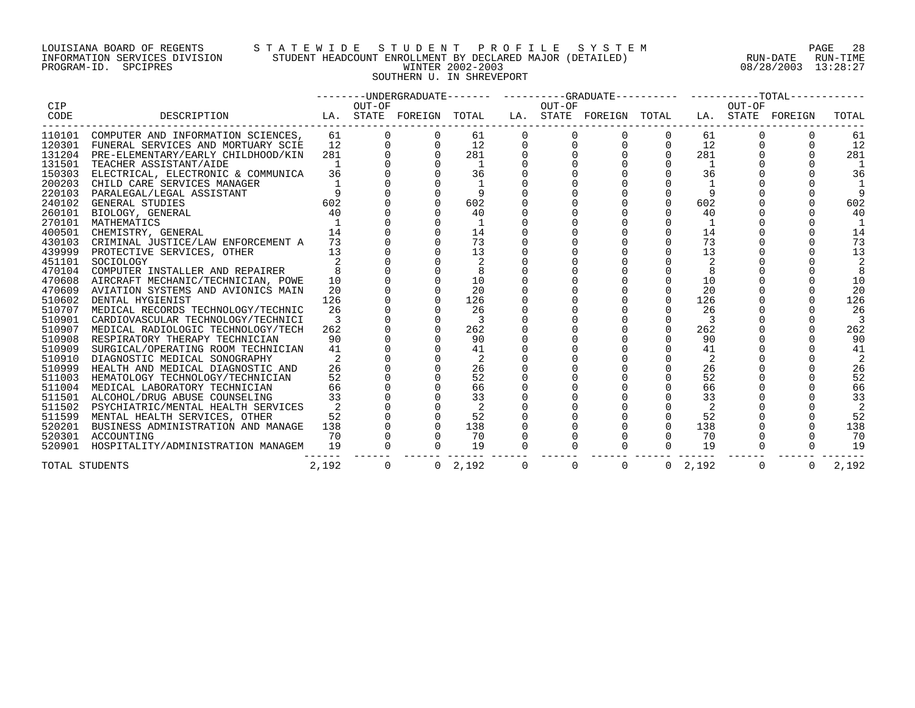LOUISIANA BOARD OF REGENTS — STATEWIDE STUDENT PROFILE SYSTEM
INFORMATION SERVICES DIVISION — STUDENT HEADCOUNT ENROLLMENT BY DECLARED MAJOR (DETAILED)
PROGRAM-ID. SPCIPRES — WINTER 2002-2003 — RUN-DATE 08/28/2003 RUN-TIME 13:28:27

## SOUTHERN U. IN SHREVEPORT

| CIP CODE | DESCRIPTION | UNDERGRADUATE LA. | UNDERGRADUATE OUT-OF STATE | UNDERGRADUATE FOREIGN | UNDERGRADUATE TOTAL | GRADUATE LA. | GRADUATE OUT-OF STATE | GRADUATE FOREIGN | GRADUATE TOTAL | TOTAL LA. | TOTAL OUT-OF STATE | TOTAL FOREIGN | TOTAL |
|---|---|---|---|---|---|---|---|---|---|---|---|---|---|
| 110101 | COMPUTER AND INFORMATION SCIENCES, | 61 | 0 | 0 | 61 | 0 | 0 | 0 | 0 | 61 | 0 | 0 | 61 |
| 120301 | FUNERAL SERVICES AND MORTUARY SCIE | 12 | 0 | 0 | 12 | 0 | 0 | 0 | 0 | 12 | 0 | 0 | 12 |
| 131204 | PRE-ELEMENTARY/EARLY CHILDHOOD/KIN | 281 | 0 | 0 | 281 | 0 | 0 | 0 | 0 | 281 | 0 | 0 | 281 |
| 131501 | TEACHER ASSISTANT/AIDE | 1 | 0 | 0 | 1 | 0 | 0 | 0 | 0 | 1 | 0 | 0 | 1 |
| 150303 | ELECTRICAL, ELECTRONIC & COMMUNICA | 36 | 0 | 0 | 36 | 0 | 0 | 0 | 0 | 36 | 0 | 0 | 36 |
| 200203 | CHILD CARE SERVICES MANAGER | 1 | 0 | 0 | 1 | 0 | 0 | 0 | 0 | 1 | 0 | 0 | 1 |
| 220103 | PARALEGAL/LEGAL ASSISTANT | 9 | 0 | 0 | 9 | 0 | 0 | 0 | 0 | 9 | 0 | 0 | 9 |
| 240102 | GENERAL STUDIES | 602 | 0 | 0 | 602 | 0 | 0 | 0 | 0 | 602 | 0 | 0 | 602 |
| 260101 | BIOLOGY, GENERAL | 40 | 0 | 0 | 40 | 0 | 0 | 0 | 0 | 40 | 0 | 0 | 40 |
| 270101 | MATHEMATICS | 1 | 0 | 0 | 1 | 0 | 0 | 0 | 0 | 1 | 0 | 0 | 1 |
| 400501 | CHEMISTRY, GENERAL | 14 | 0 | 0 | 14 | 0 | 0 | 0 | 0 | 14 | 0 | 0 | 14 |
| 430103 | CRIMINAL JUSTICE/LAW ENFORCEMENT A | 73 | 0 | 0 | 73 | 0 | 0 | 0 | 0 | 73 | 0 | 0 | 73 |
| 439999 | PROTECTIVE SERVICES, OTHER | 13 | 0 | 0 | 13 | 0 | 0 | 0 | 0 | 13 | 0 | 0 | 13 |
| 451101 | SOCIOLOGY | 2 | 0 | 0 | 2 | 0 | 0 | 0 | 0 | 2 | 0 | 0 | 2 |
| 470104 | COMPUTER INSTALLER AND REPAIRER | 8 | 0 | 0 | 8 | 0 | 0 | 0 | 0 | 8 | 0 | 0 | 8 |
| 470608 | AIRCRAFT MECHANIC/TECHNICIAN, POWE | 10 | 0 | 0 | 10 | 0 | 0 | 0 | 0 | 10 | 0 | 0 | 10 |
| 470609 | AVIATION SYSTEMS AND AVIONICS MAIN | 20 | 0 | 0 | 20 | 0 | 0 | 0 | 0 | 20 | 0 | 0 | 20 |
| 510602 | DENTAL HYGIENIST | 126 | 0 | 0 | 126 | 0 | 0 | 0 | 0 | 126 | 0 | 0 | 126 |
| 510707 | MEDICAL RECORDS TECHNOLOGY/TECHNIC | 26 | 0 | 0 | 26 | 0 | 0 | 0 | 0 | 26 | 0 | 0 | 26 |
| 510901 | CARDIOVASCULAR TECHNOLOGY/TECHNICI | 3 | 0 | 0 | 3 | 0 | 0 | 0 | 0 | 3 | 0 | 0 | 3 |
| 510907 | MEDICAL RADIOLOGIC TECHNOLOGY/TECH | 262 | 0 | 0 | 262 | 0 | 0 | 0 | 0 | 262 | 0 | 0 | 262 |
| 510908 | RESPIRATORY THERAPY TECHNICIAN | 90 | 0 | 0 | 90 | 0 | 0 | 0 | 0 | 90 | 0 | 0 | 90 |
| 510909 | SURGICAL/OPERATING ROOM TECHNICIAN | 41 | 0 | 0 | 41 | 0 | 0 | 0 | 0 | 41 | 0 | 0 | 41 |
| 510910 | DIAGNOSTIC MEDICAL SONOGRAPHY | 2 | 0 | 0 | 2 | 0 | 0 | 0 | 0 | 2 | 0 | 0 | 2 |
| 510999 | HEALTH AND MEDICAL DIAGNOSTIC AND | 26 | 0 | 0 | 26 | 0 | 0 | 0 | 0 | 26 | 0 | 0 | 26 |
| 511003 | HEMATOLOGY TECHNOLOGY/TECHNICIAN | 52 | 0 | 0 | 52 | 0 | 0 | 0 | 0 | 52 | 0 | 0 | 52 |
| 511004 | MEDICAL LABORATORY TECHNICIAN | 66 | 0 | 0 | 66 | 0 | 0 | 0 | 0 | 66 | 0 | 0 | 66 |
| 511501 | ALCOHOL/DRUG ABUSE COUNSELING | 33 | 0 | 0 | 33 | 0 | 0 | 0 | 0 | 33 | 0 | 0 | 33 |
| 511502 | PSYCHIATRIC/MENTAL HEALTH SERVICES | 2 | 0 | 0 | 2 | 0 | 0 | 0 | 0 | 2 | 0 | 0 | 2 |
| 511599 | MENTAL HEALTH SERVICES, OTHER | 52 | 0 | 0 | 52 | 0 | 0 | 0 | 0 | 52 | 0 | 0 | 52 |
| 520201 | BUSINESS ADMINISTRATION AND MANAGE | 138 | 0 | 0 | 138 | 0 | 0 | 0 | 0 | 138 | 0 | 0 | 138 |
| 520301 | ACCOUNTING | 70 | 0 | 0 | 70 | 0 | 0 | 0 | 0 | 70 | 0 | 0 | 70 |
| 520901 | HOSPITALITY/ADMINISTRATION MANAGEM | 19 | 0 | 0 | 19 | 0 | 0 | 0 | 0 | 19 | 0 | 0 | 19 |
| TOTAL STUDENTS | | 2,192 | 0 | 0 | 2,192 | 0 | 0 | 0 | 0 | 2,192 | 0 | 0 | 2,192 |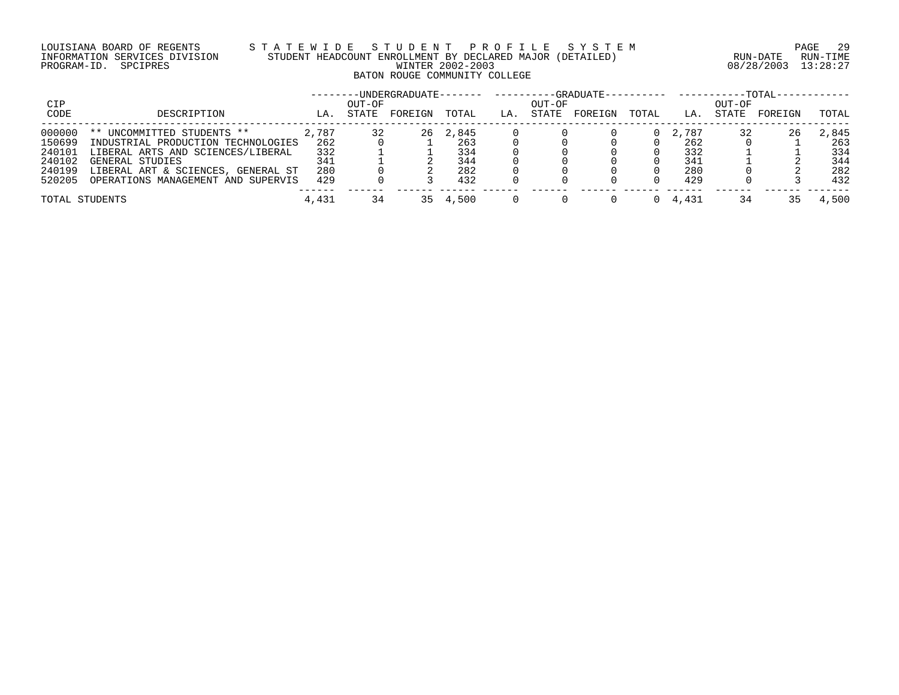LOUISIANA BOARD OF REGENTS — STATEWIDE STUDENT PROFILE SYSTEM
INFORMATION SERVICES DIVISION — STUDENT HEADCOUNT ENROLLMENT BY DECLARED MAJOR (DETAILED) — RUN-DATE 08/28/2003 RUN-TIME 13:28:27
PROGRAM-ID. SPCIPRES — WINTER 2002-2003

# BATON ROUGE COMMUNITY COLLEGE

| CIP CODE | DESCRIPTION | UNDERGRADUATE LA. | UNDERGRADUATE OUT-OF STATE | UNDERGRADUATE FOREIGN | UNDERGRADUATE TOTAL | GRADUATE LA. | GRADUATE OUT-OF STATE | GRADUATE FOREIGN | GRADUATE TOTAL | TOTAL LA. | TOTAL OUT-OF STATE | TOTAL FOREIGN | TOTAL TOTAL |
|---|---|---|---|---|---|---|---|---|---|---|---|---|---|
| 000000 | ** UNCOMMITTED STUDENTS ** | 2,787 | 32 | 26 | 2,845 | 0 | 0 | 0 | 0 | 2,787 | 32 | 26 | 2,845 |
| 150699 | INDUSTRIAL PRODUCTION TECHNOLOGIES | 262 | 0 | 1 | 263 | 0 | 0 | 0 | 0 | 262 | 0 | 1 | 263 |
| 240101 | LIBERAL ARTS AND SCIENCES/LIBERAL | 332 | 1 | 1 | 334 | 0 | 0 | 0 | 0 | 332 | 1 | 1 | 334 |
| 240102 | GENERAL STUDIES | 341 | 1 | 2 | 344 | 0 | 0 | 0 | 0 | 341 | 1 | 2 | 344 |
| 240199 | LIBERAL ART & SCIENCES, GENERAL ST | 280 | 0 | 2 | 282 | 0 | 0 | 0 | 0 | 280 | 0 | 2 | 282 |
| 520205 | OPERATIONS MANAGEMENT AND SUPERVIS | 429 | 0 | 3 | 432 | 0 | 0 | 0 | 0 | 429 | 0 | 3 | 432 |
| TOTAL STUDENTS | | 4,431 | 34 | 35 | 4,500 | 0 | 0 | 0 | 0 | 4,431 | 34 | 35 | 4,500 |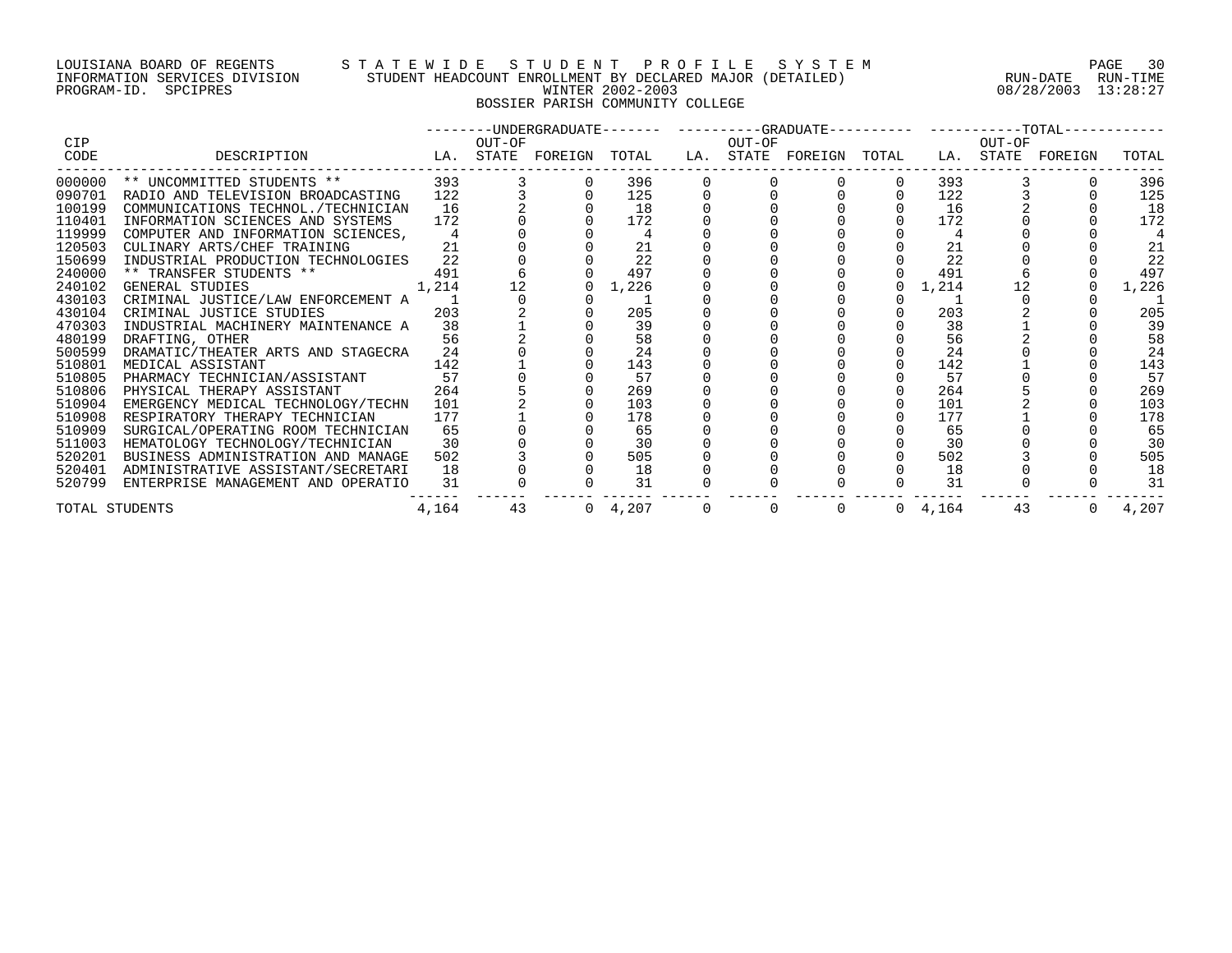LOUISIANA BOARD OF REGENTS — STATEWIDE STUDENT PROFILE SYSTEM
INFORMATION SERVICES DIVISION — STUDENT HEADCOUNT ENROLLMENT BY DECLARED MAJOR (DETAILED) — RUN-DATE 08/28/2003 RUN-TIME 13:28:27
PROGRAM-ID. SPCIPRES — WINTER 2002-2003

## BOSSIER PARISH COMMUNITY COLLEGE

| CIP | | UNDERGRADUATE | | | | GRADUATE | | | | TOTAL | | | |
|---|---|---|---|---|---|---|---|---|---|---|---|---|---|
| CODE | DESCRIPTION | LA. | OUT-OF STATE | FOREIGN | TOTAL | LA. | OUT-OF STATE | FOREIGN | TOTAL | LA. | OUT-OF STATE | FOREIGN | TOTAL |
| 000000 | ** UNCOMMITTED STUDENTS ** | 393 | 3 | 0 | 396 | 0 | 0 | 0 | 0 | 393 | 3 | 0 | 396 |
| 090701 | RADIO AND TELEVISION BROADCASTING | 122 | 3 | 0 | 125 | 0 | 0 | 0 | 0 | 122 | 3 | 0 | 125 |
| 100199 | COMMUNICATIONS TECHNOL./TECHNICIAN | 16 | 2 | 0 | 18 | 0 | 0 | 0 | 0 | 16 | 2 | 0 | 18 |
| 110401 | INFORMATION SCIENCES AND SYSTEMS | 172 | 0 | 0 | 172 | 0 | 0 | 0 | 0 | 172 | 0 | 0 | 172 |
| 119999 | COMPUTER AND INFORMATION SCIENCES, | 4 | 0 | 0 | 4 | 0 | 0 | 0 | 0 | 4 | 0 | 0 | 4 |
| 120503 | CULINARY ARTS/CHEF TRAINING | 21 | 0 | 0 | 21 | 0 | 0 | 0 | 0 | 21 | 0 | 0 | 21 |
| 150699 | INDUSTRIAL PRODUCTION TECHNOLOGIES | 22 | 0 | 0 | 22 | 0 | 0 | 0 | 0 | 22 | 0 | 0 | 22 |
| 240000 | ** TRANSFER STUDENTS ** | 491 | 6 | 0 | 497 | 0 | 0 | 0 | 0 | 491 | 6 | 0 | 497 |
| 240102 | GENERAL STUDIES | 1,214 | 12 | 0 | 1,226 | 0 | 0 | 0 | 0 | 1,214 | 12 | 0 | 1,226 |
| 430103 | CRIMINAL JUSTICE/LAW ENFORCEMENT A | 1 | 0 | 0 | 1 | 0 | 0 | 0 | 0 | 1 | 0 | 0 | 1 |
| 430104 | CRIMINAL JUSTICE STUDIES | 203 | 2 | 0 | 205 | 0 | 0 | 0 | 0 | 203 | 2 | 0 | 205 |
| 470303 | INDUSTRIAL MACHINERY MAINTENANCE A | 38 | 1 | 0 | 39 | 0 | 0 | 0 | 0 | 38 | 1 | 0 | 39 |
| 480199 | DRAFTING, OTHER | 56 | 2 | 0 | 58 | 0 | 0 | 0 | 0 | 56 | 2 | 0 | 58 |
| 500599 | DRAMATIC/THEATER ARTS AND STAGECRA | 24 | 0 | 0 | 24 | 0 | 0 | 0 | 0 | 24 | 0 | 0 | 24 |
| 510801 | MEDICAL ASSISTANT | 142 | 1 | 0 | 143 | 0 | 0 | 0 | 0 | 142 | 1 | 0 | 143 |
| 510805 | PHARMACY TECHNICIAN/ASSISTANT | 57 | 0 | 0 | 57 | 0 | 0 | 0 | 0 | 57 | 0 | 0 | 57 |
| 510806 | PHYSICAL THERAPY ASSISTANT | 264 | 5 | 0 | 269 | 0 | 0 | 0 | 0 | 264 | 5 | 0 | 269 |
| 510904 | EMERGENCY MEDICAL TECHNOLOGY/TECHN | 101 | 2 | 0 | 103 | 0 | 0 | 0 | 0 | 101 | 2 | 0 | 103 |
| 510908 | RESPIRATORY THERAPY TECHNICIAN | 177 | 1 | 0 | 178 | 0 | 0 | 0 | 0 | 177 | 1 | 0 | 178 |
| 510909 | SURGICAL/OPERATING ROOM TECHNICIAN | 65 | 0 | 0 | 65 | 0 | 0 | 0 | 0 | 65 | 0 | 0 | 65 |
| 511003 | HEMATOLOGY TECHNOLOGY/TECHNICIAN | 30 | 0 | 0 | 30 | 0 | 0 | 0 | 0 | 30 | 0 | 0 | 30 |
| 520201 | BUSINESS ADMINISTRATION AND MANAGE | 502 | 3 | 0 | 505 | 0 | 0 | 0 | 0 | 502 | 3 | 0 | 505 |
| 520401 | ADMINISTRATIVE ASSISTANT/SECRETARI | 18 | 0 | 0 | 18 | 0 | 0 | 0 | 0 | 18 | 0 | 0 | 18 |
| 520799 | ENTERPRISE MANAGEMENT AND OPERATIO | 31 | 0 | 0 | 31 | 0 | 0 | 0 | 0 | 31 | 0 | 0 | 31 |
| TOTAL STUDENTS | | 4,164 | 43 | 0 | 4,207 | 0 | 0 | 0 | 0 | 4,164 | 43 | 0 | 4,207 |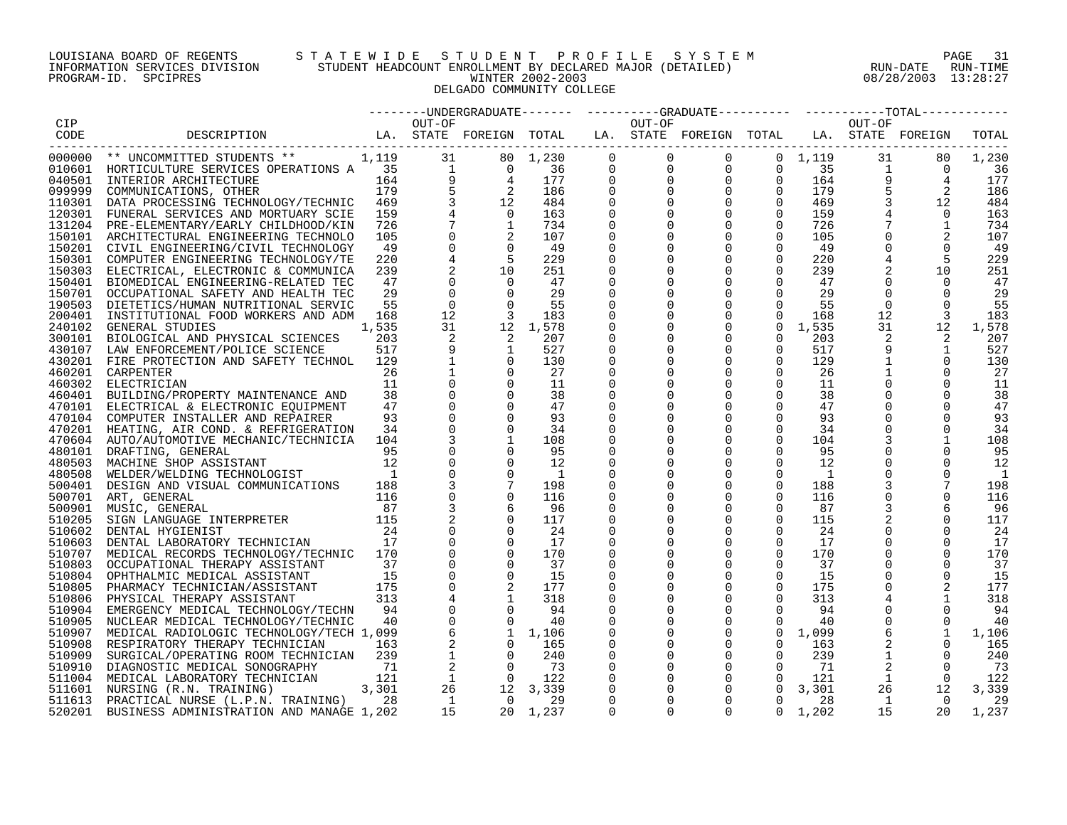LOUISIANA BOARD OF REGENTS — STATEWIDE STUDENT PROFILE SYSTEM
INFORMATION SERVICES DIVISION — STUDENT HEADCOUNT ENROLLMENT BY DECLARED MAJOR (DETAILED)
PROGRAM-ID. SPCIPRES — WINTER 2002-2003 — RUN-DATE 08/28/2003 RUN-TIME 13:28:27

DELGADO COMMUNITY COLLEGE

| CIP CODE | DESCRIPTION | UNDERGRADUATE LA. | UNDERGRADUATE OUT-OF STATE | UNDERGRADUATE FOREIGN | UNDERGRADUATE TOTAL | GRADUATE LA. | GRADUATE OUT-OF STATE | GRADUATE FOREIGN | GRADUATE TOTAL | TOTAL LA. | TOTAL OUT-OF STATE | TOTAL FOREIGN | TOTAL |
|---|---|---|---|---|---|---|---|---|---|---|---|---|---|
| 000000 | ** UNCOMMITTED STUDENTS ** | 1,119 | 31 | 80 | 1,230 | 0 | 0 | 0 | 0 | 1,119 | 31 | 80 | 1,230 |
| 010601 | HORTICULTURE SERVICES OPERATIONS A | 35 | 1 | 0 | 36 | 0 | 0 | 0 | 0 | 35 | 1 | 0 | 36 |
| 040501 | INTERIOR ARCHITECTURE | 164 | 9 | 4 | 177 | 0 | 0 | 0 | 0 | 164 | 9 | 4 | 177 |
| 099999 | COMMUNICATIONS, OTHER | 179 | 5 | 2 | 186 | 0 | 0 | 0 | 0 | 179 | 5 | 2 | 186 |
| 110301 | DATA PROCESSING TECHNOLOGY/TECHNIC | 469 | 3 | 12 | 484 | 0 | 0 | 0 | 0 | 469 | 3 | 12 | 484 |
| 120301 | FUNERAL SERVICES AND MORTUARY SCIE | 159 | 4 | 0 | 163 | 0 | 0 | 0 | 0 | 159 | 4 | 0 | 163 |
| 131204 | PRE-ELEMENTARY/EARLY CHILDHOOD/KIN | 726 | 7 | 1 | 734 | 0 | 0 | 0 | 0 | 726 | 7 | 1 | 734 |
| 150101 | ARCHITECTURAL ENGINEERING TECHNOLO | 105 | 0 | 2 | 107 | 0 | 0 | 0 | 0 | 105 | 0 | 2 | 107 |
| 150201 | CIVIL ENGINEERING/CIVIL TECHNOLOGY | 49 | 0 | 0 | 49 | 0 | 0 | 0 | 0 | 49 | 0 | 0 | 49 |
| 150301 | COMPUTER ENGINEERING TECHNOLOGY/TE | 220 | 4 | 5 | 229 | 0 | 0 | 0 | 0 | 220 | 4 | 5 | 229 |
| 150303 | ELECTRICAL, ELECTRONIC & COMMUNICA | 239 | 2 | 10 | 251 | 0 | 0 | 0 | 0 | 239 | 2 | 10 | 251 |
| 150401 | BIOMEDICAL ENGINEERING-RELATED TEC | 47 | 0 | 0 | 47 | 0 | 0 | 0 | 0 | 47 | 0 | 0 | 47 |
| 150701 | OCCUPATIONAL SAFETY AND HEALTH TEC | 29 | 0 | 0 | 29 | 0 | 0 | 0 | 0 | 29 | 0 | 0 | 29 |
| 190503 | DIETETICS/HUMAN NUTRITIONAL SERVIC | 55 | 0 | 0 | 55 | 0 | 0 | 0 | 0 | 55 | 0 | 0 | 55 |
| 200401 | INSTITUTIONAL FOOD WORKERS AND ADM | 168 | 12 | 3 | 183 | 0 | 0 | 0 | 0 | 168 | 12 | 3 | 183 |
| 240102 | GENERAL STUDIES | 1,535 | 31 | 12 | 1,578 | 0 | 0 | 0 | 0 | 1,535 | 31 | 12 | 1,578 |
| 300101 | BIOLOGICAL AND PHYSICAL SCIENCES | 203 | 2 | 2 | 207 | 0 | 0 | 0 | 0 | 203 | 2 | 2 | 207 |
| 430107 | LAW ENFORCEMENT/POLICE SCIENCE | 517 | 9 | 1 | 527 | 0 | 0 | 0 | 0 | 517 | 9 | 1 | 527 |
| 430201 | FIRE PROTECTION AND SAFETY TECHNOL | 129 | 1 | 0 | 130 | 0 | 0 | 0 | 0 | 129 | 1 | 0 | 130 |
| 460201 | CARPENTER | 26 | 1 | 0 | 27 | 0 | 0 | 0 | 0 | 26 | 1 | 0 | 27 |
| 460302 | ELECTRICIAN | 11 | 0 | 0 | 11 | 0 | 0 | 0 | 0 | 11 | 0 | 0 | 11 |
| 460401 | BUILDING/PROPERTY MAINTENANCE AND | 38 | 0 | 0 | 38 | 0 | 0 | 0 | 0 | 38 | 0 | 0 | 38 |
| 470101 | ELECTRICAL & ELECTRONIC EQUIPMENT | 47 | 0 | 0 | 47 | 0 | 0 | 0 | 0 | 47 | 0 | 0 | 47 |
| 470104 | COMPUTER INSTALLER AND REPAIRER | 93 | 0 | 0 | 93 | 0 | 0 | 0 | 0 | 93 | 0 | 0 | 93 |
| 470201 | HEATING, AIR COND. & REFRIGERATION | 34 | 0 | 0 | 34 | 0 | 0 | 0 | 0 | 34 | 0 | 0 | 34 |
| 470604 | AUTO/AUTOMOTIVE MECHANIC/TECHNICIA | 104 | 3 | 1 | 108 | 0 | 0 | 0 | 0 | 104 | 3 | 1 | 108 |
| 480101 | DRAFTING, GENERAL | 95 | 0 | 0 | 95 | 0 | 0 | 0 | 0 | 95 | 0 | 0 | 95 |
| 480503 | MACHINE SHOP ASSISTANT | 12 | 0 | 0 | 12 | 0 | 0 | 0 | 0 | 12 | 0 | 0 | 12 |
| 480508 | WELDER/WELDING TECHNOLOGIST | 1 | 0 | 0 | 1 | 0 | 0 | 0 | 0 | 1 | 0 | 0 | 1 |
| 500401 | DESIGN AND VISUAL COMMUNICATIONS | 188 | 3 | 7 | 198 | 0 | 0 | 0 | 0 | 188 | 3 | 7 | 198 |
| 500701 | ART, GENERAL | 116 | 0 | 0 | 116 | 0 | 0 | 0 | 0 | 116 | 0 | 0 | 116 |
| 500901 | MUSIC, GENERAL | 87 | 3 | 6 | 96 | 0 | 0 | 0 | 0 | 87 | 3 | 6 | 96 |
| 510205 | SIGN LANGUAGE INTERPRETER | 115 | 2 | 0 | 117 | 0 | 0 | 0 | 0 | 115 | 2 | 0 | 117 |
| 510602 | DENTAL HYGIENIST | 24 | 0 | 0 | 24 | 0 | 0 | 0 | 0 | 24 | 0 | 0 | 24 |
| 510603 | DENTAL LABORATORY TECHNICIAN | 17 | 0 | 0 | 17 | 0 | 0 | 0 | 0 | 17 | 0 | 0 | 17 |
| 510707 | MEDICAL RECORDS TECHNOLOGY/TECHNIC | 170 | 0 | 0 | 170 | 0 | 0 | 0 | 0 | 170 | 0 | 0 | 170 |
| 510803 | OCCUPATIONAL THERAPY ASSISTANT | 37 | 0 | 0 | 37 | 0 | 0 | 0 | 0 | 37 | 0 | 0 | 37 |
| 510804 | OPHTHALMIC MEDICAL ASSISTANT | 15 | 0 | 0 | 15 | 0 | 0 | 0 | 0 | 15 | 0 | 0 | 15 |
| 510805 | PHARMACY TECHNICIAN/ASSISTANT | 175 | 0 | 2 | 177 | 0 | 0 | 0 | 0 | 175 | 0 | 2 | 177 |
| 510806 | PHYSICAL THERAPY ASSISTANT | 313 | 4 | 1 | 318 | 0 | 0 | 0 | 0 | 313 | 4 | 1 | 318 |
| 510904 | EMERGENCY MEDICAL TECHNOLOGY/TECHN | 94 | 0 | 0 | 94 | 0 | 0 | 0 | 0 | 94 | 0 | 0 | 94 |
| 510905 | NUCLEAR MEDICAL TECHNOLOGY/TECHNIC | 40 | 0 | 0 | 40 | 0 | 0 | 0 | 0 | 40 | 0 | 0 | 40 |
| 510907 | MEDICAL RADIOLOGIC TECHNOLOGY/TECH | 1,099 | 6 | 1 | 1,106 | 0 | 0 | 0 | 0 | 1,099 | 6 | 1 | 1,106 |
| 510908 | RESPIRATORY THERAPY TECHNICIAN | 163 | 2 | 0 | 165 | 0 | 0 | 0 | 0 | 163 | 2 | 0 | 165 |
| 510909 | SURGICAL/OPERATING ROOM TECHNICIAN | 239 | 1 | 0 | 240 | 0 | 0 | 0 | 0 | 239 | 1 | 0 | 240 |
| 510910 | DIAGNOSTIC MEDICAL SONOGRAPHY | 71 | 2 | 0 | 73 | 0 | 0 | 0 | 0 | 71 | 2 | 0 | 73 |
| 511004 | MEDICAL LABORATORY TECHNICIAN | 121 | 1 | 0 | 122 | 0 | 0 | 0 | 0 | 121 | 1 | 0 | 122 |
| 511601 | NURSING (R.N. TRAINING) | 3,301 | 26 | 12 | 3,339 | 0 | 0 | 0 | 0 | 3,301 | 26 | 12 | 3,339 |
| 511613 | PRACTICAL NURSE (L.P.N. TRAINING) | 28 | 1 | 0 | 29 | 0 | 0 | 0 | 0 | 28 | 1 | 0 | 29 |
| 520201 | BUSINESS ADMINISTRATION AND MANAGE | 1,202 | 15 | 20 | 1,237 | 0 | 0 | 0 | 0 | 1,202 | 15 | 20 | 1,237 |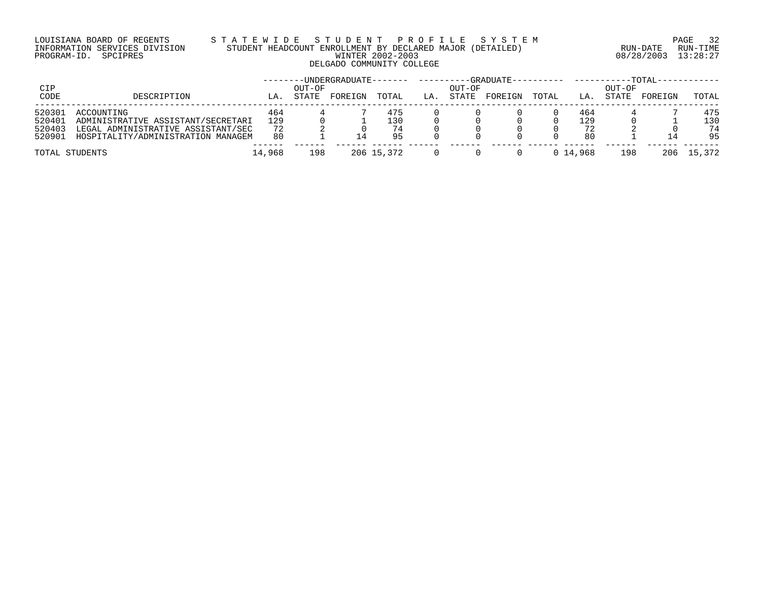LOUISIANA BOARD OF REGENTS — STATEWIDE STUDENT PROFILE SYSTEM
INFORMATION SERVICES DIVISION — STUDENT HEADCOUNT ENROLLMENT BY DECLARED MAJOR (DETAILED)
PROGRAM-ID. SPCIPRES — WINTER 2002-2003 — RUN-DATE 08/28/2003 RUN-TIME 13:28:27

DELGADO COMMUNITY COLLEGE

| CIP CODE | DESCRIPTION | UNDERGRADUATE | | | | GRADUATE | | | | TOTAL | | | |
|---|---|---|---|---|---|---|---|---|---|---|---|---|---|
| | | LA. | OUT-OF STATE | FOREIGN | TOTAL | LA. | OUT-OF STATE | FOREIGN | TOTAL | LA. | OUT-OF STATE | FOREIGN | TOTAL |
| 520301 | ACCOUNTING | 464 | 4 | 7 | 475 | 0 | 0 | 0 | 0 | 464 | 4 | 7 | 475 |
| 520401 | ADMINISTRATIVE ASSISTANT/SECRETARI | 129 | 0 | 1 | 130 | 0 | 0 | 0 | 0 | 129 | 0 | 1 | 130 |
| 520403 | LEGAL ADMINISTRATIVE ASSISTANT/SEC | 72 | 2 | 0 | 74 | 0 | 0 | 0 | 0 | 72 | 2 | 0 | 74 |
| 520901 | HOSPITALITY/ADMINISTRATION MANAGEM | 80 | 1 | 14 | 95 | 0 | 0 | 0 | 0 | 80 | 1 | 14 | 95 |
| TOTAL STUDENTS | | 14,968 | 198 | 206 | 15,372 | 0 | 0 | 0 | 0 | 14,968 | 198 | 206 | 15,372 |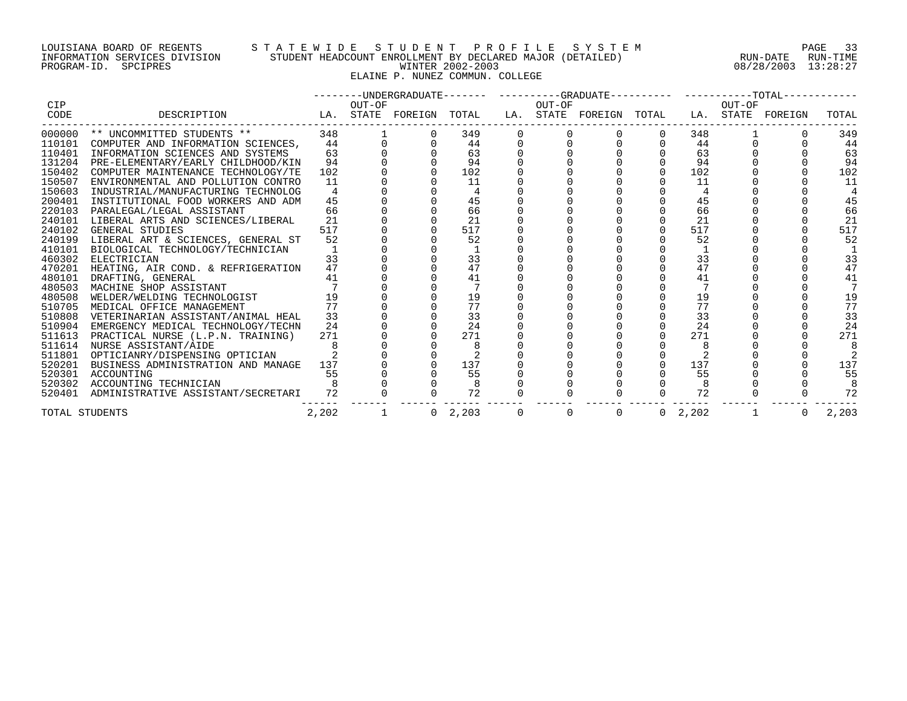LOUISIANA BOARD OF REGENTS
INFORMATION SERVICES DIVISION
PROGRAM-ID. SPCIPRES

STATEWIDE STUDENT PROFILE SYSTEM
STUDENT HEADCOUNT ENROLLMENT BY DECLARED MAJOR (DETAILED)
WINTER 2002-2003
ELAINE P. NUNEZ COMMUN. COLLEGE

RUN-DATE 08/28/2003 RUN-TIME 13:28:27

| CIP CODE | DESCRIPTION | UNDERGRADUATE LA. | UNDERGRADUATE OUT-OF STATE | UNDERGRADUATE FOREIGN | UNDERGRADUATE TOTAL | GRADUATE LA. | GRADUATE OUT-OF STATE | GRADUATE FOREIGN | GRADUATE TOTAL | TOTAL LA. | TOTAL OUT-OF STATE | TOTAL FOREIGN | TOTAL |
|---|---|---|---|---|---|---|---|---|---|---|---|---|---|
| 000000 | ** UNCOMMITTED STUDENTS ** | 348 | 1 | 0 | 349 | 0 | 0 | 0 | 0 | 348 | 1 | 0 | 349 |
| 110101 | COMPUTER AND INFORMATION SCIENCES, | 44 | 0 | 0 | 44 | 0 | 0 | 0 | 0 | 44 | 0 | 0 | 44 |
| 110401 | INFORMATION SCIENCES AND SYSTEMS | 63 | 0 | 0 | 63 | 0 | 0 | 0 | 0 | 63 | 0 | 0 | 63 |
| 131204 | PRE-ELEMENTARY/EARLY CHILDHOOD/KIN | 94 | 0 | 0 | 94 | 0 | 0 | 0 | 0 | 94 | 0 | 0 | 94 |
| 150402 | COMPUTER MAINTENANCE TECHNOLOGY/TE | 102 | 0 | 0 | 102 | 0 | 0 | 0 | 0 | 102 | 0 | 0 | 102 |
| 150507 | ENVIRONMENTAL AND POLLUTION CONTRO | 11 | 0 | 0 | 11 | 0 | 0 | 0 | 0 | 11 | 0 | 0 | 11 |
| 150603 | INDUSTRIAL/MANUFACTURING TECHNOLOG | 4 | 0 | 0 | 4 | 0 | 0 | 0 | 0 | 4 | 0 | 0 | 4 |
| 200401 | INSTITUTIONAL FOOD WORKERS AND ADM | 45 | 0 | 0 | 45 | 0 | 0 | 0 | 0 | 45 | 0 | 0 | 45 |
| 220103 | PARALEGAL/LEGAL ASSISTANT | 66 | 0 | 0 | 66 | 0 | 0 | 0 | 0 | 66 | 0 | 0 | 66 |
| 240101 | LIBERAL ARTS AND SCIENCES/LIBERAL | 21 | 0 | 0 | 21 | 0 | 0 | 0 | 0 | 21 | 0 | 0 | 21 |
| 240102 | GENERAL STUDIES | 517 | 0 | 0 | 517 | 0 | 0 | 0 | 0 | 517 | 0 | 0 | 517 |
| 240199 | LIBERAL ART & SCIENCES, GENERAL ST | 52 | 0 | 0 | 52 | 0 | 0 | 0 | 0 | 52 | 0 | 0 | 52 |
| 410101 | BIOLOGICAL TECHNOLOGY/TECHNICIAN | 1 | 0 | 0 | 1 | 0 | 0 | 0 | 0 | 1 | 0 | 0 | 1 |
| 460302 | ELECTRICIAN | 33 | 0 | 0 | 33 | 0 | 0 | 0 | 0 | 33 | 0 | 0 | 33 |
| 470201 | HEATING, AIR COND. & REFRIGERATION | 47 | 0 | 0 | 47 | 0 | 0 | 0 | 0 | 47 | 0 | 0 | 47 |
| 480101 | DRAFTING, GENERAL | 41 | 0 | 0 | 41 | 0 | 0 | 0 | 0 | 41 | 0 | 0 | 41 |
| 480503 | MACHINE SHOP ASSISTANT | 7 | 0 | 0 | 7 | 0 | 0 | 0 | 0 | 7 | 0 | 0 | 7 |
| 480508 | WELDER/WELDING TECHNOLOGIST | 19 | 0 | 0 | 19 | 0 | 0 | 0 | 0 | 19 | 0 | 0 | 19 |
| 510705 | MEDICAL OFFICE MANAGEMENT | 77 | 0 | 0 | 77 | 0 | 0 | 0 | 0 | 77 | 0 | 0 | 77 |
| 510808 | VETERINARIAN ASSISTANT/ANIMAL HEAL | 33 | 0 | 0 | 33 | 0 | 0 | 0 | 0 | 33 | 0 | 0 | 33 |
| 510904 | EMERGENCY MEDICAL TECHNOLOGY/TECHN | 24 | 0 | 0 | 24 | 0 | 0 | 0 | 0 | 24 | 0 | 0 | 24 |
| 511613 | PRACTICAL NURSE (L.P.N. TRAINING) | 271 | 0 | 0 | 271 | 0 | 0 | 0 | 0 | 271 | 0 | 0 | 271 |
| 511614 | NURSE ASSISTANT/AIDE | 8 | 0 | 0 | 8 | 0 | 0 | 0 | 0 | 8 | 0 | 0 | 8 |
| 511801 | OPTICIANRY/DISPENSING OPTICIAN | 2 | 0 | 0 | 2 | 0 | 0 | 0 | 0 | 2 | 0 | 0 | 2 |
| 520201 | BUSINESS ADMINISTRATION AND MANAGE | 137 | 0 | 0 | 137 | 0 | 0 | 0 | 0 | 137 | 0 | 0 | 137 |
| 520301 | ACCOUNTING | 55 | 0 | 0 | 55 | 0 | 0 | 0 | 0 | 55 | 0 | 0 | 55 |
| 520302 | ACCOUNTING TECHNICIAN | 8 | 0 | 0 | 8 | 0 | 0 | 0 | 0 | 8 | 0 | 0 | 8 |
| 520401 | ADMINISTRATIVE ASSISTANT/SECRETARI | 72 | 0 | 0 | 72 | 0 | 0 | 0 | 0 | 72 | 0 | 0 | 72 |
| TOTAL STUDENTS | | 2,202 | 1 | 0 | 2,203 | 0 | 0 | 0 | 0 | 2,202 | 1 | 0 | 2,203 |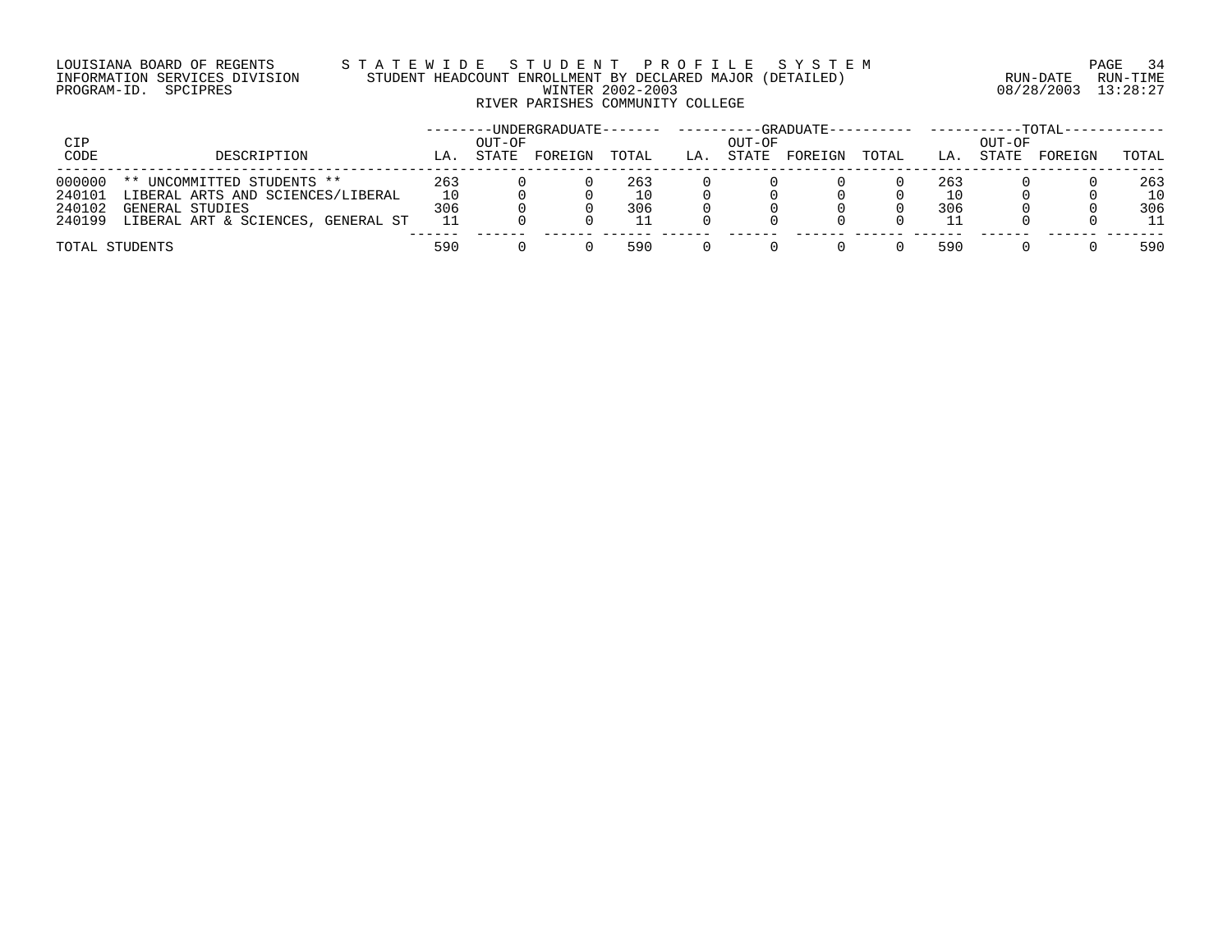LOUISIANA BOARD OF REGENTS — STATEWIDE STUDENT PROFILE SYSTEM
INFORMATION SERVICES DIVISION — STUDENT HEADCOUNT ENROLLMENT BY DECLARED MAJOR (DETAILED)
PROGRAM-ID. SPCIPRES — WINTER 2002-2003
RUN-DATE 08/28/2003 RUN-TIME 13:28:27

RIVER PARISHES COMMUNITY COLLEGE

| CIP CODE | DESCRIPTION | UNDERGRADUATE LA. | UNDERGRADUATE OUT-OF STATE | UNDERGRADUATE FOREIGN | UNDERGRADUATE TOTAL | GRADUATE LA. | GRADUATE OUT-OF STATE | GRADUATE FOREIGN | GRADUATE TOTAL | TOTAL LA. | TOTAL OUT-OF STATE | TOTAL FOREIGN | TOTAL |
|---|---|---|---|---|---|---|---|---|---|---|---|---|---|
| 000000 | ** UNCOMMITTED STUDENTS ** | 263 | 0 | 0 | 263 | 0 | 0 | 0 | 0 | 263 | 0 | 0 | 263 |
| 240101 | LIBERAL ARTS AND SCIENCES/LIBERAL | 10 | 0 | 0 | 10 | 0 | 0 | 0 | 0 | 10 | 0 | 0 | 10 |
| 240102 | GENERAL STUDIES | 306 | 0 | 0 | 306 | 0 | 0 | 0 | 0 | 306 | 0 | 0 | 306 |
| 240199 | LIBERAL ART & SCIENCES, GENERAL ST | 11 | 0 | 0 | 11 | 0 | 0 | 0 | 0 | 11 | 0 | 0 | 11 |
| TOTAL STUDENTS | | 590 | 0 | 0 | 590 | 0 | 0 | 0 | 0 | 590 | 0 | 0 | 590 |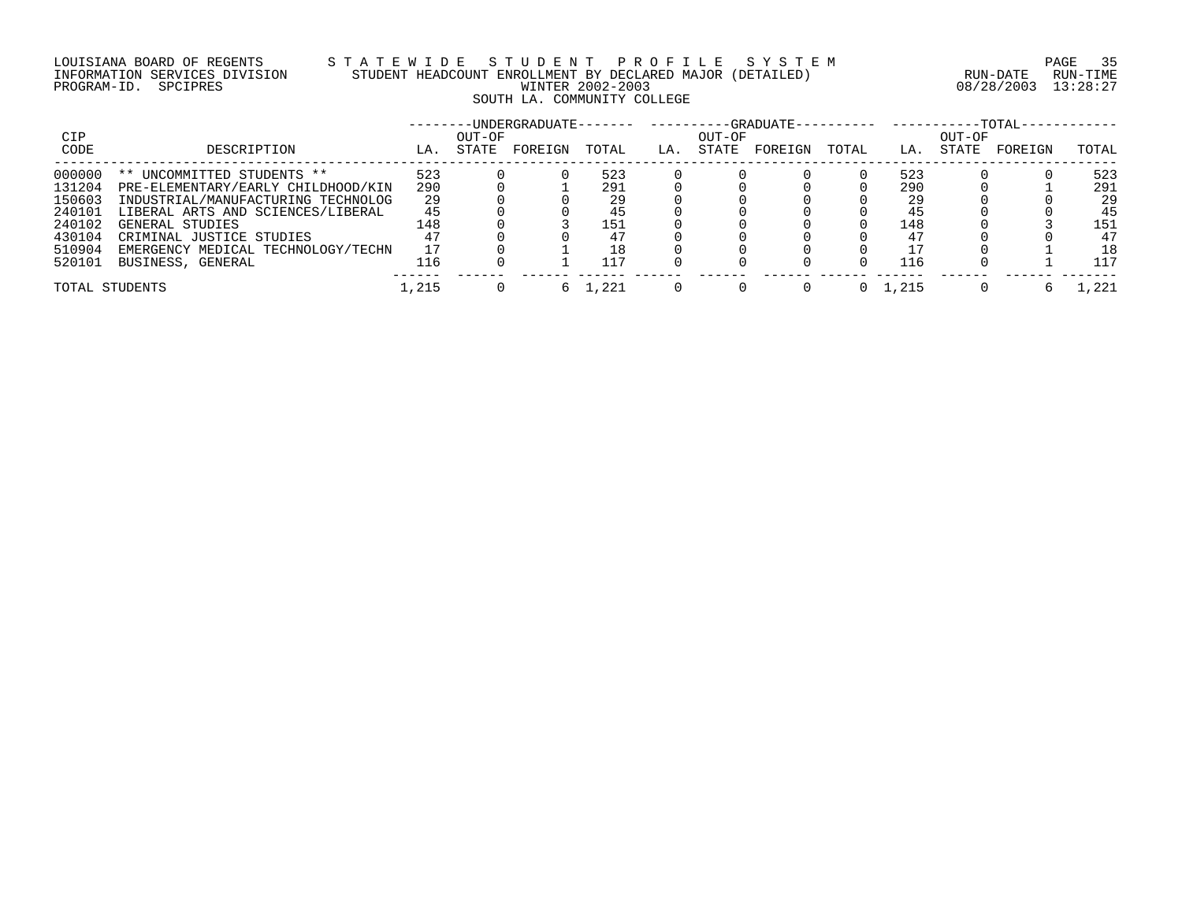LOUISIANA BOARD OF REGENTS
INFORMATION SERVICES DIVISION
PROGRAM-ID. SPCIPRES

# STATEWIDE STUDENT PROFILE SYSTEM

## STUDENT HEADCOUNT ENROLLMENT BY DECLARED MAJOR (DETAILED)

WINTER 2002-2003

SOUTH LA. COMMUNITY COLLEGE

RUN-DATE 08/28/2003 RUN-TIME 13:28:27

| CIP CODE | DESCRIPTION | UNDERGRADUATE LA. | UNDERGRADUATE OUT-OF STATE | UNDERGRADUATE FOREIGN | UNDERGRADUATE TOTAL | GRADUATE LA. | GRADUATE OUT-OF STATE | GRADUATE FOREIGN | GRADUATE TOTAL | TOTAL LA. | TOTAL OUT-OF STATE | TOTAL FOREIGN | TOTAL TOTAL |
|---|---|---|---|---|---|---|---|---|---|---|---|---|---|
| 000000 | ** UNCOMMITTED STUDENTS ** | 523 | 0 | 0 | 523 | 0 | 0 | 0 | 0 | 523 | 0 | 0 | 523 |
| 131204 | PRE-ELEMENTARY/EARLY CHILDHOOD/KIN | 290 | 0 | 1 | 291 | 0 | 0 | 0 | 0 | 290 | 0 | 1 | 291 |
| 150603 | INDUSTRIAL/MANUFACTURING TECHNOLOG | 29 | 0 | 0 | 29 | 0 | 0 | 0 | 0 | 29 | 0 | 0 | 29 |
| 240101 | LIBERAL ARTS AND SCIENCES/LIBERAL | 45 | 0 | 0 | 45 | 0 | 0 | 0 | 0 | 45 | 0 | 0 | 45 |
| 240102 | GENERAL STUDIES | 148 | 0 | 3 | 151 | 0 | 0 | 0 | 0 | 148 | 0 | 3 | 151 |
| 430104 | CRIMINAL JUSTICE STUDIES | 47 | 0 | 0 | 47 | 0 | 0 | 0 | 0 | 47 | 0 | 0 | 47 |
| 510904 | EMERGENCY MEDICAL TECHNOLOGY/TECHN | 17 | 0 | 1 | 18 | 0 | 0 | 0 | 0 | 17 | 0 | 1 | 18 |
| 520101 | BUSINESS, GENERAL | 116 | 0 | 1 | 117 | 0 | 0 | 0 | 0 | 116 | 0 | 1 | 117 |
| TOTAL STUDENTS | | 1,215 | 0 | 6 | 1,221 | 0 | 0 | 0 | 0 | 1,215 | 0 | 6 | 1,221 |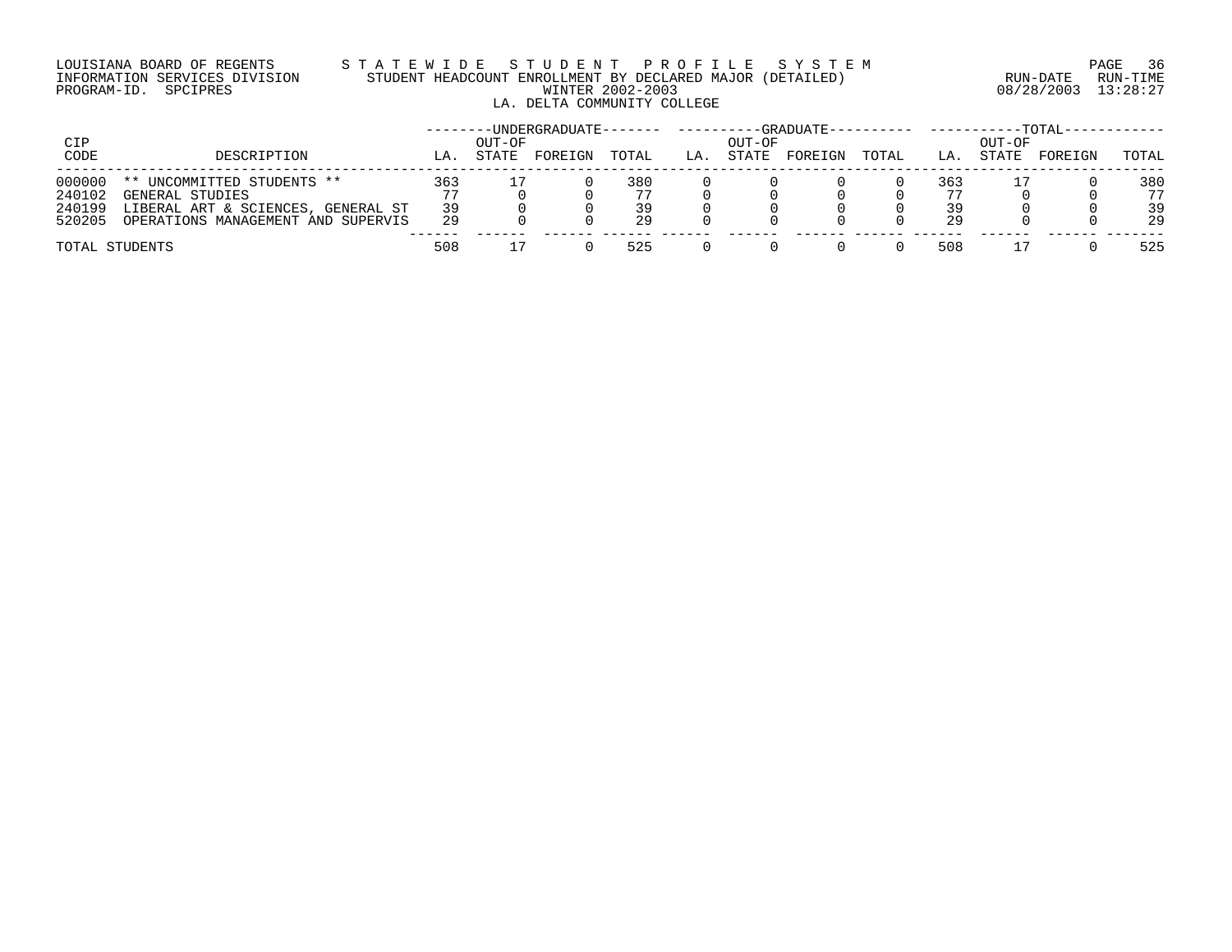LOUISIANA BOARD OF REGENTS — STATEWIDE STUDENT PROFILE SYSTEM
INFORMATION SERVICES DIVISION — STUDENT HEADCOUNT ENROLLMENT BY DECLARED MAJOR (DETAILED) — RUN-DATE 08/28/2003 RUN-TIME 13:28:27
PROGRAM-ID. SPCIPRES — WINTER 2002-2003

LA. DELTA COMMUNITY COLLEGE

| CIP | | UNDERGRADUATE | | | | GRADUATE | | | | TOTAL | | | |
|---|---|---|---|---|---|---|---|---|---|---|---|---|---|
| CODE | DESCRIPTION | LA. | OUT-OF STATE | FOREIGN | TOTAL | LA. | OUT-OF STATE | FOREIGN | TOTAL | LA. | OUT-OF STATE | FOREIGN | TOTAL |
| 000000 | ** UNCOMMITTED STUDENTS ** | 363 | 17 | 0 | 380 | 0 | 0 | 0 | 0 | 363 | 17 | 0 | 380 |
| 240102 | GENERAL STUDIES | 77 | 0 | 0 | 77 | 0 | 0 | 0 | 0 | 77 | 0 | 0 | 77 |
| 240199 | LIBERAL ART & SCIENCES, GENERAL ST | 39 | 0 | 0 | 39 | 0 | 0 | 0 | 0 | 39 | 0 | 0 | 39 |
| 520205 | OPERATIONS MANAGEMENT AND SUPERVIS | 29 | 0 | 0 | 29 | 0 | 0 | 0 | 0 | 29 | 0 | 0 | 29 |
| TOTAL STUDENTS | | 508 | 17 | 0 | 525 | 0 | 0 | 0 | 0 | 508 | 17 | 0 | 525 |